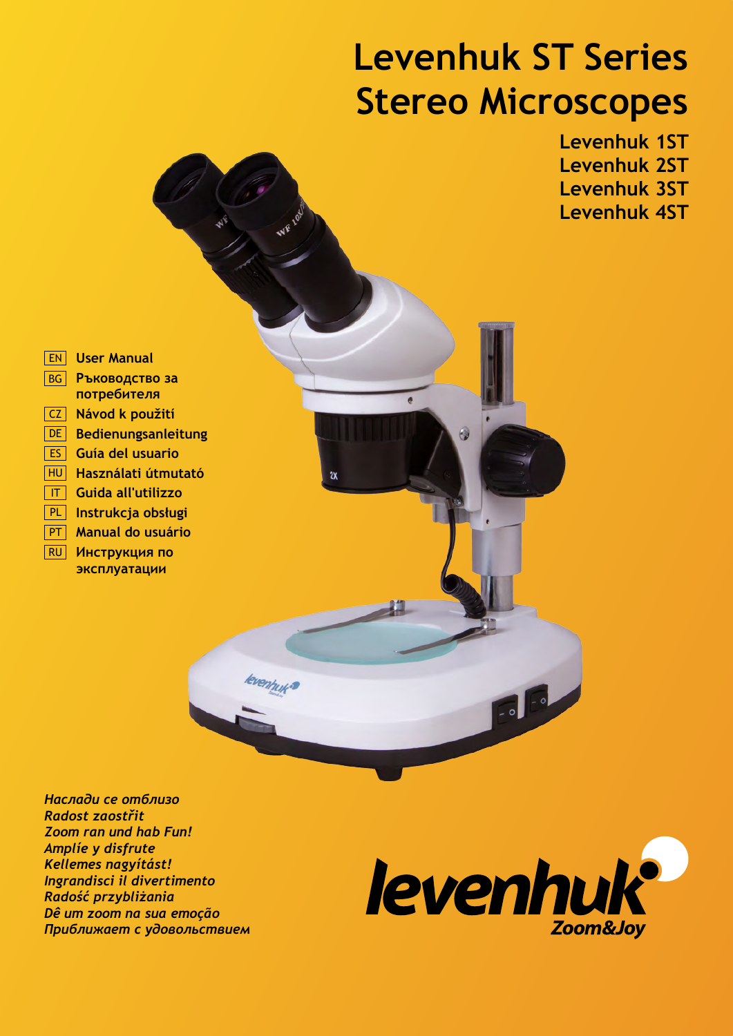# Levenhuk ST Series
# Stereo Microscopes

**Levenhuk 1ST**
**Levenhuk 2ST**
**Levenhuk 3ST**
**Levenhuk 4ST**

- EN **User Manual**
- BG **Ръководство за потребителя**
- CZ **Návod k použití**
- DE **Bedienungsanleitung**
- ES **Guía del usuario**
- HU **Használati útmutató**
- IT **Guida all'utilizzo**
- PL **Instrukcja obsługi**
- PT **Manual do usuário**
- RU **Инструкция по эксплуатации**

*Наслади се отблизо*
*Radost zaostřit*
*Zoom ran und hab Fun!*
*Amplíe y disfrute*
*Kellemes nagyítást!*
*Ingrandisci il divertimento*
*Radość przybliżania*
*Dê um zoom na sua emoção*
*Приближает с удовольствием*

**levenhuk**
*Zoom&Joy*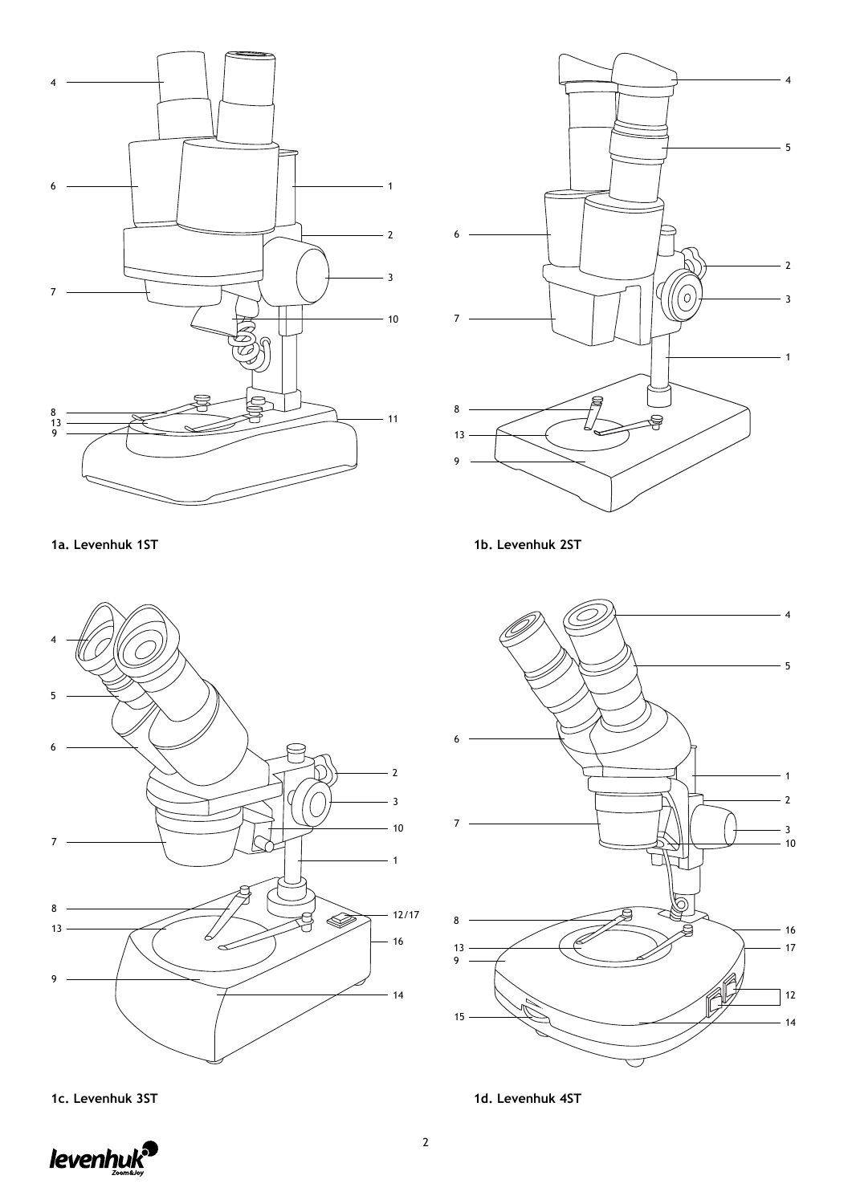1a. Levenhuk 1ST

1b. Levenhuk 2ST

1c. Levenhuk 3ST

1d. Levenhuk 4ST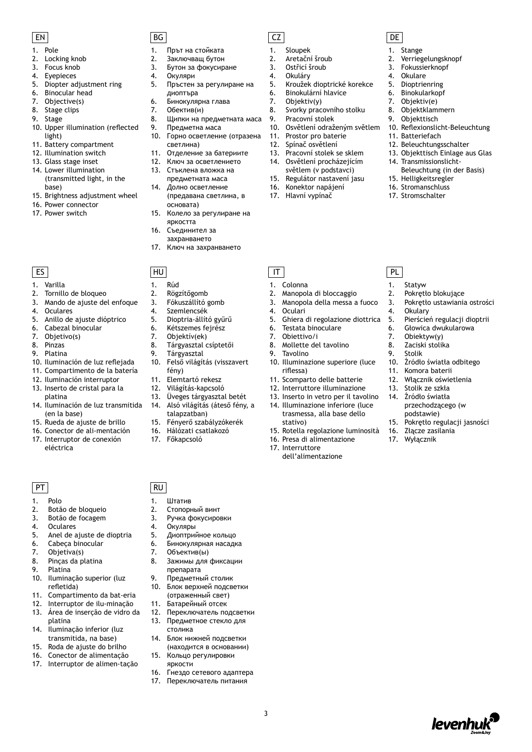## EN

1. Pole
2. Locking knob
3. Focus knob
4. Eyepieces
5. Diopter adjustment ring
6. Binocular head
7. Objective(s)
8. Stage clips
9. Stage
10. Upper illumination (reflected light)
11. Battery compartment
12. Illumination switch
13. Glass stage inset
14. Lower illumination (transmitted light, in the base)
15. Brightness adjustment wheel
16. Power connector
17. Power switch

## BG

1. Прът на стойката
2. Заключващ бутон
3. Бутон за фокусиране
4. Окуляри
5. Пръстен за регулиране на диоптъра
6. Бинокулярна глава
7. Обектив(и)
8. Щипки на предметната маса
9. Предметна маса
10. Горно осветление (отразена светлина)
11. Отделение за батериите
12. Ключ за осветлението
13. Стъклена вложка на предметната маса
14. Долно осветление (предавана светлина, в основата)
15. Колело за регулиране на яркостта
16. Съединител за захранването
17. Ключ на захранването

## CZ

1. Sloupek
2. Aretační šroub
3. Ostřicí šroub
4. Okuláry
5. Kroužek dioptrické korekce
6. Binokulární hlavice
7. Objektiv(y)
8. Svorky pracovního stolku
9. Pracovní stolek
10. Osvětlení odraženým světlem
11. Prostor pro baterie
12. Spínač osvětlení
13. Pracovní stolek se sklem
14. Osvětlení procházejícím světlem (v podstavci)
15. Regulátor nastavení jasu
16. Konektor napájení
17. Hlavní vypínač

## DE

1. Stange
2. Verriegelungsknopf
3. Fokussierknopf
4. Okulare
5. Dioptrienring
6. Binokularkopf
7. Objektiv(e)
8. Objektklammern
9. Objekttisch
10. Reflexionslicht-Beleuchtung
11. Batteriefach
12. Beleuchtungsschalter
13. Objekttisch Einlage aus Glas
14. Transmissionslicht-Beleuchtung (in der Basis)
15. Helligkeitsregler
16. Stromanschluss
17. Stromschalter

## ES

1. Varilla
2. Tornillo de bloqueo
3. Mando de ajuste del enfoque
4. Oculares
5. Anillo de ajuste dióptrico
6. Cabezal binocular
7. Objetivo(s)
8. Pinzas
9. Platina
10. Iluminación de luz reflejada
11. Compartimento de la batería
12. Iluminación interruptor
13. Inserto de cristal para la platina
14. Iluminación de luz transmitida (en la base)
15. Rueda de ajuste de brillo
16. Conector de ali-mentación
17. Interruptor de conexión eléctrica

## HU

1. Rúd
2. Rögzítőgomb
3. Fókuszállító gomb
4. Szemlencsék
5. Dioptria-állító gyűrű
6. Kétszemes fejrész
7. Objektív(ek)
8. Tárgyasztal csíptetői
9. Tárgyasztal
10. Felső világítás (visszavert fény)
11. Elemtartó rekesz
12. Világítás-kapcsoló
13. Üveges tárgyasztal betét
14. Alsó világítás (áteső fény, a talapzatban)
15. Fényerő szabályzókerék
16. Hálózati csatlakozó
17. Főkapcsoló

## IT

1. Colonna
2. Manopola di bloccaggio
3. Manopola della messa a fuoco
4. Oculari
5. Ghiera di regolazione diottrica
6. Testata binoculare
7. Obiettivo/i
8. Mollette del tavolino
9. Tavolino
10. Illuminazione superiore (luce riflessa)
11. Scomparto delle batterie
12. Interruttore illuminazione
13. Inserto in vetro per il tavolino
14. Illuminazione inferiore (luce trasmessa, alla base dello stativo)
15. Rotella regolazione luminosità
16. Presa di alimentazione
17. Interruttore dell'alimentazione

## PL

1. Statyw
2. Pokrętło blokujące
3. Pokrętło ustawiania ostrości
4. Okulary
5. Pierścień regulacji dioptrii
6. Głowica dwukularowa
7. Obiektyw(y)
8. Zaciski stolika
9. Stolik
10. Źródło światła odbitego
11. Komora baterii
12. Włącznik oświetlenia
13. Stolik ze szkła
14. Źródło światła przechodzącego (w podstawie)
15. Pokrętło regulacji jasności
16. Złącze zasilania
17. Wyłącznik

## PT

1. Polo
2. Botão de bloqueio
3. Botão de focagem
4. Oculares
5. Anel de ajuste de dioptria
6. Cabeça binocular
7. Objetiva(s)
8. Pinças da platina
9. Platina
10. Iluminação superior (luz refletida)
11. Compartimento da bat-eria
12. Interruptor de ilu-minação
13. Área de inserção de vidro da platina
14. Iluminação inferior (luz transmitida, na base)
15. Roda de ajuste do brilho
16. Conector de alimentação
17. Interruptor de alimen-tação

## RU

1. Штатив
2. Стопорный винт
3. Ручка фокусировки
4. Окуляры
5. Диоптрийное кольцо
6. Бинокулярная насадка
7. Объектив(ы)
8. Зажимы для фиксации препарата
9. Предметный столик
10. Блок верхней подсветки (отраженный свет)
11. Батарейный отсек
12. Переключатель подсветки
13. Предметное стекло для столика
14. Блок нижней подсветки (находится в основании)
15. Кольцо регулировки яркости
16. Гнездо сетевого адаптера
17. Переключатель питания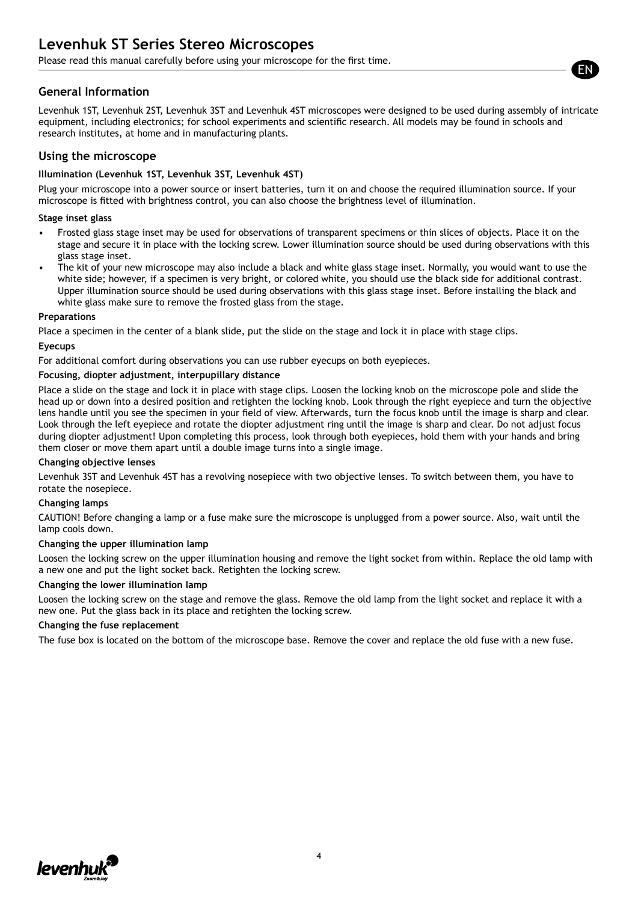# Levenhuk ST Series Stereo Microscopes

Please read this manual carefully before using your microscope for the first time.

## General Information

Levenhuk 1ST, Levenhuk 2ST, Levenhuk 3ST and Levenhuk 4ST microscopes were designed to be used during assembly of intricate equipment, including electronics; for school experiments and scientific research. All models may be found in schools and research institutes, at home and in manufacturing plants.

## Using the microscope

### Illumination (Levenhuk 1ST, Levenhuk 3ST, Levenhuk 4ST)

Plug your microscope into a power source or insert batteries, turn it on and choose the required illumination source. If your microscope is fitted with brightness control, you can also choose the brightness level of illumination.

### Stage inset glass

- Frosted glass stage inset may be used for observations of transparent specimens or thin slices of objects. Place it on the stage and secure it in place with the locking screw. Lower illumination source should be used during observations with this glass stage inset.
- The kit of your new microscope may also include a black and white glass stage inset. Normally, you would want to use the white side; however, if a specimen is very bright, or colored white, you should use the black side for additional contrast. Upper illumination source should be used during observations with this glass stage inset. Before installing the black and white glass make sure to remove the frosted glass from the stage.

### Preparations

Place a specimen in the center of a blank slide, put the slide on the stage and lock it in place with stage clips.

### Eyecups

For additional comfort during observations you can use rubber eyecups on both eyepieces.

### Focusing, diopter adjustment, interpupillary distance

Place a slide on the stage and lock it in place with stage clips. Loosen the locking knob on the microscope pole and slide the head up or down into a desired position and retighten the locking knob. Look through the right eyepiece and turn the objective lens handle until you see the specimen in your field of view. Afterwards, turn the focus knob until the image is sharp and clear. Look through the left eyepiece and rotate the diopter adjustment ring until the image is sharp and clear. Do not adjust focus during diopter adjustment! Upon completing this process, look through both eyepieces, hold them with your hands and bring them closer or move them apart until a double image turns into a single image.

### Changing objective lenses

Levenhuk 3ST and Levenhuk 4ST has a revolving nosepiece with two objective lenses. To switch between them, you have to rotate the nosepiece.

### Changing lamps

CAUTION! Before changing a lamp or a fuse make sure the microscope is unplugged from a power source. Also, wait until the lamp cools down.

### Changing the upper illumination lamp

Loosen the locking screw on the upper illumination housing and remove the light socket from within. Replace the old lamp with a new one and put the light socket back. Retighten the locking screw.

### Changing the lower illumination lamp

Loosen the locking screw on the stage and remove the glass. Remove the old lamp from the light socket and replace it with a new one. Put the glass back in its place and retighten the locking screw.

### Changing the fuse replacement

The fuse box is located on the bottom of the microscope base. Remove the cover and replace the old fuse with a new fuse.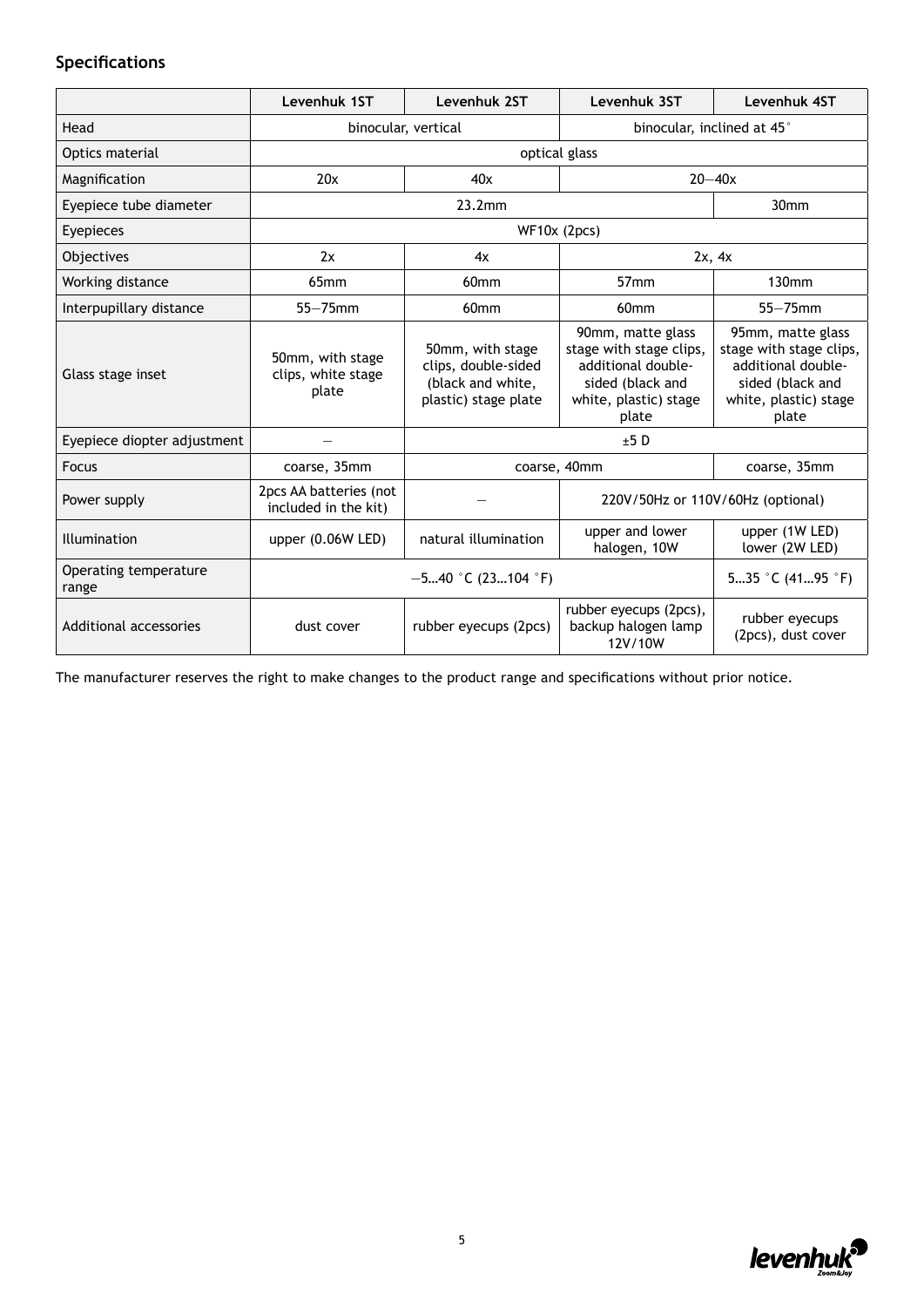## Specifications

| | Levenhuk 1ST | Levenhuk 2ST | Levenhuk 3ST | Levenhuk 4ST |
|---|---|---|---|---|
| Head | binocular, vertical | | binocular, inclined at 45˚ | |
| Optics material | optical glass | | | |
| Magnification | 20x | 40x | 20—40x | |
| Eyepiece tube diameter | 23.2mm | | | 30mm |
| Eyepieces | WF10x (2pcs) | | | |
| Objectives | 2x | 4x | 2x, 4x | |
| Working distance | 65mm | 60mm | 57mm | 130mm |
| Interpupillary distance | 55—75mm | 60mm | 60mm | 55—75mm |
| Glass stage inset | 50mm, with stage clips, white stage plate | 50mm, with stage clips, double-sided (black and white, plastic) stage plate | 90mm, matte glass stage with stage clips, additional double-sided (black and white, plastic) stage plate | 95mm, matte glass stage with stage clips, additional double-sided (black and white, plastic) stage plate |
| Eyepiece diopter adjustment | — | ±5 D | | |
| Focus | coarse, 35mm | coarse, 40mm | | coarse, 35mm |
| Power supply | 2pcs AA batteries (not included in the kit) | — | 220V/50Hz or 110V/60Hz (optional) | |
| Illumination | upper (0.06W LED) | natural illumination | upper and lower halogen, 10W | upper (1W LED) lower (2W LED) |
| Operating temperature range | —5…40 ˚C (23…104 ˚F) | | | 5…35 ˚C (41…95 ˚F) |
| Additional accessories | dust cover | rubber eyecups (2pcs) | rubber eyecups (2pcs), backup halogen lamp 12V/10W | rubber eyecups (2pcs), dust cover |

The manufacturer reserves the right to make changes to the product range and specifications without prior notice.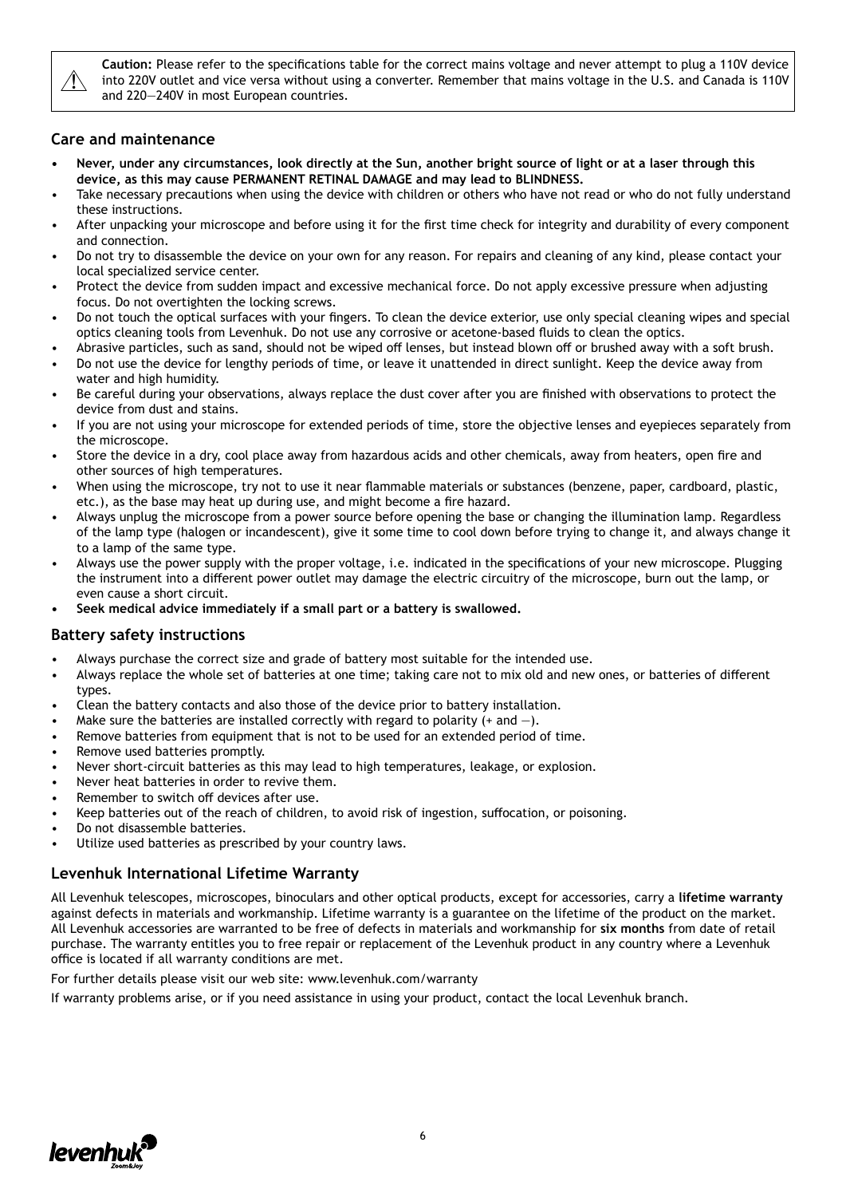⚠ **Caution:** Please refer to the specifications table for the correct mains voltage and never attempt to plug a 110V device into 220V outlet and vice versa without using a converter. Remember that mains voltage in the U.S. and Canada is 110V and 220—240V in most European countries.

## Care and maintenance

- **Never, under any circumstances, look directly at the Sun, another bright source of light or at a laser through this device, as this may cause PERMANENT RETINAL DAMAGE and may lead to BLINDNESS.**
- Take necessary precautions when using the device with children or others who have not read or who do not fully understand these instructions.
- After unpacking your microscope and before using it for the first time check for integrity and durability of every component and connection.
- Do not try to disassemble the device on your own for any reason. For repairs and cleaning of any kind, please contact your local specialized service center.
- Protect the device from sudden impact and excessive mechanical force. Do not apply excessive pressure when adjusting focus. Do not overtighten the locking screws.
- Do not touch the optical surfaces with your fingers. To clean the device exterior, use only special cleaning wipes and special optics cleaning tools from Levenhuk. Do not use any corrosive or acetone-based fluids to clean the optics.
- Abrasive particles, such as sand, should not be wiped off lenses, but instead blown off or brushed away with a soft brush.
- Do not use the device for lengthy periods of time, or leave it unattended in direct sunlight. Keep the device away from water and high humidity.
- Be careful during your observations, always replace the dust cover after you are finished with observations to protect the device from dust and stains.
- If you are not using your microscope for extended periods of time, store the objective lenses and eyepieces separately from the microscope.
- Store the device in a dry, cool place away from hazardous acids and other chemicals, away from heaters, open fire and other sources of high temperatures.
- When using the microscope, try not to use it near flammable materials or substances (benzene, paper, cardboard, plastic, etc.), as the base may heat up during use, and might become a fire hazard.
- Always unplug the microscope from a power source before opening the base or changing the illumination lamp. Regardless of the lamp type (halogen or incandescent), give it some time to cool down before trying to change it, and always change it to a lamp of the same type.
- Always use the power supply with the proper voltage, i.e. indicated in the specifications of your new microscope. Plugging the instrument into a different power outlet may damage the electric circuitry of the microscope, burn out the lamp, or even cause a short circuit.
- **Seek medical advice immediately if a small part or a battery is swallowed.**

## Battery safety instructions

- Always purchase the correct size and grade of battery most suitable for the intended use.
- Always replace the whole set of batteries at one time; taking care not to mix old and new ones, or batteries of different types.
- Clean the battery contacts and also those of the device prior to battery installation.
- Make sure the batteries are installed correctly with regard to polarity (+ and —).
- Remove batteries from equipment that is not to be used for an extended period of time.
- Remove used batteries promptly.
- Never short-circuit batteries as this may lead to high temperatures, leakage, or explosion.
- Never heat batteries in order to revive them.
- Remember to switch off devices after use.
- Keep batteries out of the reach of children, to avoid risk of ingestion, suffocation, or poisoning.
- Do not disassemble batteries.
- Utilize used batteries as prescribed by your country laws.

## Levenhuk International Lifetime Warranty

All Levenhuk telescopes, microscopes, binoculars and other optical products, except for accessories, carry a **lifetime warranty** against defects in materials and workmanship. Lifetime warranty is a guarantee on the lifetime of the product on the market. All Levenhuk accessories are warranted to be free of defects in materials and workmanship for **six months** from date of retail purchase. The warranty entitles you to free repair or replacement of the Levenhuk product in any country where a Levenhuk office is located if all warranty conditions are met.

For further details please visit our web site: www.levenhuk.com/warranty

If warranty problems arise, or if you need assistance in using your product, contact the local Levenhuk branch.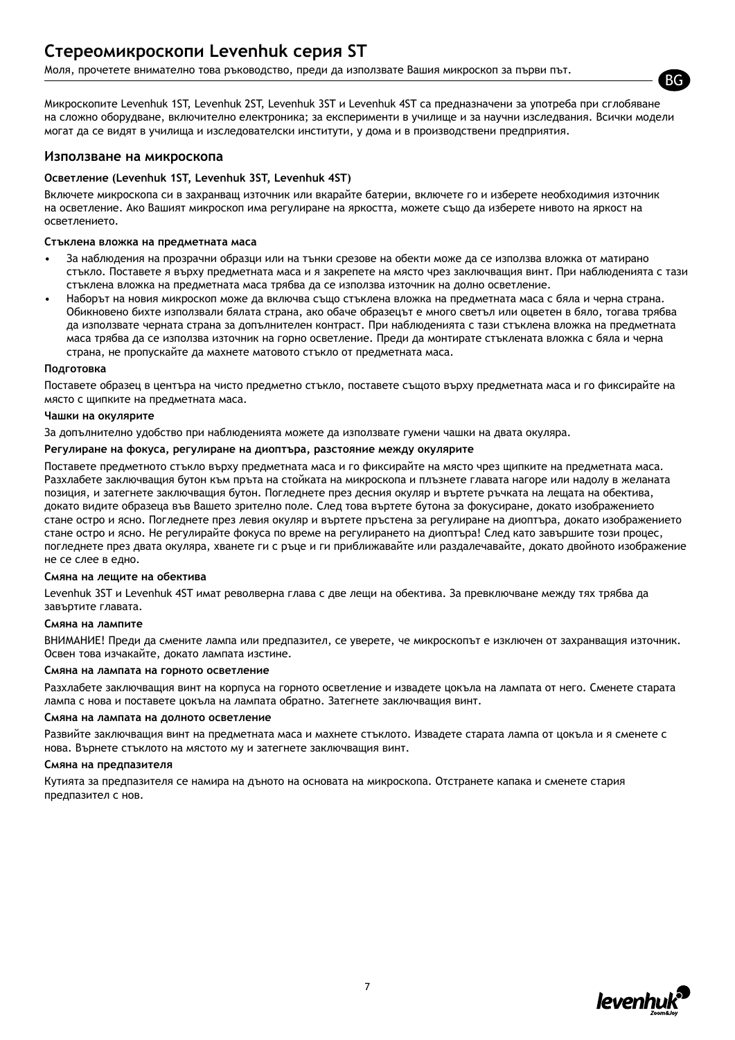# Стереомикроскопи Levenhuk серия ST

Моля, прочетете внимателно това ръководство, преди да използвате Вашия микроскоп за първи път.

Микроскопите Levenhuk 1ST, Levenhuk 2ST, Levenhuk 3ST и Levenhuk 4ST са предназначени за употреба при сглобяване на сложно оборудване, включително електроника; за експерименти в училище и за научни изследвания. Всички модели могат да се видят в училища и изследователски институти, у дома и в производствени предприятия.

## Използване на микроскопа

### Осветление (Levenhuk 1ST, Levenhuk 3ST, Levenhuk 4ST)

Включете микроскопа си в захранващ източник или вкарайте батерии, включете го и изберете необходимия източник на осветление. Ако Вашият микроскоп има регулиране на яркостта, можете също да изберете нивото на яркост на осветлението.

### Стъклена вложка на предметната маса

- За наблюдения на прозрачни образци или на тънки срезове на обекти може да се използва вложка от матирано стъкло. Поставете я върху предметната маса и я закрепете на място чрез заключващия винт. При наблюденията с тази стъклена вложка на предметната маса трябва да се използва източник на долно осветление.
- Наборът на новия микроскоп може да включва също стъклена вложка на предметната маса с бяла и черна страна. Обикновено бихте използвали бялата страна, ако обаче образецът е много светъл или оцветен в бяло, тогава трябва да използвате черната страна за допълнителен контраст. При наблюденията с тази стъклена вложка на предметната маса трябва да се използва източник на горно осветление. Преди да монтирате стъклената вложка с бяла и черна страна, не пропускайте да махнете матовото стъкло от предметната маса.

### Подготовка

Поставете образец в центъра на чисто предметно стъкло, поставете същото върху предметната маса и го фиксирайте на място с щипките на предметната маса.

### Чашки на окулярите

За допълнително удобство при наблюденията можете да използвате гумени чашки на двата окуляра.

### Регулиране на фокуса, регулиране на диоптъра, разстояние между окулярите

Поставете предметното стъкло върху предметната маса и го фиксирайте на място чрез щипките на предметната маса. Разхлабете заключващия бутон към пръта на стойката на микроскопа и плъзнете главата нагоре или надолу в желаната позиция, и затегнете заключващия бутон. Погледнете през десния окуляр и въртете ръчката на лещата на обектива, докато видите образеца във Вашето зрително поле. След това въртете бутона за фокусиране, докато изображението стане остро и ясно. Погледнете през левия окуляр и въртете пръстена за регулиране на диоптъра, докато изображението стане остро и ясно. Не регулирайте фокуса по време на регулирането на диоптъра! След като завършите този процес, погледнете през двата окуляра, хванете ги с ръце и ги приближавайте или раздалечавайте, докато двойното изображение не се слее в едно.

### Смяна на лещите на обектива

Levenhuk 3ST и Levenhuk 4ST имат револверна глава с две лещи на обектива. За превключване между тях трябва да завъртите главата.

### Смяна на лампите

ВНИМАНИЕ! Преди да смените лампа или предпазител, се уверете, че микроскопът е изключен от захранващия източник. Освен това изчакайте, докато лампата изстине.

### Смяна на лампата на горното осветление

Разхлабете заключващия винт на корпуса на горното осветление и извадете цокъла на лампата от него. Сменете старата лампа с нова и поставете цокъла на лампата обратно. Затегнете заключващия винт.

### Смяна на лампата на долното осветление

Развийте заключващия винт на предметната маса и махнете стъклото. Извадете старата лампа от цокъла и я сменете с нова. Върнете стъклото на мястото му и затегнете заключващия винт.

### Смяна на предпазителя

Кутията за предпазителя се намира на дъното на основата на микроскопа. Отстранете капака и сменете стария предпазител с нов.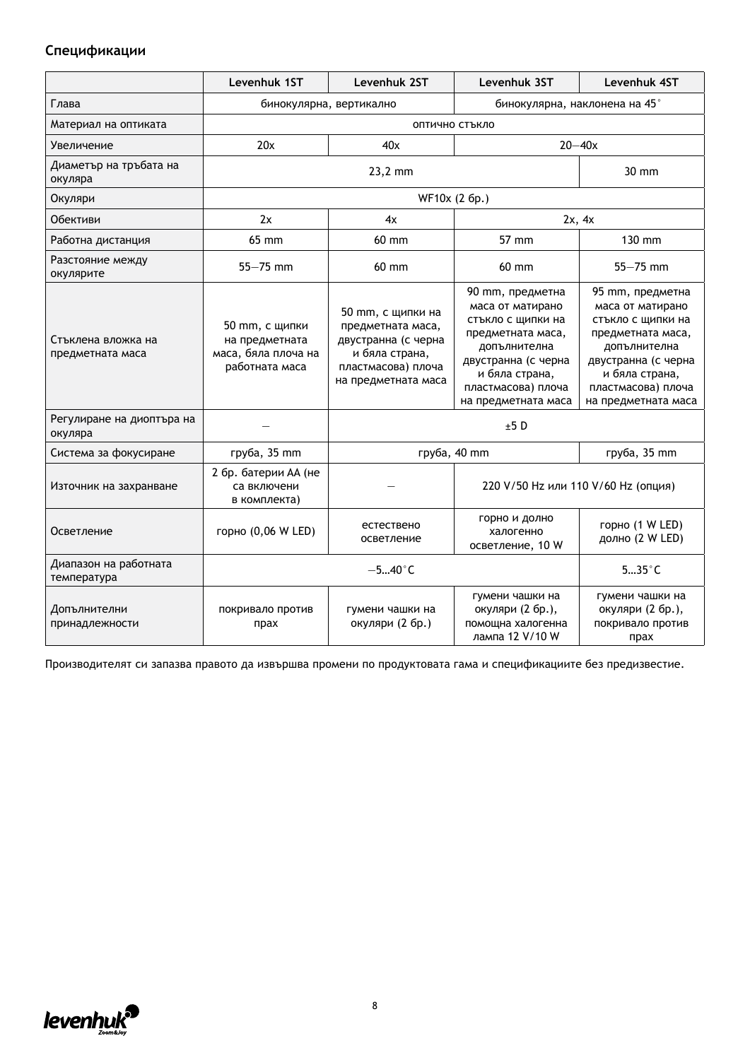## Спецификации

| | Levenhuk 1ST | Levenhuk 2ST | Levenhuk 3ST | Levenhuk 4ST |
|---|---|---|---|---|
| Глава | бинокулярна, вертикално | | бинокулярна, наклонена на 45˚ | |
| Материал на оптиката | оптично стъкло | | | |
| Увеличение | 20x | 40x | 20—40x | |
| Диаметър на тръбата на окуляра | 23,2 mm | | | 30 mm |
| Окуляри | WF10x (2 бр.) | | | |
| Обективи | 2x | 4x | 2x, 4x | |
| Работна дистанция | 65 mm | 60 mm | 57 mm | 130 mm |
| Разстояние между окулярите | 55—75 mm | 60 mm | 60 mm | 55—75 mm |
| Стъклена вложка на предметната маса | 50 mm, с щипки на предметната маса, бяла плоча на работната маса | 50 mm, с щипки на предметната маса, двустранна (с черна и бяла страна, пластмасова) плоча на предметната маса | 90 mm, предметна маса от матирано стъкло с щипки на предметната маса, допълнителна двустранна (с черна и бяла страна, пластмасова) плоча на предметната маса | 95 mm, предметна маса от матирано стъкло с щипки на предметната маса, допълнителна двустранна (с черна и бяла страна, пластмасова) плоча на предметната маса |
| Регулиране на диоптъра на окуляра | — | ±5 D | | |
| Система за фокусиране | груба, 35 mm | груба, 40 mm | | груба, 35 mm |
| Източник на захранване | 2 бр. батерии AA (не са включени в комплекта) | — | 220 V/50 Hz или 110 V/60 Hz (опция) | |
| Осветление | горно (0,06 W LED) | естествено осветление | горно и долно халогенно осветление, 10 W | горно (1 W LED) долно (2 W LED) |
| Диапазон на работната температура | —5…40˚C | | | 5…35˚C |
| Допълнителни принадлежности | покривало против прах | гумени чашки на окуляри (2 бр.) | гумени чашки на окуляри (2 бр.), помощна халогенна лампа 12 V/10 W | гумени чашки на окуляри (2 бр.), покривало против прах |

Производителят си запазва правото да извършва промени по продуктовата гама и спецификациите без предизвестие.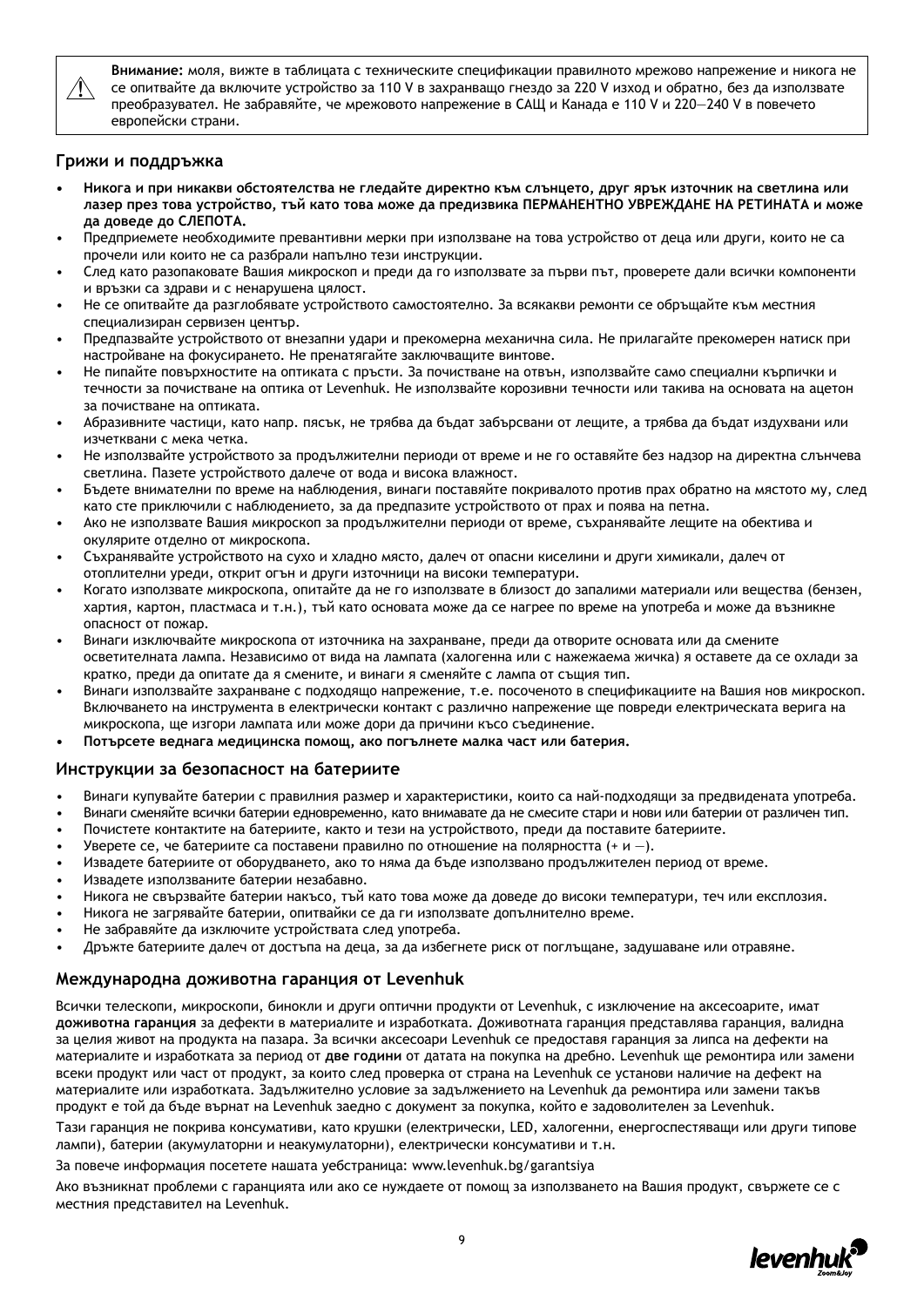⚠ **Внимание:** моля, вижте в таблицата с техническите спецификации правилното мрежово напрежение и никога не се опитвайте да включите устройство за 110 V в захранващо гнездо за 220 V изход и обратно, без да използвате преобразувател. Не забравяйте, че мрежовото напрежение в САЩ и Канада е 110 V и 220—240 V в повечето европейски страни.

## Грижи и поддръжка

- **Никога и при никакви обстоятелства не гледайте директно към слънцето, друг ярък източник на светлина или лазер през това устройство, тъй като това може да предизвика ПЕРМАНЕНТНО УВРЕЖДАНЕ НА РЕТИНАТА и може да доведе до СЛЕПОТА.**
- Предприемете необходимите превантивни мерки при използване на това устройство от деца или други, които не са прочели или които не са разбрали напълно тези инструкции.
- След като разопаковате Вашия микроскоп и преди да го използвате за първи път, проверете дали всички компоненти и връзки са здрави и с ненарушена цялост.
- Не се опитвайте да разглобявате устройството самостоятелно. За всякакви ремонти се обръщайте към местния специализиран сервизен център.
- Предпазвайте устройството от внезапни удари и прекомерна механична сила. Не прилагайте прекомерен натиск при настройване на фокусирането. Не пренатягайте заключващите винтове.
- Не пипайте повърхностите на оптиката с пръсти. За почистване на отвън, използвайте само специални кърпички и течности за почистване на оптика от Levenhuk. Не използвайте корозивни течности или такива на основата на ацетон за почистване на оптиката.
- Абразивните частици, като напр. пясък, не трябва да бъдат забърсвани от лещите, а трябва да бъдат издухвани или изчетквани с мека четка.
- Не използвайте устройството за продължителни периоди от време и не го оставяйте без надзор на директна слънчева светлина. Пазете устройството далече от вода и висока влажност.
- Бъдете внимателни по време на наблюдения, винаги поставяйте покривалото против прах обратно на мястото му, след като сте приключили с наблюдението, за да предпазите устройството от прах и поява на петна.
- Ако не използвате Вашия микроскоп за продължителни периоди от време, съхранявайте лещите на обектива и окулярите отделно от микроскопа.
- Съхранявайте устройството на сухо и хладно място, далеч от опасни киселини и други химикали, далеч от отоплителни уреди, открит огън и други източници на високи температури.
- Когато използвате микроскопа, опитайте да не го използвате в близост до запалими материали или вещества (бензен, хартия, картон, пластмаса и т.н.), тъй като основата може да се нагрее по време на употреба и може да възникне опасност от пожар.
- Винаги изключвайте микроскопа от източника на захранване, преди да отворите основата или да смените осветителната лампа. Независимо от вида на лампата (халогенна или с нажежаема жичка) я оставете да се охлади за кратко, преди да опитате да я смените, и винаги я сменяйте с лампа от същия тип.
- Винаги използвайте захранване с подходящо напрежение, т.е. посоченото в спецификациите на Вашия нов микроскоп. Включването на инструмента в електрически контакт с различно напрежение ще повреди електрическата верига на микроскопа, ще изгори лампата или може дори да причини късо съединение.
- **Потърсете веднага медицинска помощ, ако погълнете малка част или батерия.**

## Инструкции за безопасност на батериите

- Винаги купувайте батерии с правилния размер и характеристики, които са най-подходящи за предвидената употреба.
- Винаги сменяйте всички батерии едновременно, като внимавате да не смесите стари и нови или батерии от различен тип.
- Почистете контактите на батериите, както и тези на устройството, преди да поставите батериите.
- Уверете се, че батериите са поставени правилно по отношение на полярността (+ и —).
- Извадете батериите от оборудването, ако то няма да бъде използвано продължителен период от време.
- Извадете използваните батерии незабавно.
- Никога не свързвайте батерии накъсо, тъй като това може да доведе до високи температури, теч или експлозия.
- Никога не загрявайте батерии, опитвайки се да ги използвате допълнително време.
- Не забравяйте да изключите устройствата след употреба.
- Дръжте батериите далеч от достъпа на деца, за да избегнете риск от поглъщане, задушаване или отравяне.

## Международна доживотна гаранция от Levenhuk

Всички телескопи, микроскопи, бинокли и други оптични продукти от Levenhuk, с изключение на аксесоарите, имат **доживотна гаранция** за дефекти в материалите и изработката. Доживотната гаранция представлява гаранция, валидна за целия живот на продукта на пазара. За всички аксесоари Levenhuk се предоставя гаранция за липса на дефекти в материалите и изработката за период от **две години** от датата на покупка на дребно. Levenhuk ще ремонтира или замени всеки продукт или част от продукт, за които след проверка от страна на Levenhuk се установи наличие на дефект на материалите или изработката. Задължително условие за задължението на Levenhuk да ремонтира или замени такъв продукт е той да бъде върнат на Levenhuk заедно с документ за покупка, който е задоволителен за Levenhuk.

Тази гаранция не покрива консумативи, като крушки (електрически, LED, халогенни, енергоспестяващи или други типове лампи), батерии (акумулаторни и неакумулаторни), електрически консумативи и т.н.

За повече информация посетете нашата уебстраница: www.levenhuk.bg/garantsiya

Ако възникнат проблеми с гаранцията или ако се нуждаете от помощ за използването на Вашия продукт, свържете се с местния представител на Levenhuk.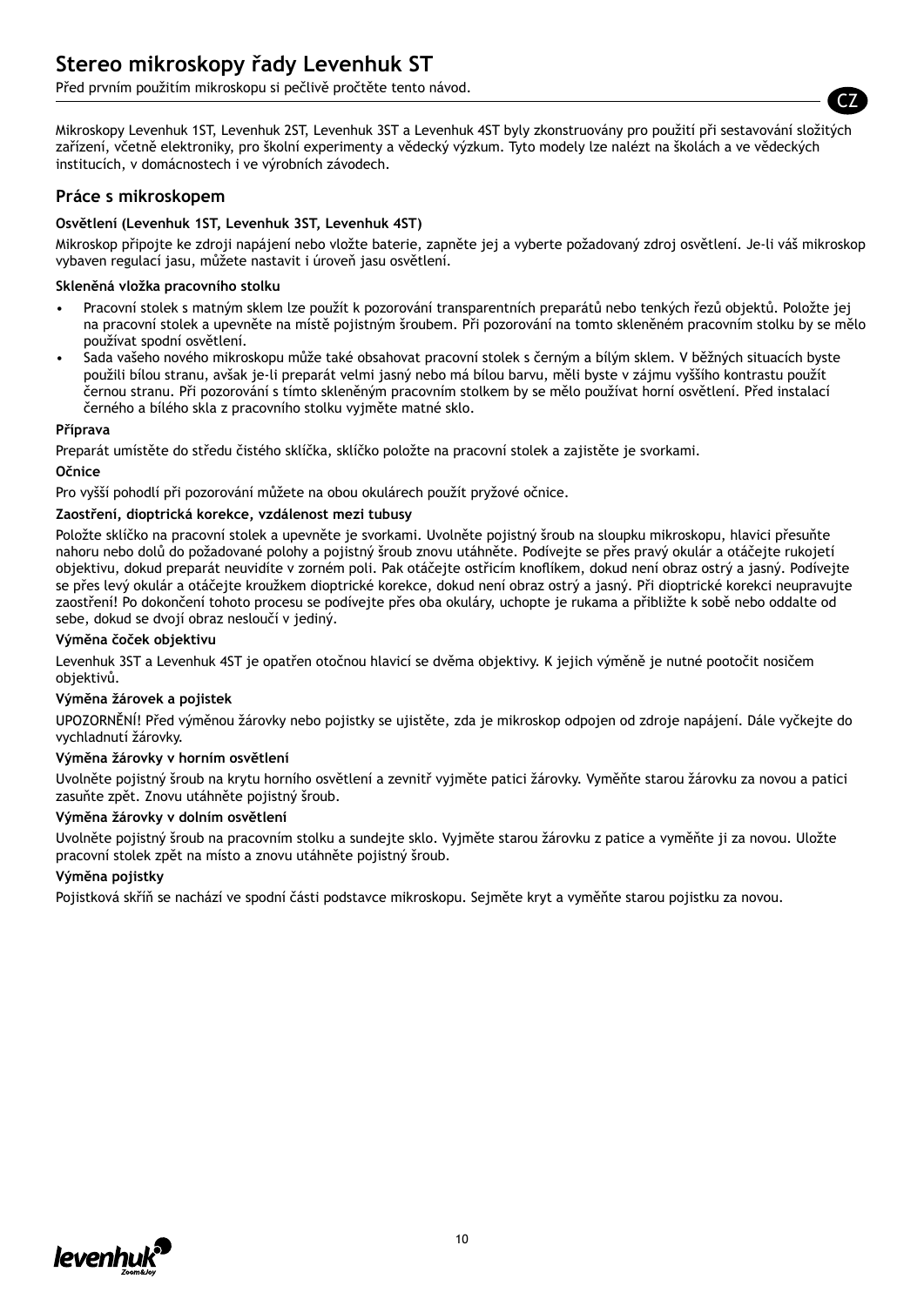# Stereo mikroskopy řady Levenhuk ST

Před prvním použitím mikroskopu si pečlivě pročtěte tento návod.

Mikroskopy Levenhuk 1ST, Levenhuk 2ST, Levenhuk 3ST a Levenhuk 4ST byly zkonstruovány pro použití při sestavování složitých zařízení, včetně elektroniky, pro školní experimenty a vědecký výzkum. Tyto modely lze nalézt na školách a ve vědeckých institucích, v domácnostech i ve výrobních závodech.

## Práce s mikroskopem

**Osvětlení (Levenhuk 1ST, Levenhuk 3ST, Levenhuk 4ST)**

Mikroskop připojte ke zdroji napájení nebo vložte baterie, zapněte jej a vyberte požadovaný zdroj osvětlení. Je-li váš mikroskop vybaven regulací jasu, můžete nastavit i úroveň jasu osvětlení.

**Skleněná vložka pracovního stolku**

- Pracovní stolek s matným sklem lze použít k pozorování transparentních preparátů nebo tenkých řezů objektů. Položte jej na pracovní stolek a upevněte na místě pojistným šroubem. Při pozorování na tomto skleněném pracovním stolku by se mělo používat spodní osvětlení.
- Sada vašeho nového mikroskopu může také obsahovat pracovní stolek s černým a bílým sklem. V běžných situacích byste použili bílou stranu, avšak je-li preparát velmi jasný nebo má bílou barvu, měli byste v zájmu vyššího kontrastu použít černou stranu. Při pozorování s tímto skleněným pracovním stolkem by se mělo používat horní osvětlení. Před instalací černého a bílého skla z pracovního stolku vyjměte matné sklo.

**Příprava**

Preparát umístěte do středu čistého sklíčka, sklíčko položte na pracovní stolek a zajistěte je svorkami.

**Očnice**

Pro vyšší pohodlí při pozorování můžete na obou okulárech použít pryžové očnice.

**Zaostření, dioptrická korekce, vzdálenost mezi tubusy**

Položte sklíčko na pracovní stolek a upevněte je svorkami. Uvolněte pojistný šroub na sloupku mikroskopu, hlavici přesuňte nahoru nebo dolů do požadované polohy a pojistný šroub znovu utáhněte. Podívejte se přes pravý okulár a otáčejte rukojetí objektivu, dokud preparát neuvidíte v zorném poli. Pak otáčejte ostřicím knoflíkem, dokud není obraz ostrý a jasný. Podívejte se přes levý okulár a otáčejte kroužkem dioptrické korekce, dokud není obraz ostrý a jasný. Při dioptrické korekci neupravujte zaostření! Po dokončení tohoto procesu se podívejte přes oba okuláry, uchopte je rukama a přibližte k sobě nebo oddalte od sebe, dokud se dvojí obraz nesloučí v jediný.

**Výměna čoček objektivu**

Levenhuk 3ST a Levenhuk 4ST je opatřen otočnou hlavicí se dvěma objektivy. K jejich výměně je nutné pootočit nosičem objektivů.

**Výměna žárovek a pojistek**

UPOZORNĚNÍ! Před výměnou žárovky nebo pojistky se ujistěte, zda je mikroskop odpojen od zdroje napájení. Dále vyčkejte do vychladnutí žárovky.

**Výměna žárovky v horním osvětlení**

Uvolněte pojistný šroub na krytu horního osvětlení a zevnitř vyjměte patici žárovky. Vyměňte starou žárovku za novou a patici zasuňte zpět. Znovu utáhněte pojistný šroub.

**Výměna žárovky v dolním osvětlení**

Uvolněte pojistný šroub na pracovním stolku a sundejte sklo. Vyjměte starou žárovku z patice a vyměňte ji za novou. Uložte pracovní stolek zpět na místo a znovu utáhněte pojistný šroub.

**Výměna pojistky**

Pojistková skříň se nachází ve spodní části podstavce mikroskopu. Sejměte kryt a vyměňte starou pojistku za novou.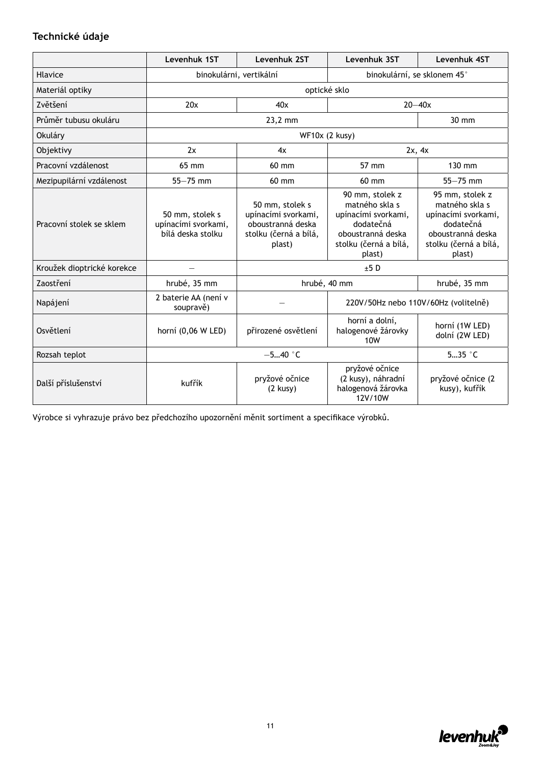### Technické údaje

| | Levenhuk 1ST | Levenhuk 2ST | Levenhuk 3ST | Levenhuk 4ST |
|---|---|---|---|---|
| Hlavice | binokulárni, vertikální | | binokulární, se sklonem 45° | |
| Materiál optiky | optické sklo | | | |
| Zvětšení | 20x | 40x | 20—40x | |
| Průměr tubusu okuláru | 23,2 mm | | | 30 mm |
| Okuláry | WF10x (2 kusy) | | | |
| Objektivy | 2x | 4x | 2x, 4x | |
| Pracovní vzdálenost | 65 mm | 60 mm | 57 mm | 130 mm |
| Mezipupilární vzdálenost | 55—75 mm | 60 mm | 60 mm | 55—75 mm |
| Pracovní stolek se sklem | 50 mm, stolek s upínacími svorkami, bílá deska stolku | 50 mm, stolek s upínacími svorkami, oboustranná deska stolku (černá a bílá, plast) | 90 mm, stolek z matného skla s upínacími svorkami, dodatečná oboustranná deska stolku (černá a bílá, plast) | 95 mm, stolek z matného skla s upínacími svorkami, dodatečná oboustranná deska stolku (černá a bílá, plast) |
| Kroužek dioptrické korekce | — | ±5 D | | |
| Zaostření | hrubé, 35 mm | hrubé, 40 mm | | hrubé, 35 mm |
| Napájení | 2 baterie AA (není v soupravě) | — | 220V/50Hz nebo 110V/60Hz (volitelně) | |
| Osvětlení | horní (0,06 W LED) | přirozené osvětlení | horní a dolní, halogenové žárovky 10W | horní (1W LED) dolní (2W LED) |
| Rozsah teplot | —5…40 °C | | | 5…35 °C |
| Další příslušenství | kufřík | pryžové očnice (2 kusy) | pryžové očnice (2 kusy), náhradní halogenová žárovka 12V/10W | pryžové očnice (2 kusy), kufřík |

Výrobce si vyhrazuje právo bez předchozího upozornění měnit sortiment a specifikace výrobků.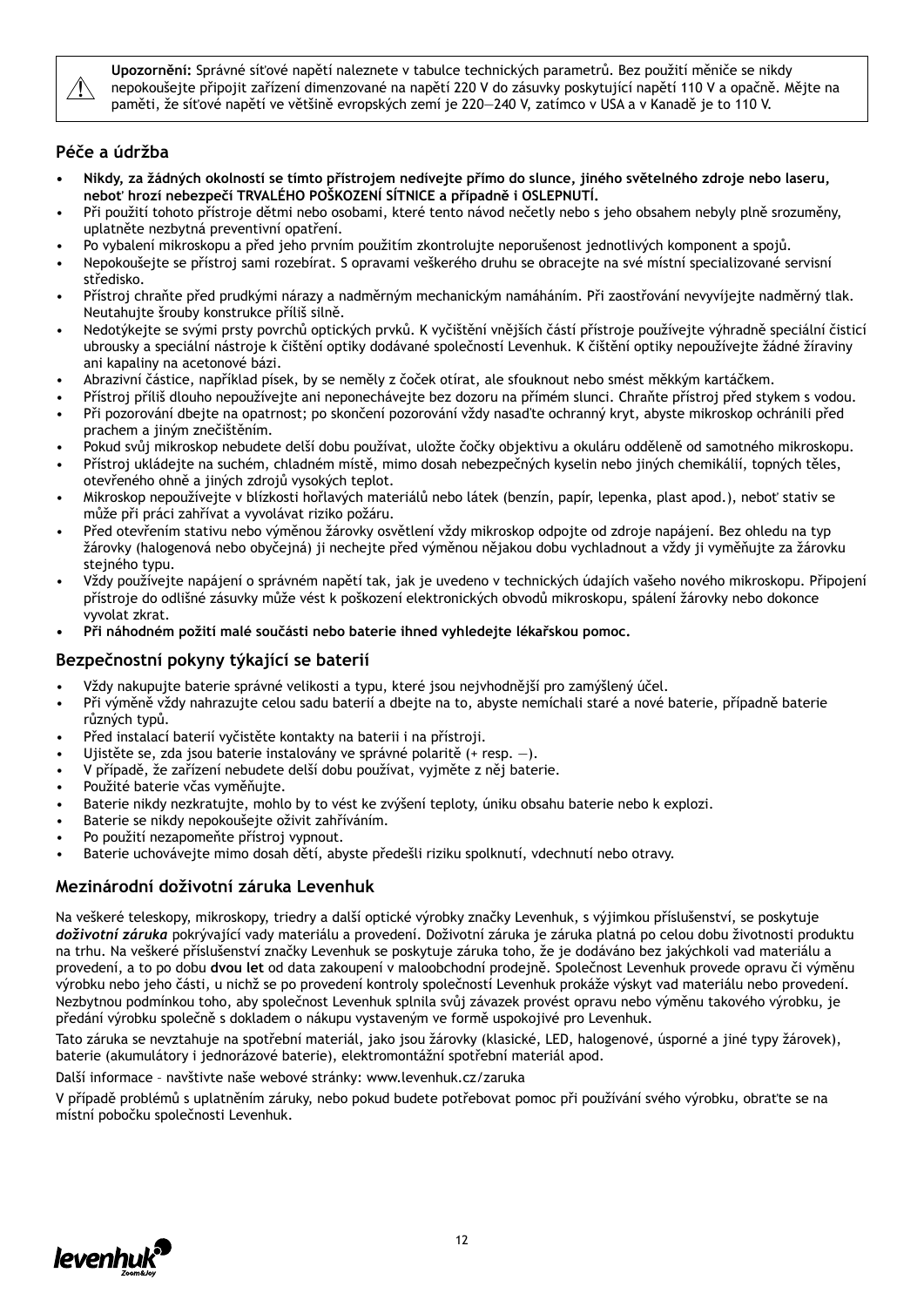**Upozornění:** Správné síťové napětí naleznete v tabulce technických parametrů. Bez použití měniče se nikdy nepokoušejte připojit zařízení dimenzované na napětí 220 V do zásuvky poskytující napětí 110 V a opačně. Mějte na paměti, že síťové napětí ve většině evropských zemí je 220—240 V, zatímco v USA a v Kanadě je to 110 V.

## Péče a údržba

- **Nikdy, za žádných okolností se tímto přístrojem nedívejte přímo do slunce, jiného světelného zdroje nebo laseru, neboť hrozí nebezpečí TRVALÉHO POŠKOZENÍ SÍTNICE a případně i OSLEPNUTÍ.**
- Při použití tohoto přístroje dětmi nebo osobami, které tento návod nečetly nebo s jeho obsahem nebyly plně srozuměny, uplatněte nezbytná preventivní opatření.
- Po vybalení mikroskopu a před jeho prvním použitím zkontrolujte neporušenost jednotlivých komponent a spojů.
- Nepokoušejte se přístroj sami rozebírat. S opravami veškerého druhu se obracejte na své místní specializované servisní středisko.
- Přístroj chraňte před prudkými nárazy a nadměrným mechanickým namáháním. Při zaostřování nevyvíjejte nadměrný tlak. Neutahujte šrouby konstrukce příliš silně.
- Nedotýkejte se svými prsty povrchů optických prvků. K vyčištění vnějších částí přístroje používejte výhradně speciální čisticí ubrousky a speciální nástroje k čištění optiky dodávané společností Levenhuk. K čištění optiky nepoužívejte žádné žíraviny ani kapaliny na acetonové bázi.
- Abrazivní částice, například písek, by se neměly z čoček otírat, ale sfouknout nebo smést měkkým kartáčkem.
- Přístroj příliš dlouho nepoužívejte ani neponechávejte bez dozoru na přímém slunci. Chraňte přístroj před stykem s vodou.
- Při pozorování dbejte na opatrnost; po skončení pozorování vždy nasaďte ochranný kryt, abyste mikroskop ochránili před prachem a jiným znečištěním.
- Pokud svůj mikroskop nebudete delší dobu používat, uložte čočky objektivu a okuláru odděleně od samotného mikroskopu.
- Přístroj ukládejte na suchém, chladném místě, mimo dosah nebezpečných kyselin nebo jiných chemikálií, topných těles, otevřeného ohně a jiných zdrojů vysokých teplot.
- Mikroskop nepoužívejte v blízkosti hořlavých materiálů nebo látek (benzín, papír, lepenka, plast apod.), neboť stativ se může při práci zahřívat a vyvolávat riziko požáru.
- Před otevřením stativu nebo výměnou žárovky osvětlení vždy mikroskop odpojte od zdroje napájení. Bez ohledu na typ žárovky (halogenová nebo obyčejná) ji nechejte před výměnou nějakou dobu vychladnout a vždy ji vyměňujte za žárovku stejného typu.
- Vždy používejte napájení o správném napětí tak, jak je uvedeno v technických údajích vašeho nového mikroskopu. Připojení přístroje do odlišné zásuvky může vést k poškození elektronických obvodů mikroskopu, spálení žárovky nebo dokonce vyvolat zkrat.
- **Při náhodném požití malé součásti nebo baterie ihned vyhledejte lékařskou pomoc.**

## Bezpečnostní pokyny týkající se baterií

- Vždy nakupujte baterie správné velikosti a typu, které jsou nejvhodnější pro zamýšlený účel.
- Při výměně vždy nahrazujte celou sadu baterií a dbejte na to, abyste nemíchali staré a nové baterie, případně baterie různých typů.
- Před instalací baterií vyčistěte kontakty na baterii i na přístroji.
- Ujistěte se, zda jsou baterie instalovány ve správné polaritě (+ resp. —).
- V případě, že zařízení nebudete delší dobu používat, vyjměte z něj baterie.
- Použité baterie včas vyměňujte.
- Baterie nikdy nezkratujte, mohlo by to vést ke zvýšení teploty, úniku obsahu baterie nebo k explozi.
- Baterie se nikdy nepokoušejte oživit zahříváním.
- Po použití nezapomeňte přístroj vypnout.
- Baterie uchovávejte mimo dosah dětí, abyste předešli riziku spolknutí, vdechnutí nebo otravy.

## Mezinárodní doživotní záruka Levenhuk

Na veškeré teleskopy, mikroskopy, triedry a další optické výrobky značky Levenhuk, s výjimkou příslušenství, se poskytuje ***doživotní záruka*** pokrývající vady materiálu a provedení. Doživotní záruka je záruka platná po celou dobu životnosti produktu na trhu. Na veškeré příslušenství značky Levenhuk se poskytuje záruka toho, že je dodáváno bez jakýchkoli vad materiálu a provedení, a to po dobu **dvou let** od data zakoupení v maloobchodní prodejně. Společnost Levenhuk provede opravu či výměnu výrobku nebo jeho části, u nichž se po provedení kontroly společností Levenhuk prokáže výskyt vad materiálu nebo provedení. Nezbytnou podmínkou toho, aby společnost Levenhuk splnila svůj závazek provést opravu nebo výměnu takového výrobku, je předání výrobku společně s dokladem o nákupu vystaveným ve formě uspokojivé pro Levenhuk.

Tato záruka se nevztahuje na spotřební materiál, jako jsou žárovky (klasické, LED, halogenové, úsporné a jiné typy žárovek), baterie (akumulátory i jednorázové baterie), elektromontážní spotřební materiál apod.

Další informace – navštivte naše webové stránky: www.levenhuk.cz/zaruka

V případě problémů s uplatněním záruky, nebo pokud budete potřebovat pomoc při používání svého výrobku, obraťte se na místní pobočku společnosti Levenhuk.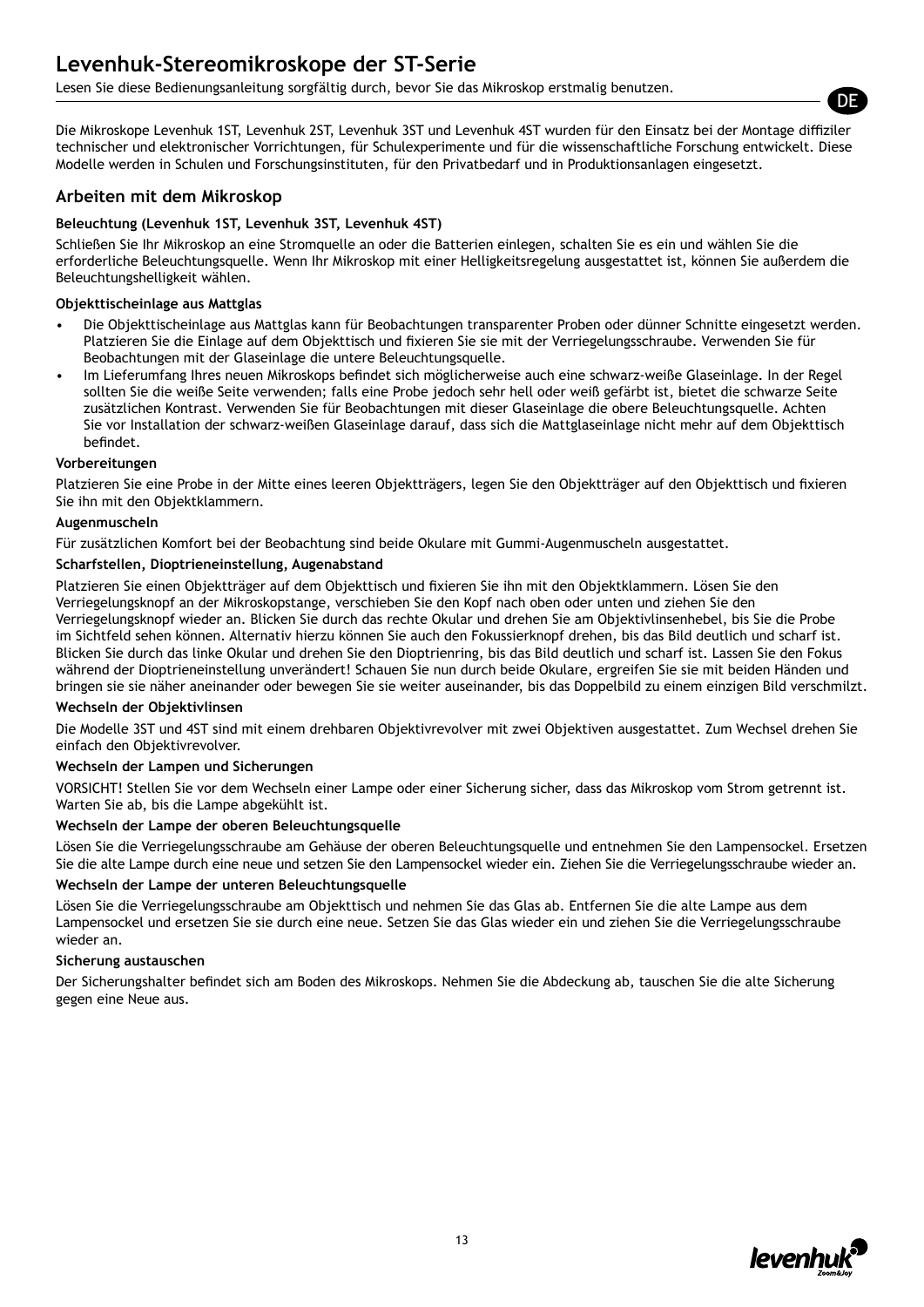# Levenhuk-Stereomikroskope der ST-Serie

Lesen Sie diese Bedienungsanleitung sorgfältig durch, bevor Sie das Mikroskop erstmalig benutzen.

Die Mikroskope Levenhuk 1ST, Levenhuk 2ST, Levenhuk 3ST und Levenhuk 4ST wurden für den Einsatz bei der Montage diffiziler technischer und elektronischer Vorrichtungen, für Schulexperimente und für die wissenschaftliche Forschung entwickelt. Diese Modelle werden in Schulen und Forschungsinstituten, für den Privatbedarf und in Produktionsanlagen eingesetzt.

## Arbeiten mit dem Mikroskop

**Beleuchtung (Levenhuk 1ST, Levenhuk 3ST, Levenhuk 4ST)**

Schließen Sie Ihr Mikroskop an eine Stromquelle an oder die Batterien einlegen, schalten Sie es ein und wählen Sie die erforderliche Beleuchtungsquelle. Wenn Ihr Mikroskop mit einer Helligkeitsregelung ausgestattet ist, können Sie außerdem die Beleuchtungshelligkeit wählen.

**Objekttischeinlage aus Mattglas**

- Die Objekttischeinlage aus Mattglas kann für Beobachtungen transparenter Proben oder dünner Schnitte eingesetzt werden. Platzieren Sie die Einlage auf dem Objekttisch und fixieren Sie sie mit der Verriegelungsschraube. Verwenden Sie für Beobachtungen mit der Glaseinlage die untere Beleuchtungsquelle.
- Im Lieferumfang Ihres neuen Mikroskops befindet sich möglicherweise auch eine schwarz-weiße Glaseinlage. In der Regel sollten Sie die weiße Seite verwenden; falls eine Probe jedoch sehr hell oder weiß gefärbt ist, bietet die schwarze Seite zusätzlichen Kontrast. Verwenden Sie für Beobachtungen mit dieser Glaseinlage die obere Beleuchtungsquelle. Achten Sie vor Installation der schwarz-weißen Glaseinlage darauf, dass sich die Mattglaseinlage nicht mehr auf dem Objekttisch befindet.

**Vorbereitungen**

Platzieren Sie eine Probe in der Mitte eines leeren Objektträgers, legen Sie den Objektträger auf den Objekttisch und fixieren Sie ihn mit den Objektklammern.

**Augenmuscheln**

Für zusätzlichen Komfort bei der Beobachtung sind beide Okulare mit Gummi-Augenmuscheln ausgestattet.

**Scharfstellen, Dioptrieneinstellung, Augenabstand**

Platzieren Sie einen Objektträger auf dem Objekttisch und fixieren Sie ihn mit den Objektklammern. Lösen Sie den Verriegelungsknopf an der Mikroskopstange, verschieben Sie den Kopf nach oben oder unten und ziehen Sie den Verriegelungsknopf wieder an. Blicken Sie durch das rechte Okular und drehen Sie am Objektivlinsenhebel, bis Sie die Probe im Sichtfeld sehen können. Alternativ hierzu können Sie auch den Fokussierknopf drehen, bis das Bild deutlich und scharf ist. Blicken Sie durch das linke Okular und drehen Sie den Dioptrienring, bis das Bild deutlich und scharf ist. Lassen Sie den Fokus während der Dioptrieneinstellung unverändert! Schauen Sie nun durch beide Okulare, ergreifen Sie sie mit beiden Händen und bringen sie sie näher aneinander oder bewegen Sie sie weiter auseinander, bis das Doppelbild zu einem einzigen Bild verschmilzt.

**Wechseln der Objektivlinsen**

Die Modelle 3ST und 4ST sind mit einem drehbaren Objektivrevolver mit zwei Objektiven ausgestattet. Zum Wechsel drehen Sie einfach den Objektivrevolver.

**Wechseln der Lampen und Sicherungen**

VORSICHT! Stellen Sie vor dem Wechseln einer Lampe oder einer Sicherung sicher, dass das Mikroskop vom Strom getrennt ist. Warten Sie ab, bis die Lampe abgekühlt ist.

**Wechseln der Lampe der oberen Beleuchtungsquelle**

Lösen Sie die Verriegelungsschraube am Gehäuse der oberen Beleuchtungsquelle und entnehmen Sie den Lampensockel. Ersetzen Sie die alte Lampe durch eine neue und setzen Sie den Lampensockel wieder ein. Ziehen Sie die Verriegelungsschraube wieder an.

**Wechseln der Lampe der unteren Beleuchtungsquelle**

Lösen Sie die Verriegelungsschraube am Objekttisch und nehmen Sie das Glas ab. Entfernen Sie die alte Lampe aus dem Lampensockel und ersetzen Sie sie durch eine neue. Setzen Sie das Glas wieder ein und ziehen Sie die Verriegelungsschraube wieder an.

**Sicherung austauschen**

Der Sicherungshalter befindet sich am Boden des Mikroskops. Nehmen Sie die Abdeckung ab, tauschen Sie die alte Sicherung gegen eine Neue aus.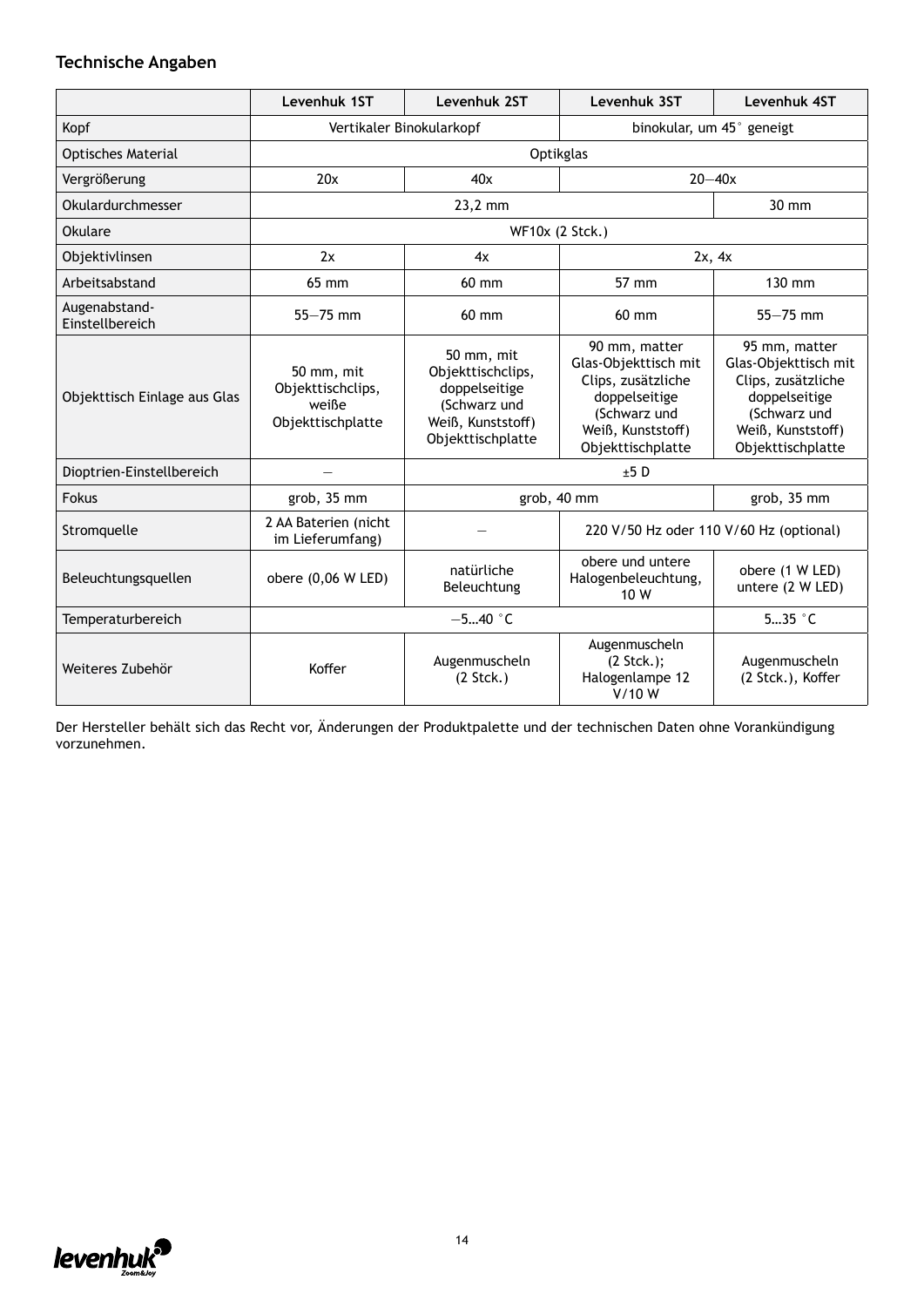### Technische Angaben

| | Levenhuk 1ST | Levenhuk 2ST | Levenhuk 3ST | Levenhuk 4ST |
|---|---|---|---|---|
| Kopf | Vertikaler Binokularkopf | | binokular, um 45° geneigt | |
| Optisches Material | Optikglas | | | |
| Vergrößerung | 20x | 40x | 20—40x | |
| Okulardurchmesser | 23,2 mm | | | 30 mm |
| Okulare | WF10x (2 Stck.) | | | |
| Objektivlinsen | 2x | 4x | 2x, 4x | |
| Arbeitsabstand | 65 mm | 60 mm | 57 mm | 130 mm |
| Augenabstand-Einstellbereich | 55—75 mm | 60 mm | 60 mm | 55—75 mm |
| Objekttisch Einlage aus Glas | 50 mm, mit Objekttischclips, weiße Objekttischplatte | 50 mm, mit Objekttischclips, doppelseitige (Schwarz und Weiß, Kunststoff) Objekttischplatte | 90 mm, matter Glas-Objekttisch mit Clips, zusätzliche doppelseitige (Schwarz und Weiß, Kunststoff) Objekttischplatte | 95 mm, matter Glas-Objekttisch mit Clips, zusätzliche doppelseitige (Schwarz und Weiß, Kunststoff) Objekttischplatte |
| Dioptrien-Einstellbereich | — | ±5 D | | |
| Fokus | grob, 35 mm | grob, 40 mm | | grob, 35 mm |
| Stromquelle | 2 AA Baterien (nicht im Lieferumfang) | — | 220 V/50 Hz oder 110 V/60 Hz (optional) | |
| Beleuchtungsquellen | obere (0,06 W LED) | natürliche Beleuchtung | obere und untere Halogenbeleuchtung, 10 W | obere (1 W LED) untere (2 W LED) |
| Temperaturbereich | —5…40 °C | | | 5…35 °C |
| Weiteres Zubehör | Koffer | Augenmuscheln (2 Stck.) | Augenmuscheln (2 Stck.); Halogenlampe 12 V/10 W | Augenmuscheln (2 Stck.), Koffer |

Der Hersteller behält sich das Recht vor, Änderungen der Produktpalette und der technischen Daten ohne Vorankündigung vorzunehmen.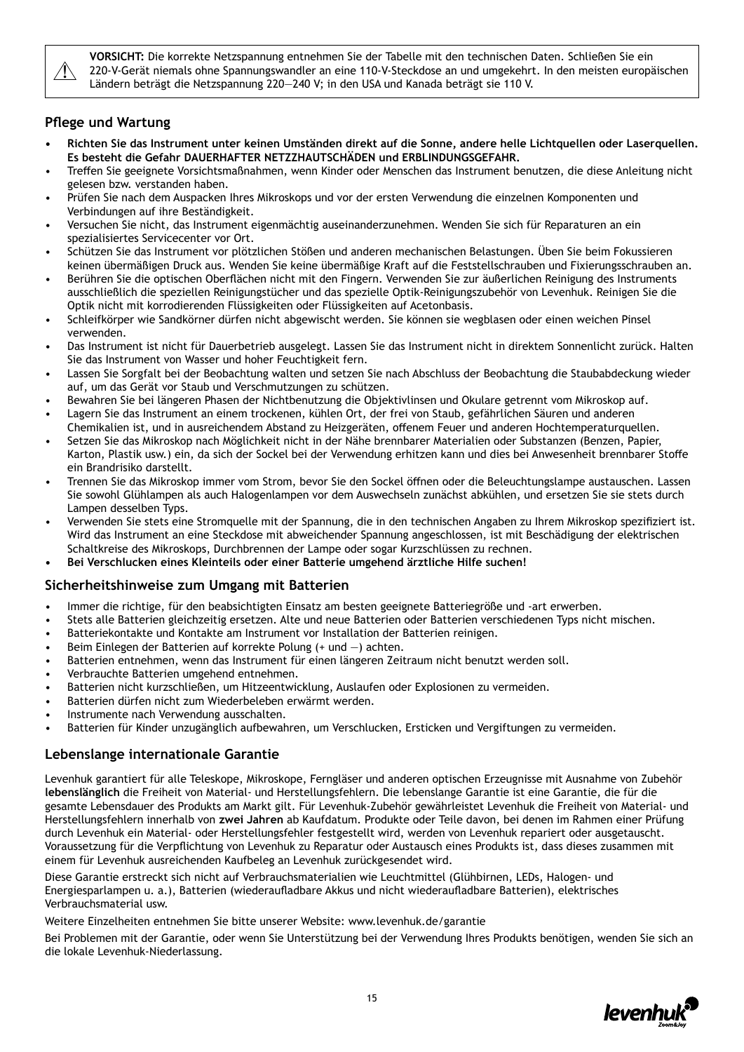> ⚠ **VORSICHT:** Die korrekte Netzspannung entnehmen Sie der Tabelle mit den technischen Daten. Schließen Sie ein 220-V-Gerät niemals ohne Spannungswandler an eine 110-V-Steckdose an und umgekehrt. In den meisten europäischen Ländern beträgt die Netzspannung 220—240 V; in den USA und Kanada beträgt sie 110 V.

## Pflege und Wartung

- **Richten Sie das Instrument unter keinen Umständen direkt auf die Sonne, andere helle Lichtquellen oder Laserquellen. Es besteht die Gefahr DAUERHAFTER NETZZHAUTSCHÄDEN und ERBLINDUNGSGEFAHR.**
- Treffen Sie geeignete Vorsichtsmaßnahmen, wenn Kinder oder Menschen das Instrument benutzen, die diese Anleitung nicht gelesen bzw. verstanden haben.
- Prüfen Sie nach dem Auspacken Ihres Mikroskops und vor der ersten Verwendung die einzelnen Komponenten und Verbindungen auf ihre Beständigkeit.
- Versuchen Sie nicht, das Instrument eigenmächtig auseinanderzunehmen. Wenden Sie sich für Reparaturen an ein spezialisiertes Servicecenter vor Ort.
- Schützen Sie das Instrument vor plötzlichen Stößen und anderen mechanischen Belastungen. Üben Sie beim Fokussieren keinen übermäßigen Druck aus. Wenden Sie keine übermäßige Kraft auf die Feststellschrauben und Fixierungsschrauben an.
- Berühren Sie die optischen Oberflächen nicht mit den Fingern. Verwenden Sie zur äußerlichen Reinigung des Instruments ausschließlich die speziellen Reinigungstücher und das spezielle Optik-Reinigungszubehör von Levenhuk. Reinigen Sie die Optik nicht mit korrodierenden Flüssigkeiten oder Flüssigkeiten auf Acetonbasis.
- Schleifkörper wie Sandkörner dürfen nicht abgewischt werden. Sie können sie wegblasen oder einen weichen Pinsel verwenden.
- Das Instrument ist nicht für Dauerbetrieb ausgelegt. Lassen Sie das Instrument nicht in direktem Sonnenlicht zurück. Halten Sie das Instrument von Wasser und hoher Feuchtigkeit fern.
- Lassen Sie Sorgfalt bei der Beobachtung walten und setzen Sie nach Abschluss der Beobachtung die Staubabdeckung wieder auf, um das Gerät vor Staub und Verschmutzungen zu schützen.
- Bewahren Sie bei längeren Phasen der Nichtbenutzung die Objektivlinsen und Okulare getrennt vom Mikroskop auf.
- Lagern Sie das Instrument an einem trockenen, kühlen Ort, der frei von Staub, gefährlichen Säuren und anderen Chemikalien ist, und in ausreichendem Abstand zu Heizgeräten, offenem Feuer und anderen Hochtemperaturquellen.
- Setzen Sie das Mikroskop nach Möglichkeit nicht in der Nähe brennbarer Materialien oder Substanzen (Benzen, Papier, Karton, Plastik usw.) ein, da sich der Sockel bei der Verwendung erhitzen kann und dies bei Anwesenheit brennbarer Stoffe ein Brandrisiko darstellt.
- Trennen Sie das Mikroskop immer vom Strom, bevor Sie den Sockel öffnen oder die Beleuchtungslampe austauschen. Lassen Sie sowohl Glühlampen als auch Halogenlampen vor dem Auswechseln zunächst abkühlen, und ersetzen Sie sie stets durch Lampen desselben Typs.
- Verwenden Sie stets eine Stromquelle mit der Spannung, die in den technischen Angaben zu Ihrem Mikroskop spezifiziert ist. Wird das Instrument an eine Steckdose mit abweichender Spannung angeschlossen, ist mit Beschädigung der elektrischen Schaltkreise des Mikroskops, Durchbrennen der Lampe oder sogar Kurzschlüssen zu rechnen.
- **Bei Verschlucken eines Kleinteils oder einer Batterie umgehend ärztliche Hilfe suchen!**

## Sicherheitshinweise zum Umgang mit Batterien

- Immer die richtige, für den beabsichtigten Einsatz am besten geeignete Batteriegröße und -art erwerben.
- Stets alle Batterien gleichzeitig ersetzen. Alte und neue Batterien oder Batterien verschiedenen Typs nicht mischen.
- Batteriekontakte und Kontakte am Instrument vor Installation der Batterien reinigen.
- Beim Einlegen der Batterien auf korrekte Polung (+ und —) achten.
- Batterien entnehmen, wenn das Instrument für einen längeren Zeitraum nicht benutzt werden soll.
- Verbrauchte Batterien umgehend entnehmen.
- Batterien nicht kurzschließen, um Hitzeentwicklung, Auslaufen oder Explosionen zu vermeiden.
- Batterien dürfen nicht zum Wiederbeleben erwärmt werden.
- Instrumente nach Verwendung ausschalten.
- Batterien für Kinder unzugänglich aufbewahren, um Verschlucken, Ersticken und Vergiftungen zu vermeiden.

## Lebenslange internationale Garantie

Levenhuk garantiert für alle Teleskope, Mikroskope, Ferngläser und anderen optischen Erzeugnisse mit Ausnahme von Zubehör **lebenslänglich** die Freiheit von Material- und Herstellungsfehlern. Die lebenslange Garantie ist eine Garantie, die für die gesamte Lebensdauer des Produkts am Markt gilt. Für Levenhuk-Zubehör gewährleistet Levenhuk die Freiheit von Material- und Herstellungsfehlern innerhalb von **zwei Jahren** ab Kaufdatum. Produkte oder Teile davon, bei denen im Rahmen einer Prüfung durch Levenhuk ein Material- oder Herstellungsfehler festgestellt wird, werden von Levenhuk repariert oder ausgetauscht. Voraussetzung für die Verpflichtung von Levenhuk zu Reparatur oder Austausch eines Produkts ist, dass dieses zusammen mit einem für Levenhuk ausreichenden Kaufbeleg an Levenhuk zurückgesendet wird.

Diese Garantie erstreckt sich nicht auf Verbrauchsmaterialien wie Leuchtmittel (Glühbirnen, LEDs, Halogen- und Energiesparlampen u. a.), Batterien (wiederaufladbare Akkus und nicht wiederaufladbare Batterien), elektrisches Verbrauchsmaterial usw.

Weitere Einzelheiten entnehmen Sie bitte unserer Website: www.levenhuk.de/garantie

Bei Problemen mit der Garantie, oder wenn Sie Unterstützung bei der Verwendung Ihres Produkts benötigen, wenden Sie sich an die lokale Levenhuk-Niederlassung.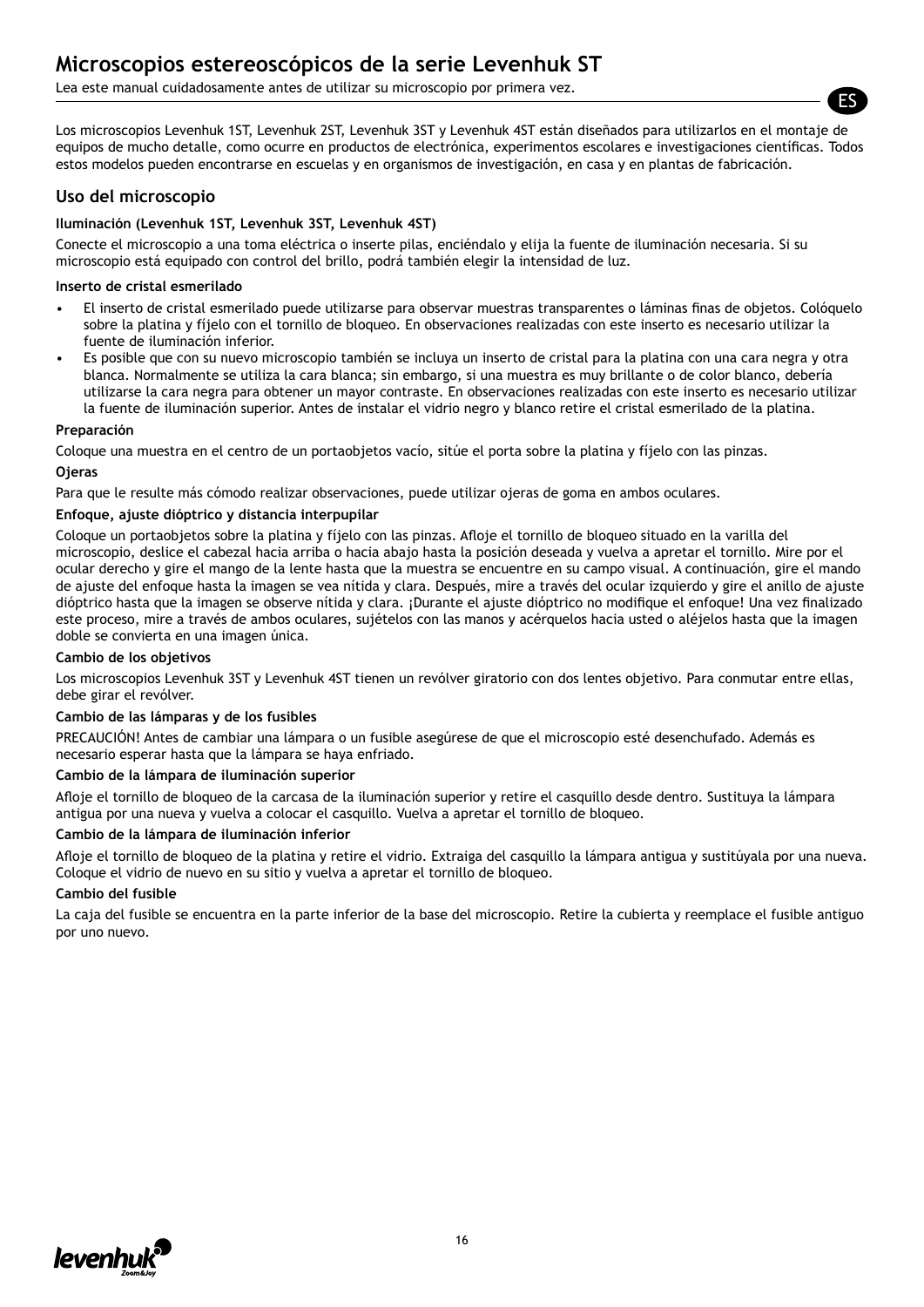# Microscopios estereoscópicos de la serie Levenhuk ST

Lea este manual cuidadosamente antes de utilizar su microscopio por primera vez.

Los microscopios Levenhuk 1ST, Levenhuk 2ST, Levenhuk 3ST y Levenhuk 4ST están diseñados para utilizarlos en el montaje de equipos de mucho detalle, como ocurre en productos de electrónica, experimentos escolares e investigaciones científicas. Todos estos modelos pueden encontrarse en escuelas y en organismos de investigación, en casa y en plantas de fabricación.

## Uso del microscopio

**Iluminación (Levenhuk 1ST, Levenhuk 3ST, Levenhuk 4ST)**

Conecte el microscopio a una toma eléctrica o inserte pilas, enciéndalo y elija la fuente de iluminación necesaria. Si su microscopio está equipado con control del brillo, podrá también elegir la intensidad de luz.

**Inserto de cristal esmerilado**

- El inserto de cristal esmerilado puede utilizarse para observar muestras transparentes o láminas finas de objetos. Colóquelo sobre la platina y fíjelo con el tornillo de bloqueo. En observaciones realizadas con este inserto es necesario utilizar la fuente de iluminación inferior.
- Es posible que con su nuevo microscopio también se incluya un inserto de cristal para la platina con una cara negra y otra blanca. Normalmente se utiliza la cara blanca; sin embargo, si una muestra es muy brillante o de color blanco, debería utilizarse la cara negra para obtener un mayor contraste. En observaciones realizadas con este inserto es necesario utilizar la fuente de iluminación superior. Antes de instalar el vidrio negro y blanco retire el cristal esmerilado de la platina.

**Preparación**

Coloque una muestra en el centro de un portaobjetos vacío, sitúe el porta sobre la platina y fíjelo con las pinzas.

**Ojeras**

Para que le resulte más cómodo realizar observaciones, puede utilizar ojeras de goma en ambos oculares.

**Enfoque, ajuste dióptrico y distancia interpupilar**

Coloque un portaobjetos sobre la platina y fíjelo con las pinzas. Afloje el tornillo de bloqueo situado en la varilla del microscopio, deslice el cabezal hacia arriba o hacia abajo hasta la posición deseada y vuelva a apretar el tornillo. Mire por el ocular derecho y gire el mango de la lente hasta que la muestra se encuentre en su campo visual. A continuación, gire el mando de ajuste del enfoque hasta la imagen se vea nítida y clara. Después, mire a través del ocular izquierdo y gire el anillo de ajuste dióptrico hasta que la imagen se observe nítida y clara. ¡Durante el ajuste dióptrico no modifique el enfoque! Una vez finalizado este proceso, mire a través de ambos oculares, sujételos con las manos y acérquelos hacia usted o aléjelos hasta que la imagen doble se convierta en una imagen única.

**Cambio de los objetivos**

Los microscopios Levenhuk 3ST y Levenhuk 4ST tienen un revólver giratorio con dos lentes objetivo. Para conmutar entre ellas, debe girar el revólver.

**Cambio de las lámparas y de los fusibles**

PRECAUCIÓN! Antes de cambiar una lámpara o un fusible asegúrese de que el microscopio esté desenchufado. Además es necesario esperar hasta que la lámpara se haya enfriado.

**Cambio de la lámpara de iluminación superior**

Afloje el tornillo de bloqueo de la carcasa de la iluminación superior y retire el casquillo desde dentro. Sustituya la lámpara antigua por una nueva y vuelva a colocar el casquillo. Vuelva a apretar el tornillo de bloqueo.

**Cambio de la lámpara de iluminación inferior**

Afloje el tornillo de bloqueo de la platina y retire el vidrio. Extraiga del casquillo la lámpara antigua y sustitúyala por una nueva. Coloque el vidrio de nuevo en su sitio y vuelva a apretar el tornillo de bloqueo.

**Cambio del fusible**

La caja del fusible se encuentra en la parte inferior de la base del microscopio. Retire la cubierta y reemplace el fusible antiguo por uno nuevo.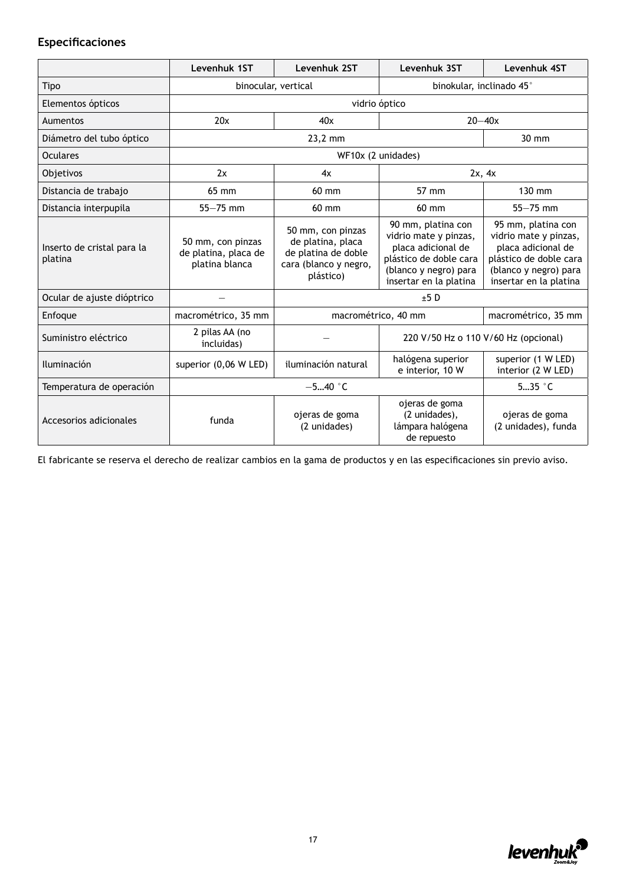## Especificaciones

| | Levenhuk 1ST | Levenhuk 2ST | Levenhuk 3ST | Levenhuk 4ST |
|---|---|---|---|---|
| Tipo | binocular, vertical | | binokular, inclinado 45° | |
| Elementos ópticos | vidrio óptico | | | |
| Aumentos | 20x | 40x | 20—40x | |
| Diámetro del tubo óptico | 23,2 mm | | | 30 mm |
| Oculares | WF10x (2 unidades) | | | |
| Objetivos | 2x | 4x | 2x, 4x | |
| Distancia de trabajo | 65 mm | 60 mm | 57 mm | 130 mm |
| Distancia interpupila | 55—75 mm | 60 mm | 60 mm | 55—75 mm |
| Inserto de cristal para la platina | 50 mm, con pinzas de platina, placa de platina blanca | 50 mm, con pinzas de platina, placa de platina de doble cara (blanco y negro, plástico) | 90 mm, platina con vidrio mate y pinzas, placa adicional de plástico de doble cara (blanco y negro) para insertar en la platina | 95 mm, platina con vidrio mate y pinzas, placa adicional de plástico de doble cara (blanco y negro) para insertar en la platina |
| Ocular de ajuste dióptrico | — | ±5 D | | |
| Enfoque | macrométrico, 35 mm | macrométrico, 40 mm | | macrométrico, 35 mm |
| Suministro eléctrico | 2 pilas AA (no incluidas) | — | 220 V/50 Hz o 110 V/60 Hz (opcional) | |
| Iluminación | superior (0,06 W LED) | iluminación natural | halógena superior e interior, 10 W | superior (1 W LED) interior (2 W LED) |
| Temperatura de operación | —5…40 °C | | | 5…35 °C |
| Accesorios adicionales | funda | ojeras de goma (2 unidades) | ojeras de goma (2 unidades), lámpara halógena de repuesto | ojeras de goma (2 unidades), funda |

El fabricante se reserva el derecho de realizar cambios en la gama de productos y en las especificaciones sin previo aviso.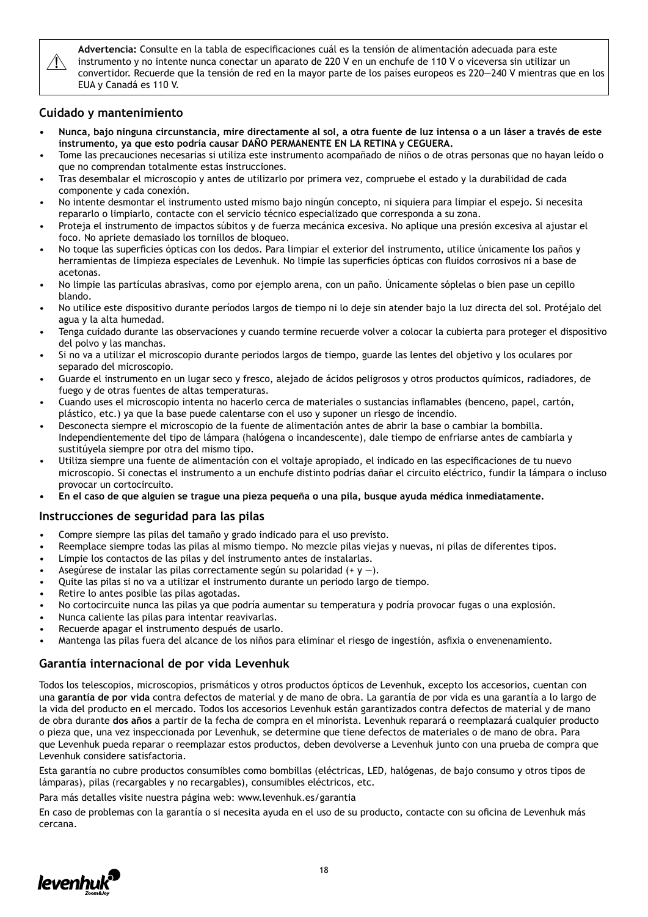⚠ **Advertencia:** Consulte en la tabla de especificaciones cuál es la tensión de alimentación adecuada para este instrumento y no intente nunca conectar un aparato de 220 V en un enchufe de 110 V o viceversa sin utilizar un convertidor. Recuerde que la tensión de red en la mayor parte de los países europeos es 220—240 V mientras que en los EUA y Canadá es 110 V.

## Cuidado y mantenimiento

- **Nunca, bajo ninguna circunstancia, mire directamente al sol, a otra fuente de luz intensa o a un láser a través de este instrumento, ya que esto podría causar DAÑO PERMANENTE EN LA RETINA y CEGUERA.**
- Tome las precauciones necesarias si utiliza este instrumento acompañado de niños o de otras personas que no hayan leído o que no comprendan totalmente estas instrucciones.
- Tras desembalar el microscopio y antes de utilizarlo por primera vez, compruebe el estado y la durabilidad de cada componente y cada conexión.
- No intente desmontar el instrumento usted mismo bajo ningún concepto, ni siquiera para limpiar el espejo. Si necesita repararlo o limpiarlo, contacte con el servicio técnico especializado que corresponda a su zona.
- Proteja el instrumento de impactos súbitos y de fuerza mecánica excesiva. No aplique una presión excesiva al ajustar el foco. No apriete demasiado los tornillos de bloqueo.
- No toque las superficies ópticas con los dedos. Para limpiar el exterior del instrumento, utilice únicamente los paños y herramientas de limpieza especiales de Levenhuk. No limpie las superficies ópticas con fluidos corrosivos ni a base de acetonas.
- No limpie las partículas abrasivas, como por ejemplo arena, con un paño. Únicamente sóplelas o bien pase un cepillo blando.
- No utilice este dispositivo durante períodos largos de tiempo ni lo deje sin atender bajo la luz directa del sol. Protéjalo del agua y la alta humedad.
- Tenga cuidado durante las observaciones y cuando termine recuerde volver a colocar la cubierta para proteger el dispositivo del polvo y las manchas.
- Si no va a utilizar el microscopio durante periodos largos de tiempo, guarde las lentes del objetivo y los oculares por separado del microscopio.
- Guarde el instrumento en un lugar seco y fresco, alejado de ácidos peligrosos y otros productos químicos, radiadores, de fuego y de otras fuentes de altas temperaturas.
- Cuando uses el microscopio intenta no hacerlo cerca de materiales o sustancias inflamables (benceno, papel, cartón, plástico, etc.) ya que la base puede calentarse con el uso y suponer un riesgo de incendio.
- Desconecta siempre el microscopio de la fuente de alimentación antes de abrir la base o cambiar la bombilla. Independientemente del tipo de lámpara (halógena o incandescente), dale tiempo de enfriarse antes de cambiarla y sustitúyela siempre por otra del mismo tipo.
- Utiliza siempre una fuente de alimentación con el voltaje apropiado, el indicado en las especificaciones de tu nuevo microscopio. Si conectas el instrumento a un enchufe distinto podrías dañar el circuito eléctrico, fundir la lámpara o incluso provocar un cortocircuito.
- **En el caso de que alguien se trague una pieza pequeña o una pila, busque ayuda médica inmediatamente.**

## Instrucciones de seguridad para las pilas

- Compre siempre las pilas del tamaño y grado indicado para el uso previsto.
- Reemplace siempre todas las pilas al mismo tiempo. No mezcle pilas viejas y nuevas, ni pilas de diferentes tipos.
- Limpie los contactos de las pilas y del instrumento antes de instalarlas.
- Asegúrese de instalar las pilas correctamente según su polaridad (+ y —).
- Quite las pilas si no va a utilizar el instrumento durante un periodo largo de tiempo.
- Retire lo antes posible las pilas agotadas.
- No cortocircuite nunca las pilas ya que podría aumentar su temperatura y podría provocar fugas o una explosión.
- Nunca caliente las pilas para intentar reavivarlas.
- Recuerde apagar el instrumento después de usarlo.
- Mantenga las pilas fuera del alcance de los niños para eliminar el riesgo de ingestión, asfixia o envenenamiento.

## Garantía internacional de por vida Levenhuk

Todos los telescopios, microscopios, prismáticos y otros productos ópticos de Levenhuk, excepto los accesorios, cuentan con una **garantía de por vida** contra defectos de material y de mano de obra. La garantía de por vida es una garantía a lo largo de la vida del producto en el mercado. Todos los accesorios Levenhuk están garantizados contra defectos de material y de mano de obra durante **dos años** a partir de la fecha de compra en el minorista. Levenhuk reparará o reemplazará cualquier producto o pieza que, una vez inspeccionada por Levenhuk, se determine que tiene defectos de materiales o de mano de obra. Para que Levenhuk pueda reparar o reemplazar estos productos, deben devolverse a Levenhuk junto con una prueba de compra que Levenhuk considere satisfactoria.

Esta garantía no cubre productos consumibles como bombillas (eléctricas, LED, halógenas, de bajo consumo y otros tipos de lámparas), pilas (recargables y no recargables), consumibles eléctricos, etc.

Para más detalles visite nuestra página web: www.levenhuk.es/garantia

En caso de problemas con la garantía o si necesita ayuda en el uso de su producto, contacte con su oficina de Levenhuk más cercana.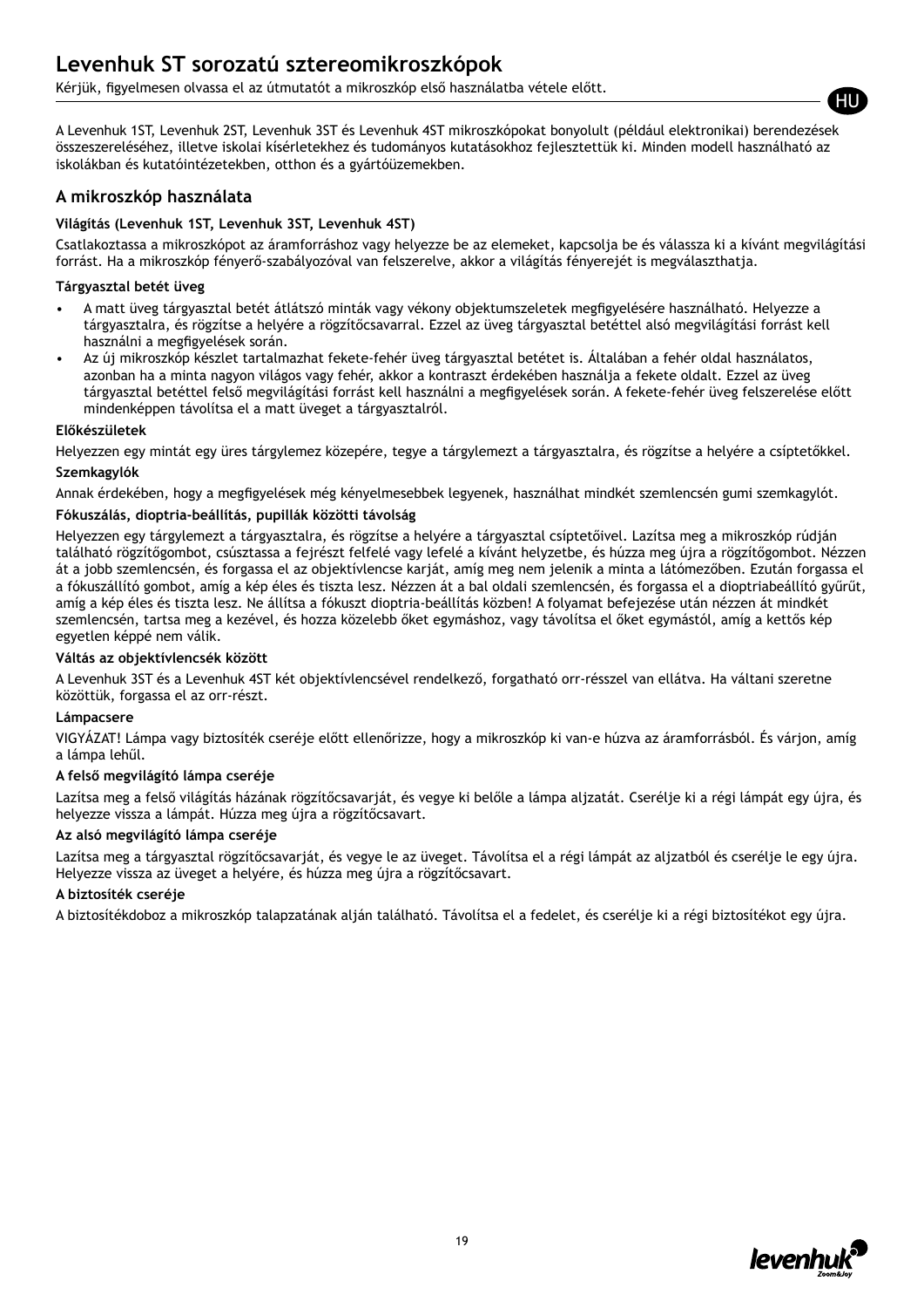# Levenhuk ST sorozatú sztereomikroszkópok

Kérjük, figyelmesen olvassa el az útmutatót a mikroszkóp első használatba vétele előtt.

A Levenhuk 1ST, Levenhuk 2ST, Levenhuk 3ST és Levenhuk 4ST mikroszkópokat bonyolult (például elektronikai) berendezések összeszereléséhez, illetve iskolai kísérletekhez és tudományos kutatásokhoz fejlesztettük ki. Minden modell használható az iskolákban és kutatóintézetekben, otthon és a gyártóüzemekben.

## A mikroszkóp használata

**Világítás (Levenhuk 1ST, Levenhuk 3ST, Levenhuk 4ST)**

Csatlakoztassa a mikroszkópot az áramforráshoz vagy helyezze be az elemeket, kapcsolja be és válassza ki a kívánt megvilágítási forrást. Ha a mikroszkóp fényerő-szabályozóval van felszerelve, akkor a világítás fényerejét is megválaszthatja.

**Tárgyasztal betét üveg**

- A matt üveg tárgyasztal betét átlátszó minták vagy vékony objektumszeletek megfigyelésére használható. Helyezze a tárgyasztalra, és rögzítse a helyére a rögzítőcsavarral. Ezzel az üveg tárgyasztal betéttel alsó megvilágítási forrást kell használni a megfigyelések során.
- Az új mikroszkóp készlet tartalmazhat fekete-fehér üveg tárgyasztal betétet is. Általában a fehér oldal használatos, azonban ha a minta nagyon világos vagy fehér, akkor a kontraszt érdekében használja a fekete oldalt. Ezzel az üveg tárgyasztal betéttel felső megvilágítási forrást kell használni a megfigyelések során. A fekete-fehér üveg felszerelése előtt mindenképpen távolítsa el a matt üveget a tárgyasztalról.

**Előkészületek**

Helyezzen egy mintát egy üres tárgylemez közepére, tegye a tárgylemezt a tárgyasztalra, és rögzítse a helyére a csíptetőkkel.

**Szemkagylók**

Annak érdekében, hogy a megfigyelések még kényelmesebbek legyenek, használhat mindkét szemlencsén gumi szemkagylót.

**Fókuszálás, dioptria-beállítás, pupillák közötti távolság**

Helyezzen egy tárgylemezt a tárgyasztalra, és rögzítse a helyére a tárgyasztal csíptetőivel. Lazítsa meg a mikroszkóp rúdján található rögzítőgombot, csúsztassa a fejrészt felfelé vagy lefelé a kívánt helyzetbe, és húzza meg újra a rögzítőgombot. Nézzen át a jobb szemlencsén, és forgassa el az objektívlencse karját, amíg meg nem jelenik a minta a látómezőben. Ezután forgassa el a fókuszállító gombot, amíg a kép éles és tiszta lesz. Nézzen át a bal oldali szemlencsén, és forgassa el a dioptriabeállító gyűrűt, amíg a kép éles és tiszta lesz. Ne állítsa a fókuszt dioptria-beállítás közben! A folyamat befejezése után nézzen át mindkét szemlencsén, tartsa meg a kezével, és hozza közelebb őket egymáshoz, vagy távolítsa el őket egymástól, amíg a kettős kép egyetlen képpé nem válik.

**Váltás az objektívlencsék között**

A Levenhuk 3ST és a Levenhuk 4ST két objektívlencsével rendelkező, forgatható orr-résszel van ellátva. Ha váltani szeretne közöttük, forgassa el az orr-részt.

**Lámpacsere**

VIGYÁZAT! Lámpa vagy biztosíték cseréje előtt ellenőrizze, hogy a mikroszkóp ki van-e húzva az áramforrásból. És várjon, amíg a lámpa lehűl.

**A felső megvilágító lámpa cseréje**

Lazítsa meg a felső világítás házának rögzítőcsavarját, és vegye ki belőle a lámpa aljzatát. Cserélje ki a régi lámpát egy újra, és helyezze vissza a lámpát. Húzza meg újra a rögzítőcsavart.

**Az alsó megvilágító lámpa cseréje**

Lazítsa meg a tárgyasztal rögzítőcsavarját, és vegye le az üveget. Távolítsa el a régi lámpát az aljzatból és cserélje le egy újra. Helyezze vissza az üveget a helyére, és húzza meg újra a rögzítőcsavart.

**A biztosíték cseréje**

A biztosítékdoboz a mikroszkóp talapzatának alján található. Távolítsa el a fedelet, és cserélje ki a régi biztosítékot egy újra.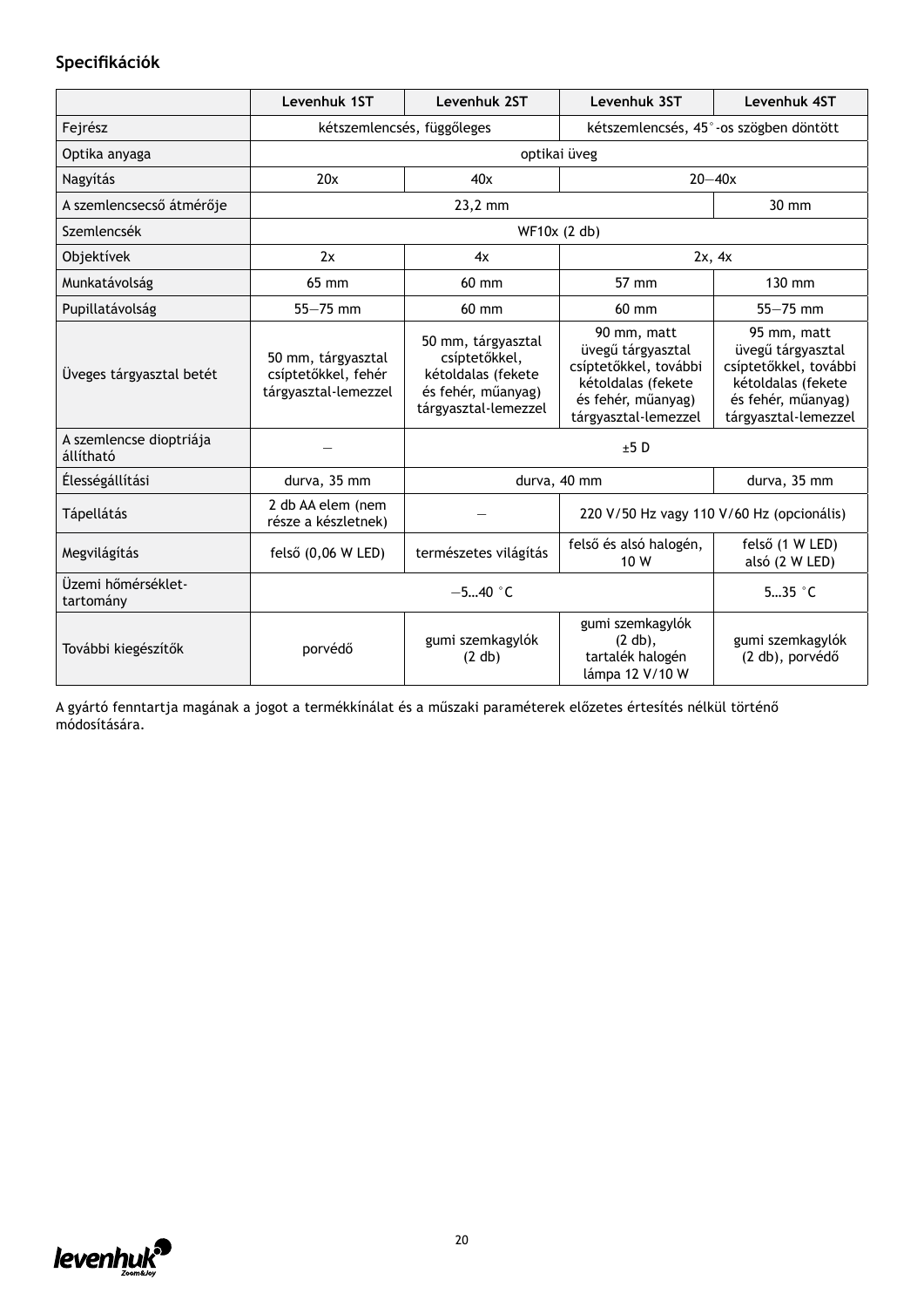## Specifikációk

| | Levenhuk 1ST | Levenhuk 2ST | Levenhuk 3ST | Levenhuk 4ST |
|---|---|---|---|---|
| Fejrész | kétszemlencsés, függőleges | | kétszemlencsés, 45°-os szögben döntött | |
| Optika anyaga | optikai üveg | | | |
| Nagyítás | 20x | 40x | 20—40x | |
| A szemlencsecső átmérője | 23,2 mm | | | 30 mm |
| Szemlencsék | WF10x (2 db) | | | |
| Objektívek | 2x | 4x | 2x, 4x | |
| Munkatávolság | 65 mm | 60 mm | 57 mm | 130 mm |
| Pupillatávolság | 55—75 mm | 60 mm | 60 mm | 55—75 mm |
| Üveges tárgyasztal betét | 50 mm, tárgyasztal csíptetőkkel, fehér tárgyasztal-lemezzel | 50 mm, tárgyasztal csíptetőkkel, kétoldalas (fekete és fehér, műanyag) tárgyasztal-lemezzel | 90 mm, matt üvegű tárgyasztal csíptetőkkel, további kétoldalas (fekete és fehér, műanyag) tárgyasztal-lemezzel | 95 mm, matt üvegű tárgyasztal csíptetőkkel, további kétoldalas (fekete és fehér, műanyag) tárgyasztal-lemezzel |
| A szemlencse dioptriája állítható | — | ±5 D | | |
| Élességállítási | durva, 35 mm | durva, 40 mm | | durva, 35 mm |
| Tápellátás | 2 db AA elem (nem része a készletnek) | — | 220 V/50 Hz vagy 110 V/60 Hz (opcionális) | |
| Megvilágítás | felső (0,06 W LED) | természetes világítás | felső és alsó halogén, 10 W | felső (1 W LED) alsó (2 W LED) |
| Üzemi hőmérséklet-tartomány | —5…40 °C | | | 5…35 °C |
| További kiegészítők | porvédő | gumi szemkagylók (2 db) | gumi szemkagylók (2 db), tartalék halogén lámpa 12 V/10 W | gumi szemkagylók (2 db), porvédő |

A gyártó fenntartja magának a jogot a termékkínálat és a műszaki paraméterek előzetes értesítés nélkül történő módosítására.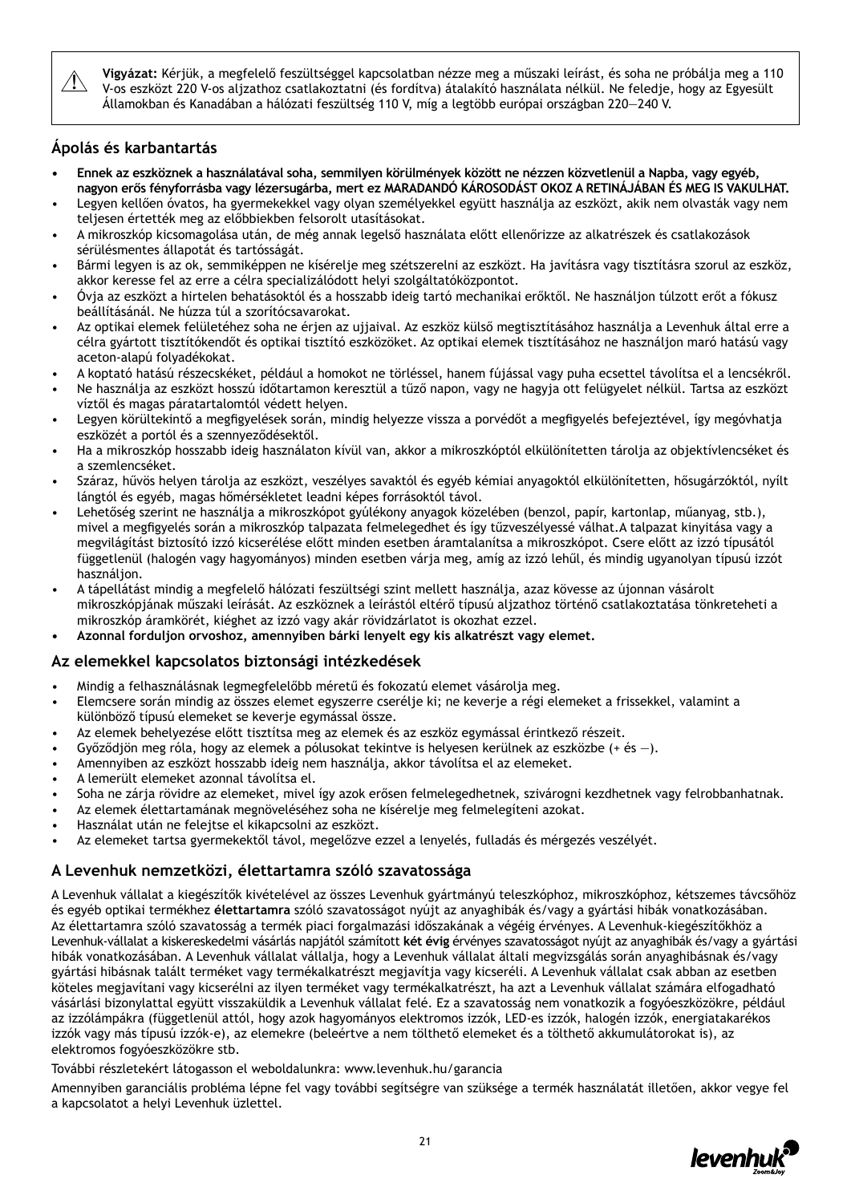⚠ **Vigyázat:** Kérjük, a megfelelő feszültséggel kapcsolatban nézze meg a műszaki leírást, és soha ne próbálja meg a 110 V-os eszközt 220 V-os aljzathoz csatlakoztatni (és fordítva) átalakító használata nélkül. Ne feledje, hogy az Egyesült Államokban és Kanadában a hálózati feszültség 110 V, míg a legtöbb európai országban 220—240 V.

## Ápolás és karbantartás

- **Ennek az eszköznek a használatával soha, semmilyen körülmények között ne nézzen közvetlenül a Napba, vagy egyéb, nagyon erős fényforrásba vagy lézersugárba, mert ez MARADANDÓ KÁROSODÁST OKOZ A RETINÁJÁBAN ÉS MEG IS VAKULHAT.**
- Legyen kellően óvatos, ha gyermekekkel vagy olyan személyekkel együtt használja az eszközt, akik nem olvasták vagy nem teljesen értették meg az előbbiekben felsorolt utasításokat.
- A mikroszkóp kicsomagolása után, de még annak legelső használata előtt ellenőrizze az alkatrészek és csatlakozások sérülésmentes állapotát és tartósságát.
- Bármi legyen is az ok, semmiképpen ne kísérelje meg szétszerelni az eszközt. Ha javításra vagy tisztításra szorul az eszköz, akkor keresse fel az erre a célra specializálódott helyi szolgáltatóközpontot.
- Óvja az eszközt a hirtelen behatásoktól és a hosszabb ideig tartó mechanikai erőktől. Ne használjon túlzott erőt a fókusz beállításánál. Ne húzza túl a szorítócsavarokat.
- Az optikai elemek felületéhez soha ne érjen az ujjaival. Az eszköz külső megtisztításához használja a Levenhuk által erre a célra gyártott tisztítókendőt és optikai tisztító eszközöket. Az optikai elemek tisztításához ne használjon maró hatású vagy aceton-alapú folyadékokat.
- A koptató hatású részecskéket, például a homokot ne törléssel, hanem fújással vagy puha ecsettel távolítsa el a lencsékről.
- Ne használja az eszközt hosszú időtartamon keresztül a tűző napon, vagy ne hagyja ott felügyelet nélkül. Tartsa az eszközt víztől és magas páratartalomtól védett helyen.
- Legyen körültekintő a megfigyelések során, mindig helyezze vissza a porvédőt a megfigyelés befejeztével, így megóvhatja eszközét a portól és a szennyeződésektől.
- Ha a mikroszkóp hosszabb ideig használaton kívül van, akkor a mikroszkóptól elkülönítetten tárolja az objektívlencséket és a szemlencséket.
- Száraz, hűvös helyen tárolja az eszközt, veszélyes savaktól és egyéb kémiai anyagoktól elkülönítetten, hősugárzóktól, nyílt lángtól és egyéb, magas hőmérsékletet leadni képes forrásoktól távol.
- Lehetőség szerint ne használja a mikroszkópot gyúlékony anyagok közelében (benzol, papír, kartonlap, műanyag, stb.), mivel a megfigyelés során a mikroszkóp talpazata felmelegedhet és így tűzveszélyessé válhat.A talpazat kinyitása vagy a megvilágítást biztosító izzó kicserélése előtt minden esetben áramtalanítsa a mikroszkópot. Csere előtt az izzó típusától függetlenül (halogén vagy hagyományos) minden esetben várja meg, amíg az izzó lehűl, és mindig ugyanolyan típusú izzót használjon.
- A tápellátást mindig a megfelelő hálózati feszültségi szint mellett használja, azaz kövesse az újonnan vásárolt mikroszkópjának műszaki leírását. Az eszköznek a leírástól eltérő típusú aljzathoz történő csatlakoztatása tönkreteheti a mikroszkóp áramkörét, kiéghet az izzó vagy akár rövidzárlatot is okozhat ezzel.
- **Azonnal forduljon orvoshoz, amennyiben bárki lenyelt egy kis alkatrészt vagy elemet.**

## Az elemekkel kapcsolatos biztonsági intézkedések

- Mindig a felhasználásnak legmegfelelőbb méretű és fokozatú elemet vásárolja meg.
- Elemcsere során mindig az összes elemet egyszerre cserélje ki; ne keverje a régi elemeket a frissekkel, valamint a különböző típusú elemeket se keverje egymással össze.
- Az elemek behelyezése előtt tisztítsa meg az elemek és az eszköz egymással érintkező részeit.
- Győződjön meg róla, hogy az elemek a pólusokat tekintve is helyesen kerülnek az eszközbe (+ és —).
- Amennyiben az eszközt hosszabb ideig nem használja, akkor távolítsa el az elemeket.
- A lemerült elemeket azonnal távolítsa el.
- Soha ne zárja rövidre az elemeket, mivel így azok erősen felmelegedhetnek, szivárogni kezdhetnek vagy felrobbanhatnak.
- Az elemek élettartamának megnöveléséhez soha ne kísérelje meg felmelegíteni azokat.
- Használat után ne felejtse el kikapcsolni az eszközt.
- Az elemeket tartsa gyermekektől távol, megelőzve ezzel a lenyelés, fulladás és mérgezés veszélyét.

## A Levenhuk nemzetközi, élettartamra szóló szavatossága

A Levenhuk vállalat a kiegészítők kivételével az összes Levenhuk gyártmányú teleszkóphoz, mikroszkóphoz, kétszemes távcsőhöz és egyéb optikai termékhez **élettartamra** szóló szavatosságot nyújt az anyaghibák és/vagy a gyártási hibák vonatkozásában. Az élettartamra szóló szavatosság a termék piaci forgalmazási időszakának a végéig érvényes. A Levenhuk-kiegészítőkhöz a Levenhuk-vállalat a kiskereskedelmi vásárlás napjától számított **két évig** érvényes szavatosságot nyújt az anyaghibák és/vagy a gyártási hibák vonatkozásában. A Levenhuk vállalat vállalja, hogy a Levenhuk vállalat általi megvizsgálás során anyaghibásnak és/vagy gyártási hibásnak talált terméket vagy termékalkatrészt megjavítja vagy kicseréli. A Levenhuk vállalat csak abban az esetben köteles megjavítani vagy kicserélni az ilyen terméket vagy termékalkatrészt, ha azt a Levenhuk vállalat számára elfogadható vásárlási bizonylattal együtt visszaküldik a Levenhuk vállalat felé. Ez a szavatosság nem vonatkozik a fogyóeszközökre, például az izzólámpákra (függetlenül attól, hogy azok hagyományos elektromos izzók, LED-es izzók, halogén izzók, energiatakarékos izzók vagy más típusú izzók-e), az elemekre (beleértve a nem tölthető elemeket és a tölthető akkumulátorokat is), az elektromos fogyóeszközökre stb.

További részletekért látogasson el weboldalunkra: www.levenhuk.hu/garancia

Amennyiben garanciális probléma lépne fel vagy további segítségre van szüksége a termék használatát illetően, akkor vegye fel a kapcsolatot a helyi Levenhuk üzlettel.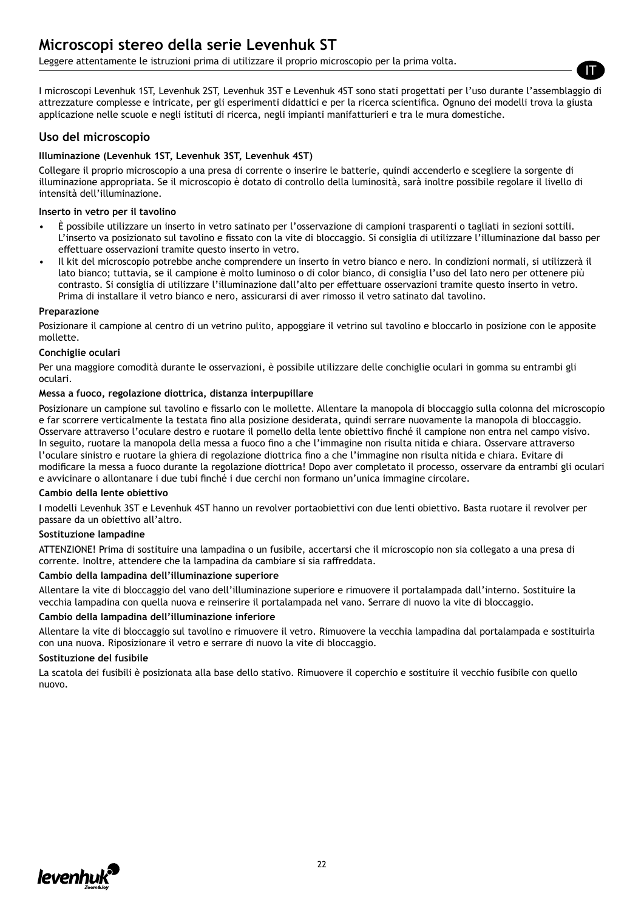# Microscopi stereo della serie Levenhuk ST

Leggere attentamente le istruzioni prima di utilizzare il proprio microscopio per la prima volta.

I microscopi Levenhuk 1ST, Levenhuk 2ST, Levenhuk 3ST e Levenhuk 4ST sono stati progettati per l'uso durante l'assemblaggio di attrezzature complesse e intricate, per gli esperimenti didattici e per la ricerca scientifica. Ognuno dei modelli trova la giusta applicazione nelle scuole e negli istituti di ricerca, negli impianti manifatturieri e tra le mura domestiche.

## Uso del microscopio

**Illuminazione (Levenhuk 1ST, Levenhuk 3ST, Levenhuk 4ST)**

Collegare il proprio microscopio a una presa di corrente o inserire le batterie, quindi accenderlo e scegliere la sorgente di illuminazione appropriata. Se il microscopio è dotato di controllo della luminosità, sarà inoltre possibile regolare il livello di intensità dell'illuminazione.

**Inserto in vetro per il tavolino**

- È possibile utilizzare un inserto in vetro satinato per l'osservazione di campioni trasparenti o tagliati in sezioni sottili. L'inserto va posizionato sul tavolino e fissato con la vite di bloccaggio. Si consiglia di utilizzare l'illuminazione dal basso per effettuare osservazioni tramite questo inserto in vetro.
- Il kit del microscopio potrebbe anche comprendere un inserto in vetro bianco e nero. In condizioni normali, si utilizzerà il lato bianco; tuttavia, se il campione è molto luminoso o di color bianco, di consiglia l'uso del lato nero per ottenere più contrasto. Si consiglia di utilizzare l'illuminazione dall'alto per effettuare osservazioni tramite questo inserto in vetro. Prima di installare il vetro bianco e nero, assicurarsi di aver rimosso il vetro satinato dal tavolino.

**Preparazione**

Posizionare il campione al centro di un vetrino pulito, appoggiare il vetrino sul tavolino e bloccarlo in posizione con le apposite mollette.

**Conchiglie oculari**

Per una maggiore comodità durante le osservazioni, è possibile utilizzare delle conchiglie oculari in gomma su entrambi gli oculari.

**Messa a fuoco, regolazione diottrica, distanza interpupillare**

Posizionare un campione sul tavolino e fissarlo con le mollette. Allentare la manopola di bloccaggio sulla colonna del microscopio e far scorrere verticalmente la testata fino alla posizione desiderata, quindi serrare nuovamente la manopola di bloccaggio. Osservare attraverso l'oculare destro e ruotare il pomello della lente obiettivo finché il campione non entra nel campo visivo. In seguito, ruotare la manopola della messa a fuoco fino a che l'immagine non risulta nitida e chiara. Osservare attraverso l'oculare sinistro e ruotare la ghiera di regolazione diottrica fino a che l'immagine non risulta nitida e chiara. Evitare di modificare la messa a fuoco durante la regolazione diottrica! Dopo aver completato il processo, osservare da entrambi gli oculari e avvicinare o allontanare i due tubi finché i due cerchi non formano un'unica immagine circolare.

**Cambio della lente obiettivo**

I modelli Levenhuk 3ST e Levenhuk 4ST hanno un revolver portaobiettivi con due lenti obiettivo. Basta ruotare il revolver per passare da un obiettivo all'altro.

**Sostituzione lampadine**

ATTENZIONE! Prima di sostituire una lampadina o un fusibile, accertarsi che il microscopio non sia collegato a una presa di corrente. Inoltre, attendere che la lampadina da cambiare si sia raffreddata.

**Cambio della lampadina dell'illuminazione superiore**

Allentare la vite di bloccaggio del vano dell'illuminazione superiore e rimuovere il portalampada dall'interno. Sostituire la vecchia lampadina con quella nuova e reinserire il portalampada nel vano. Serrare di nuovo la vite di bloccaggio.

**Cambio della lampadina dell'illuminazione inferiore**

Allentare la vite di bloccaggio sul tavolino e rimuovere il vetro. Rimuovere la vecchia lampadina dal portalampada e sostituirla con una nuova. Riposizionare il vetro e serrare di nuovo la vite di bloccaggio.

**Sostituzione del fusibile**

La scatola dei fusibili è posizionata alla base dello stativo. Rimuovere il coperchio e sostituire il vecchio fusibile con quello nuovo.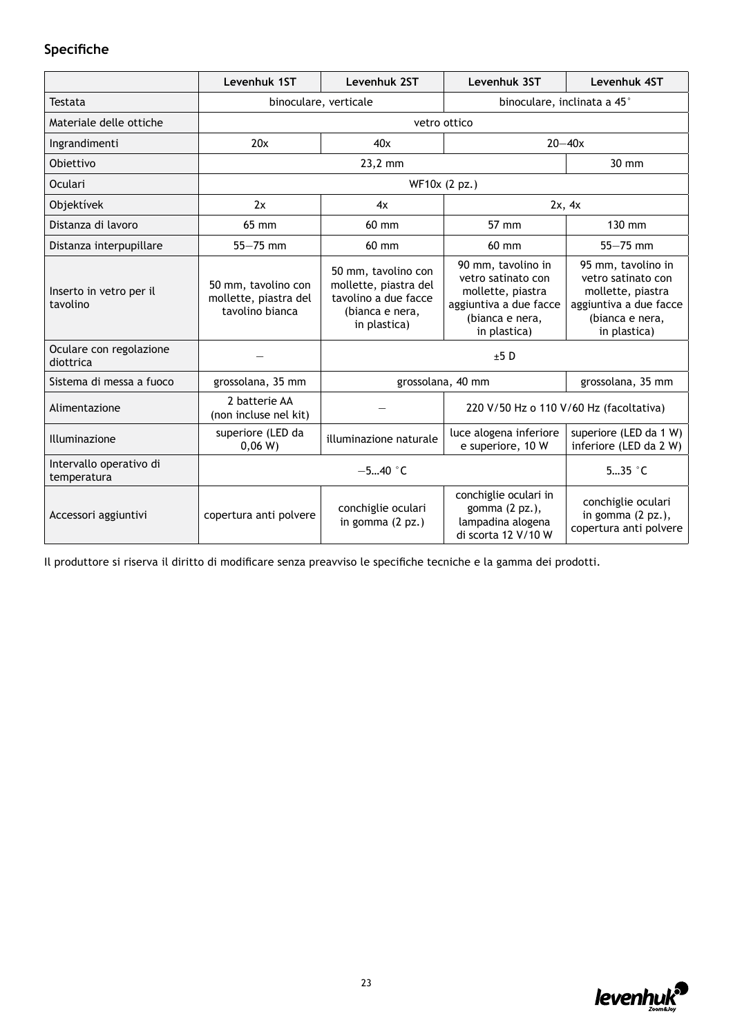## Specifiche

| | Levenhuk 1ST | Levenhuk 2ST | Levenhuk 3ST | Levenhuk 4ST |
|---|---|---|---|---|
| Testata | binoculare, verticale | | binoculare, inclinata a 45° | |
| Materiale delle ottiche | vetro ottico | | | |
| Ingrandimenti | 20x | 40x | 20—40x | |
| Obiettivo | 23,2 mm | | | 30 mm |
| Oculari | WF10x (2 pz.) | | | |
| Objektívek | 2x | 4x | 2x, 4x | |
| Distanza di lavoro | 65 mm | 60 mm | 57 mm | 130 mm |
| Distanza interpupillare | 55—75 mm | 60 mm | 60 mm | 55—75 mm |
| Inserto in vetro per il tavolino | 50 mm, tavolino con mollette, piastra del tavolino bianca | 50 mm, tavolino con mollette, piastra del tavolino a due facce (bianca e nera, in plastica) | 90 mm, tavolino in vetro satinato con mollette, piastra aggiuntiva a due facce (bianca e nera, in plastica) | 95 mm, tavolino in vetro satinato con mollette, piastra aggiuntiva a due facce (bianca e nera, in plastica) |
| Oculare con regolazione diottrica | — | ±5 D | | |
| Sistema di messa a fuoco | grossolana, 35 mm | grossolana, 40 mm | | grossolana, 35 mm |
| Alimentazione | 2 batterie AA (non incluse nel kit) | — | 220 V/50 Hz o 110 V/60 Hz (facoltativa) | |
| Illuminazione | superiore (LED da 0,06 W) | illuminazione naturale | luce alogena inferiore e superiore, 10 W | superiore (LED da 1 W) inferiore (LED da 2 W) |
| Intervallo operativo di temperatura | —5…40 °C | | | 5…35 °C |
| Accessori aggiuntivi | copertura anti polvere | conchiglie oculari in gomma (2 pz.) | conchiglie oculari in gomma (2 pz.), lampadina alogena di scorta 12 V/10 W | conchiglie oculari in gomma (2 pz.), copertura anti polvere |

Il produttore si riserva il diritto di modificare senza preavviso le specifiche tecniche e la gamma dei prodotti.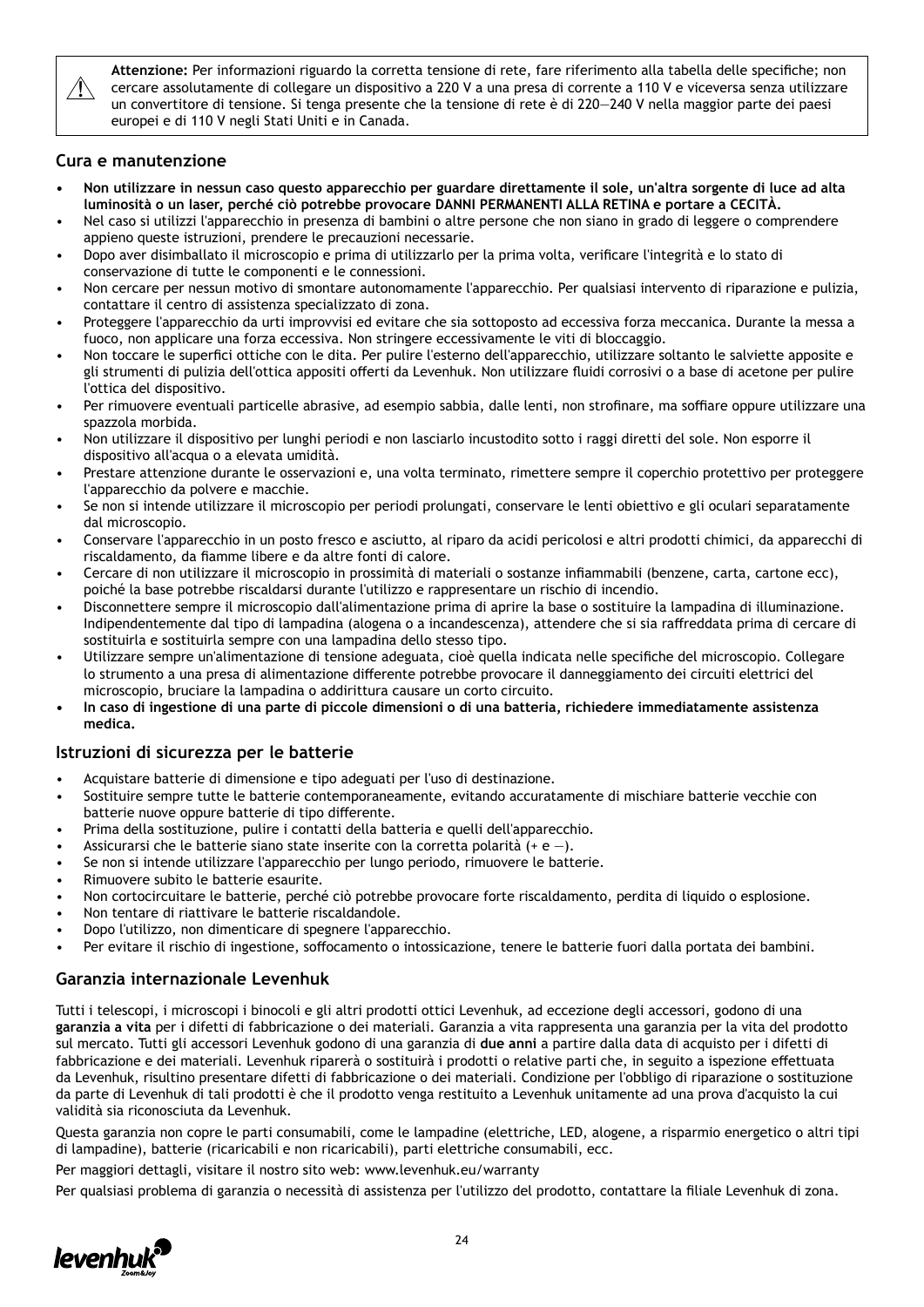⚠ **Attenzione:** Per informazioni riguardo la corretta tensione di rete, fare riferimento alla tabella delle specifiche; non cercare assolutamente di collegare un dispositivo a 220 V a una presa di corrente a 110 V e viceversa senza utilizzare un convertitore di tensione. Si tenga presente che la tensione di rete è di 220—240 V nella maggior parte dei paesi europei e di 110 V negli Stati Uniti e in Canada.

## Cura e manutenzione

- **Non utilizzare in nessun caso questo apparecchio per guardare direttamente il sole, un'altra sorgente di luce ad alta luminosità o un laser, perché ciò potrebbe provocare DANNI PERMANENTI ALLA RETINA e portare a CECITÀ.**
- Nel caso si utilizzi l'apparecchio in presenza di bambini o altre persone che non siano in grado di leggere o comprendere appieno queste istruzioni, prendere le precauzioni necessarie.
- Dopo aver disimballato il microscopio e prima di utilizzarlo per la prima volta, verificare l'integrità e lo stato di conservazione di tutte le componenti e le connessioni.
- Non cercare per nessun motivo di smontare autonomamente l'apparecchio. Per qualsiasi intervento di riparazione e pulizia, contattare il centro di assistenza specializzato di zona.
- Proteggere l'apparecchio da urti improvvisi ed evitare che sia sottoposto ad eccessiva forza meccanica. Durante la messa a fuoco, non applicare una forza eccessiva. Non stringere eccessivamente le viti di bloccaggio.
- Non toccare le superfici ottiche con le dita. Per pulire l'esterno dell'apparecchio, utilizzare soltanto le salviette apposite e gli strumenti di pulizia dell'ottica appositi offerti da Levenhuk. Non utilizzare fluidi corrosivi o a base di acetone per pulire l'ottica del dispositivo.
- Per rimuovere eventuali particelle abrasive, ad esempio sabbia, dalle lenti, non strofinare, ma soffiare oppure utilizzare una spazzola morbida.
- Non utilizzare il dispositivo per lunghi periodi e non lasciarlo incustodito sotto i raggi diretti del sole. Non esporre il dispositivo all'acqua o a elevata umidità.
- Prestare attenzione durante le osservazioni e, una volta terminato, rimettere sempre il coperchio protettivo per proteggere l'apparecchio da polvere e macchie.
- Se non si intende utilizzare il microscopio per periodi prolungati, conservare le lenti obiettivo e gli oculari separatamente dal microscopio.
- Conservare l'apparecchio in un posto fresco e asciutto, al riparo da acidi pericolosi e altri prodotti chimici, da apparecchi di riscaldamento, da fiamme libere e da altre fonti di calore.
- Cercare di non utilizzare il microscopio in prossimità di materiali o sostanze infiammabili (benzene, carta, cartone ecc), poiché la base potrebbe riscaldarsi durante l'utilizzo e rappresentare un rischio di incendio.
- Disconnettere sempre il microscopio dall'alimentazione prima di aprire la base o sostituire la lampadina di illuminazione. Indipendentemente dal tipo di lampadina (alogena o a incandescenza), attendere che si sia raffreddata prima di cercare di sostituirla e sostituirla sempre con una lampadina dello stesso tipo.
- Utilizzare sempre un'alimentazione di tensione adeguata, cioè quella indicata nelle specifiche del microscopio. Collegare lo strumento a una presa di alimentazione differente potrebbe provocare il danneggiamento dei circuiti elettrici del microscopio, bruciare la lampadina o addirittura causare un corto circuito.
- **In caso di ingestione di una parte di piccole dimensioni o di una batteria, richiedere immediatamente assistenza medica.**

## Istruzioni di sicurezza per le batterie

- Acquistare batterie di dimensione e tipo adeguati per l'uso di destinazione.
- Sostituire sempre tutte le batterie contemporaneamente, evitando accuratamente di mischiare batterie vecchie con batterie nuove oppure batterie di tipo differente.
- Prima della sostituzione, pulire i contatti della batteria e quelli dell'apparecchio.
- Assicurarsi che le batterie siano state inserite con la corretta polarità (+ e —).
- Se non si intende utilizzare l'apparecchio per lungo periodo, rimuovere le batterie.
- Rimuovere subito le batterie esaurite.
- Non cortocircuitare le batterie, perché ciò potrebbe provocare forte riscaldamento, perdita di liquido o esplosione.
- Non tentare di riattivare le batterie riscaldandole.
- Dopo l'utilizzo, non dimenticare di spegnere l'apparecchio.
- Per evitare il rischio di ingestione, soffocamento o intossicazione, tenere le batterie fuori dalla portata dei bambini.

## Garanzia internazionale Levenhuk

Tutti i telescopi, i microscopi i binocoli e gli altri prodotti ottici Levenhuk, ad eccezione degli accessori, godono di una **garanzia a vita** per i difetti di fabbricazione o dei materiali. Garanzia a vita rappresenta una garanzia per la vita del prodotto sul mercato. Tutti gli accessori Levenhuk godono di una garanzia di **due anni** a partire dalla data di acquisto per i difetti di fabbricazione e dei materiali. Levenhuk riparerà o sostituirà i prodotti o relative parti che, in seguito a ispezione effettuata da Levenhuk, risultino presentare difetti di fabbricazione o dei materiali. Condizione per l'obbligo di riparazione o sostituzione da parte di Levenhuk di tali prodotti è che il prodotto venga restituito a Levenhuk unitamente ad una prova d'acquisto la cui validità sia riconosciuta da Levenhuk.

Questa garanzia non copre le parti consumabili, come le lampadine (elettriche, LED, alogene, a risparmio energetico o altri tipi di lampadine), batterie (ricaricabili e non ricaricabili), parti elettriche consumabili, ecc.

Per maggiori dettagli, visitare il nostro sito web: www.levenhuk.eu/warranty

Per qualsiasi problema di garanzia o necessità di assistenza per l'utilizzo del prodotto, contattare la filiale Levenhuk di zona.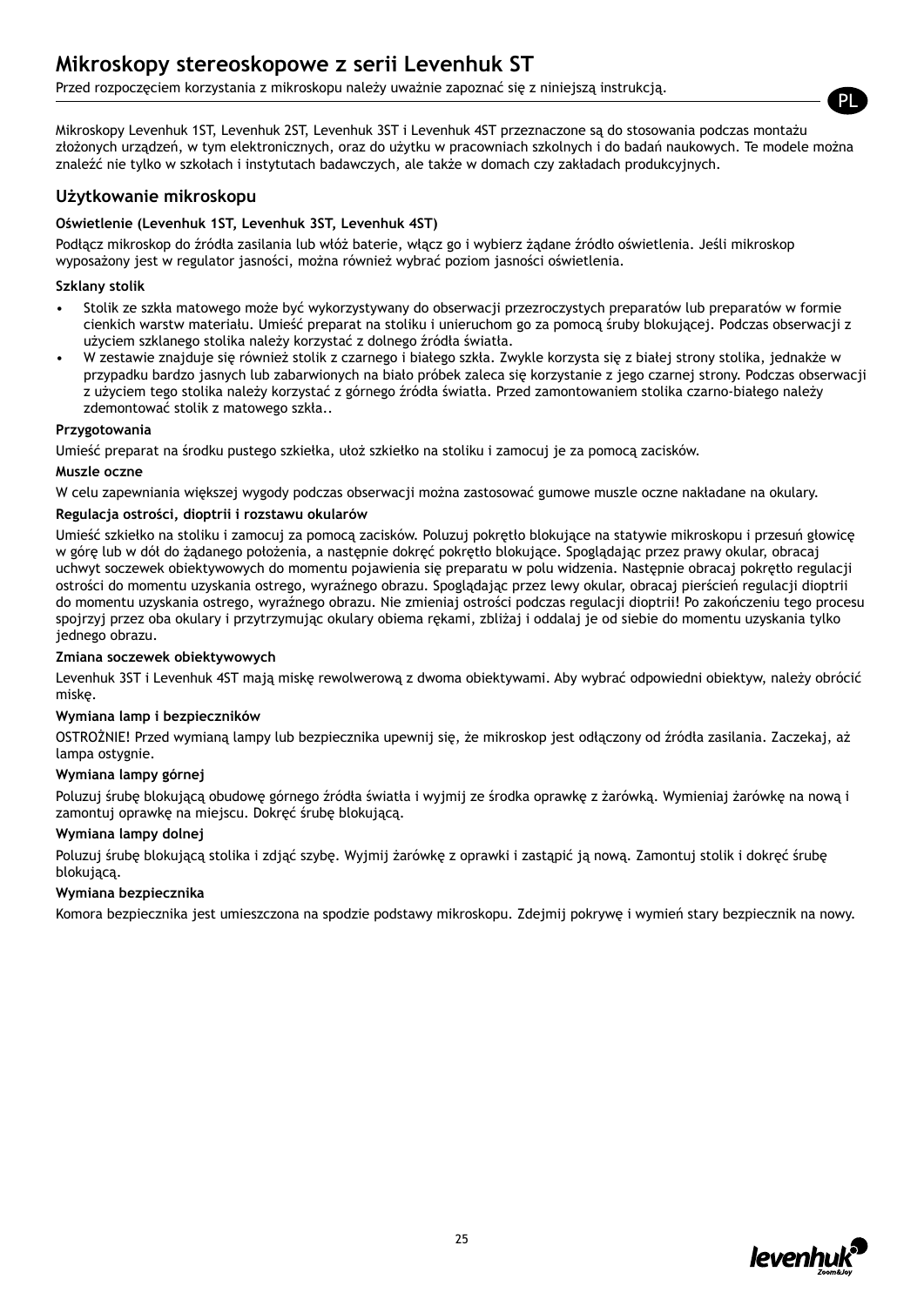# Mikroskopy stereoskopowe z serii Levenhuk ST

Przed rozpoczęciem korzystania z mikroskopu należy uważnie zapoznać się z niniejszą instrukcją.

Mikroskopy Levenhuk 1ST, Levenhuk 2ST, Levenhuk 3ST i Levenhuk 4ST przeznaczone są do stosowania podczas montażu złożonych urządzeń, w tym elektronicznych, oraz do użytku w pracowniach szkolnych i do badań naukowych. Te modele można znaleźć nie tylko w szkołach i instytutach badawczych, ale także w domach czy zakładach produkcyjnych.

## Użytkowanie mikroskopu

**Oświetlenie (Levenhuk 1ST, Levenhuk 3ST, Levenhuk 4ST)**

Podłącz mikroskop do źródła zasilania lub włóż baterie, włącz go i wybierz żądane źródło oświetlenia. Jeśli mikroskop wyposażony jest w regulator jasności, można również wybrać poziom jasności oświetlenia.

**Szklany stolik**

- Stolik ze szkła matowego może być wykorzystywany do obserwacji przezroczystych preparatów lub preparatów w formie cienkich warstw materiału. Umieść preparat na stoliku i unieruchom go za pomocą śruby blokującej. Podczas obserwacji z użyciem szklanego stolika należy korzystać z dolnego źródła światła.
- W zestawie znajduje się również stolik z czarnego i białego szkła. Zwykle korzysta się z białej strony stolika, jednakże w przypadku bardzo jasnych lub zabarwionych na biało próbek zaleca się korzystanie z jego czarnej strony. Podczas obserwacji z użyciem tego stolika należy korzystać z górnego źródła światła. Przed zamontowaniem stolika czarno-białego należy zdemontować stolik z matowego szkła..

**Przygotowania**

Umieść preparat na środku pustego szkiełka, ułóż szkiełko na stoliku i zamocuj je za pomocą zacisków.

**Muszle oczne**

W celu zapewniania większej wygody podczas obserwacji można zastosować gumowe muszle oczne nakładane na okulary.

**Regulacja ostrości, dioptrii i rozstawu okularów**

Umieść szkiełko na stoliku i zamocuj za pomocą zacisków. Poluzuj pokrętło blokujące na statywie mikroskopu i przesuń głowicę w górę lub w dół do żądanego położenia, a następnie dokręć pokrętło blokujące. Spoglądając przez prawy okular, obracaj uchwyt soczewek obiektywowych do momentu pojawienia się preparatu w polu widzenia. Następnie obracaj pokrętło regulacji ostrości do momentu uzyskania ostrego, wyraźnego obrazu. Spoglądając przez lewy okular, obracaj pierścień regulacji dioptrii do momentu uzyskania ostrego, wyraźnego obrazu. Nie zmieniaj ostrości podczas regulacji dioptrii! Po zakończeniu tego procesu spojrzyj przez oba okulary i przytrzymując okulary obiema rękami, zbliżaj i oddalaj je od siebie do momentu uzyskania tylko jednego obrazu.

**Zmiana soczewek obiektywowych**

Levenhuk 3ST i Levenhuk 4ST mają miskę rewolwerową z dwoma obiektywami. Aby wybrać odpowiedni obiektyw, należy obrócić miskę.

**Wymiana lamp i bezpieczników**

OSTROŻNIE! Przed wymianą lampy lub bezpiecznika upewnij się, że mikroskop jest odłączony od źródła zasilania. Zaczekaj, aż lampa ostygnie.

**Wymiana lampy górnej**

Poluzuj śrubę blokującą obudowę górnego źródła światła i wyjmij ze środka oprawkę z żarówką. Wymieniaj żarówkę na nową i zamontuj oprawkę na miejscu. Dokręć śrubę blokującą.

**Wymiana lampy dolnej**

Poluzuj śrubę blokującą stolika i zdjąć szybę. Wyjmij żarówkę z oprawki i zastąpić ją nową. Zamontuj stolik i dokręć śrubę blokującą.

**Wymiana bezpiecznika**

Komora bezpiecznika jest umieszczona na spodzie podstawy mikroskopu. Zdejmij pokrywę i wymień stary bezpiecznik na nowy.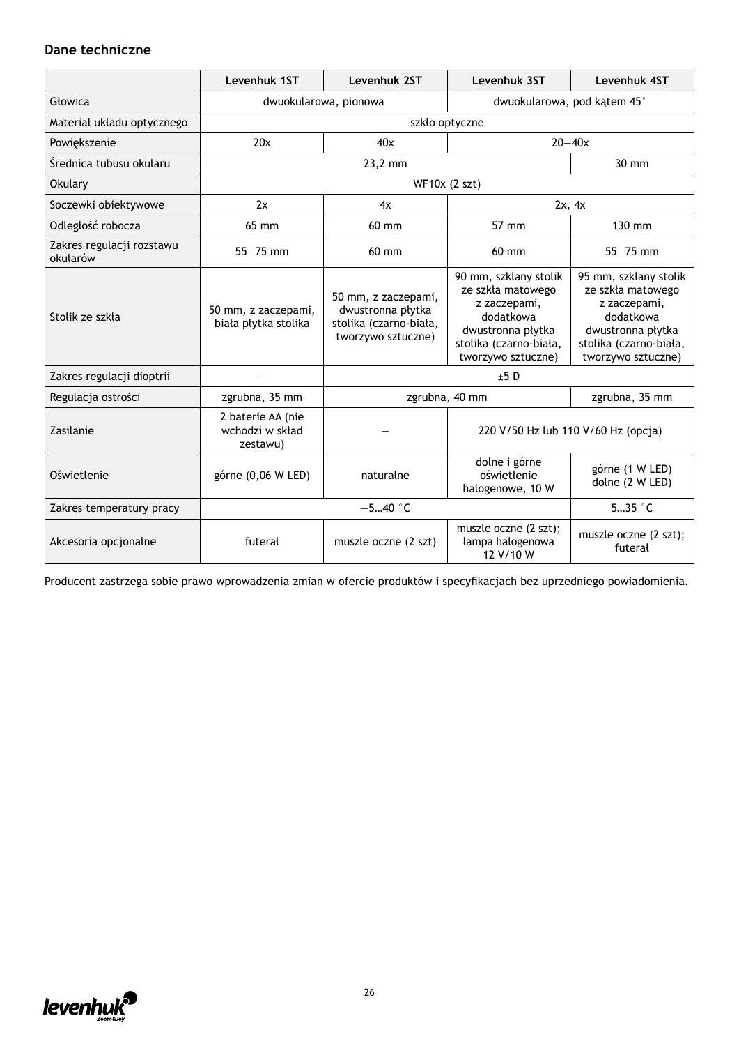## Dane techniczne

| | Levenhuk 1ST | Levenhuk 2ST | Levenhuk 3ST | Levenhuk 4ST |
|---|---|---|---|---|
| Głowica | dwuokularowa, pionowa | | dwuokularowa, pod kątem 45° | |
| Materiał układu optycznego | szkło optyczne | | | |
| Powiększenie | 20x | 40x | 20—40x | |
| Średnica tubusu okularu | 23,2 mm | | | 30 mm |
| Okulary | WF10x (2 szt) | | | |
| Soczewki obiektywowe | 2x | 4x | 2x, 4x | |
| Odległość robocza | 65 mm | 60 mm | 57 mm | 130 mm |
| Zakres regulacji rozstawu okularów | 55—75 mm | 60 mm | 60 mm | 55—75 mm |
| Stolik ze szkła | 50 mm, z zaczepami, biała płytka stolika | 50 mm, z zaczepami, dwustronna płytka stolika (czarno-biała, tworzywo sztuczne) | 90 mm, szklany stolik ze szkła matowego z zaczepami, dodatkowa dwustronna płytka stolika (czarno-biała, tworzywo sztuczne) | 95 mm, szklany stolik ze szkła matowego z zaczepami, dodatkowa dwustronna płytka stolika (czarno-biała, tworzywo sztuczne) |
| Zakres regulacji dioptrii | — | ±5 D | | |
| Regulacja ostrości | zgrubna, 35 mm | zgrubna, 40 mm | | zgrubna, 35 mm |
| Zasilanie | 2 baterie AA (nie wchodzi w skład zestawu) | — | 220 V/50 Hz lub 110 V/60 Hz (opcja) | |
| Oświetlenie | górne (0,06 W LED) | naturalne | dolne i górne oświetlenie halogenowe, 10 W | górne (1 W LED) dolne (2 W LED) |
| Zakres temperatury pracy | —5…40 °C | | | 5…35 °C |
| Akcesoria opcjonalne | futerał | muszle oczne (2 szt) | muszle oczne (2 szt); lampa halogenowa 12 V/10 W | muszle oczne (2 szt); futerał |

Producent zastrzega sobie prawo wprowadzenia zmian w ofercie produktów i specyfikacjach bez uprzedniego powiadomienia.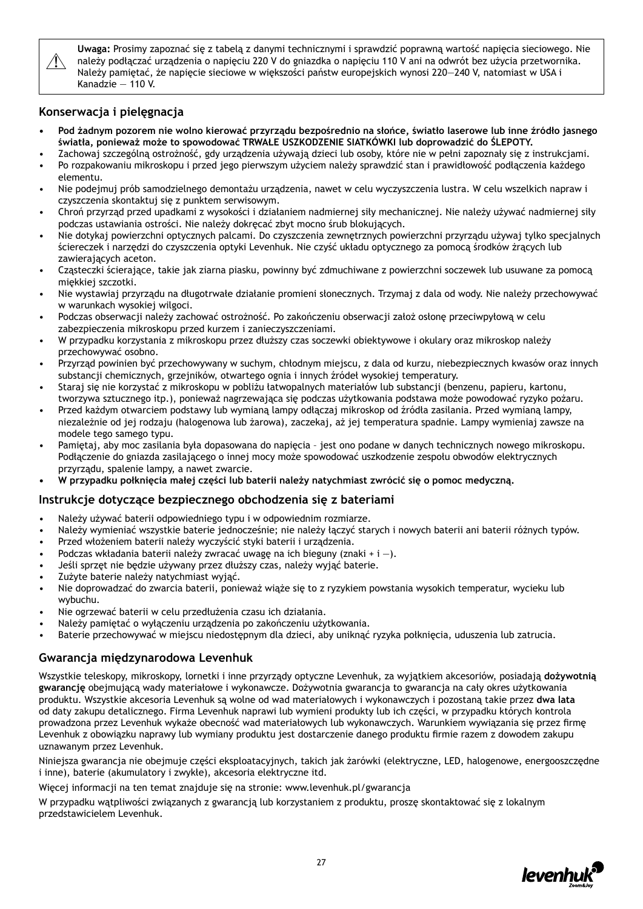> ⚠ **Uwaga:** Prosimy zapoznać się z tabelą z danymi technicznymi i sprawdzić poprawną wartość napięcia sieciowego. Nie należy podłączać urządzenia o napięciu 220 V do gniazdka o napięciu 110 V ani na odwrót bez użycia przetwornika. Należy pamiętać, że napięcie sieciowe w większości państw europejskich wynosi 220—240 V, natomiast w USA i Kanadzie — 110 V.

## Konserwacja i pielęgnacja

- **Pod żadnym pozorem nie wolno kierować przyrządu bezpośrednio na słońce, światło laserowe lub inne źródło jasnego światła, ponieważ może to spowodować TRWAŁE USZKODZENIE SIATKÓWKI lub doprowadzić do ŚLEPOTY.**
- Zachowaj szczególną ostrożność, gdy urządzenia używają dzieci lub osoby, które nie w pełni zapoznały się z instrukcjami.
- Po rozpakowaniu mikroskopu i przed jego pierwszym użyciem należy sprawdzić stan i prawidłowość podłączenia każdego elementu.
- Nie podejmuj prób samodzielnego demontażu urządzenia, nawet w celu wyczyszczenia lustra. W celu wszelkich napraw i czyszczenia skontaktuj się z punktem serwisowym.
- Chroń przyrząd przed upadkami z wysokości i działaniem nadmiernej siły mechanicznej. Nie należy używać nadmiernej siły podczas ustawiania ostrości. Nie należy dokręcać zbyt mocno śrub blokujących.
- Nie dotykaj powierzchni optycznych palcami. Do czyszczenia zewnętrznych powierzchni przyrządu używaj tylko specjalnych ściereczek i narzędzi do czyszczenia optyki Levenhuk. Nie czyść układu optycznego za pomocą środków żrących lub zawierających aceton.
- Cząsteczki ścierające, takie jak ziarna piasku, powinny być zdmuchiwane z powierzchni soczewek lub usuwane za pomocą miękkiej szczotki.
- Nie wystawiaj przyrządu na długotrwałe działanie promieni słonecznych. Trzymaj z dala od wody. Nie należy przechowywać w warunkach wysokiej wilgoci.
- Podczas obserwacji należy zachować ostrożność. Po zakończeniu obserwacji załóż osłonę przeciwpyłową w celu zabezpieczenia mikroskopu przed kurzem i zanieczyszczeniami.
- W przypadku korzystania z mikroskopu przez dłuższy czas soczewki obiektywowe i okulary oraz mikroskop należy przechowywać osobno.
- Przyrząd powinien być przechowywany w suchym, chłodnym miejscu, z dala od kurzu, niebezpiecznych kwasów oraz innych substancji chemicznych, grzejników, otwartego ognia i innych źródeł wysokiej temperatury.
- Staraj się nie korzystać z mikroskopu w pobliżu łatwopalnych materiałów lub substancji (benzenu, papieru, kartonu, tworzywa sztucznego itp.), ponieważ nagrzewająca się podczas użytkowania podstawa może powodować ryzyko pożaru.
- Przed każdym otwarciem podstawy lub wymianą lampy odłączaj mikroskop od źródła zasilania. Przed wymianą lampy, niezależnie od jej rodzaju (halogenowa lub żarowa), zaczekaj, aż jej temperatura spadnie. Lampy wymieniaj zawsze na modele tego samego typu.
- Pamiętaj, aby moc zasilania była dopasowana do napięcia – jest ono podane w danych technicznych nowego mikroskopu. Podłączenie do gniazda zasilającego o innej mocy może spowodować uszkodzenie zespołu obwodów elektrycznych przyrządu, spalenie lampy, a nawet zwarcie.
- **W przypadku połknięcia małej części lub baterii należy natychmiast zwrócić się o pomoc medyczną.**

## Instrukcje dotyczące bezpiecznego obchodzenia się z bateriami

- Należy używać baterii odpowiedniego typu i w odpowiednim rozmiarze.
- Należy wymieniać wszystkie baterie jednocześnie; nie należy łączyć starych i nowych baterii ani baterii różnych typów.
- Przed włożeniem baterii należy wyczyścić styki baterii i urządzenia.
- Podczas wkładania baterii należy zwracać uwagę na ich bieguny (znaki + i —).
- Jeśli sprzęt nie będzie używany przez dłuższy czas, należy wyjąć baterie.
- Zużyte baterie należy natychmiast wyjąć.
- Nie doprowadzać do zwarcia baterii, ponieważ wiąże się to z ryzykiem powstania wysokich temperatur, wycieku lub wybuchu.
- Nie ogrzewać baterii w celu przedłużenia czasu ich działania.
- Należy pamiętać o wyłączeniu urządzenia po zakończeniu użytkowania.
- Baterie przechowywać w miejscu niedostępnym dla dzieci, aby uniknąć ryzyka połknięcia, uduszenia lub zatrucia.

## Gwarancja międzynarodowa Levenhuk

Wszystkie teleskopy, mikroskopy, lornetki i inne przyrządy optyczne Levenhuk, za wyjątkiem akcesoriów, posiadają **dożywotnią gwarancję** obejmującą wady materiałowe i wykonawcze. Dożywotnia gwarancja to gwarancja na cały okres użytkowania produktu. Wszystkie akcesoria Levenhuk są wolne od wad materiałowych i wykonawczych i pozostaną takie przez **dwa lata** od daty zakupu detalicznego. Firma Levenhuk naprawi lub wymieni produkty lub ich części, w przypadku których kontrola prowadzona przez Levenhuk wykaże obecność wad materiałowych lub wykonawczych. Warunkiem wywiązania się przez firmę Levenhuk z obowiązku naprawy lub wymiany produktu jest dostarczenie danego produktu firmie razem z dowodem zakupu uznawanym przez Levenhuk.

Niniejsza gwarancja nie obejmuje części eksploatacyjnych, takich jak żarówki (elektryczne, LED, halogenowe, energooszczędne i inne), baterie (akumulatory i zwykłe), akcesoria elektryczne itd.

Więcej informacji na ten temat znajduje się na stronie: www.levenhuk.pl/gwarancja

W przypadku wątpliwości związanych z gwarancją lub korzystaniem z produktu, proszę skontaktować się z lokalnym przedstawicielem Levenhuk.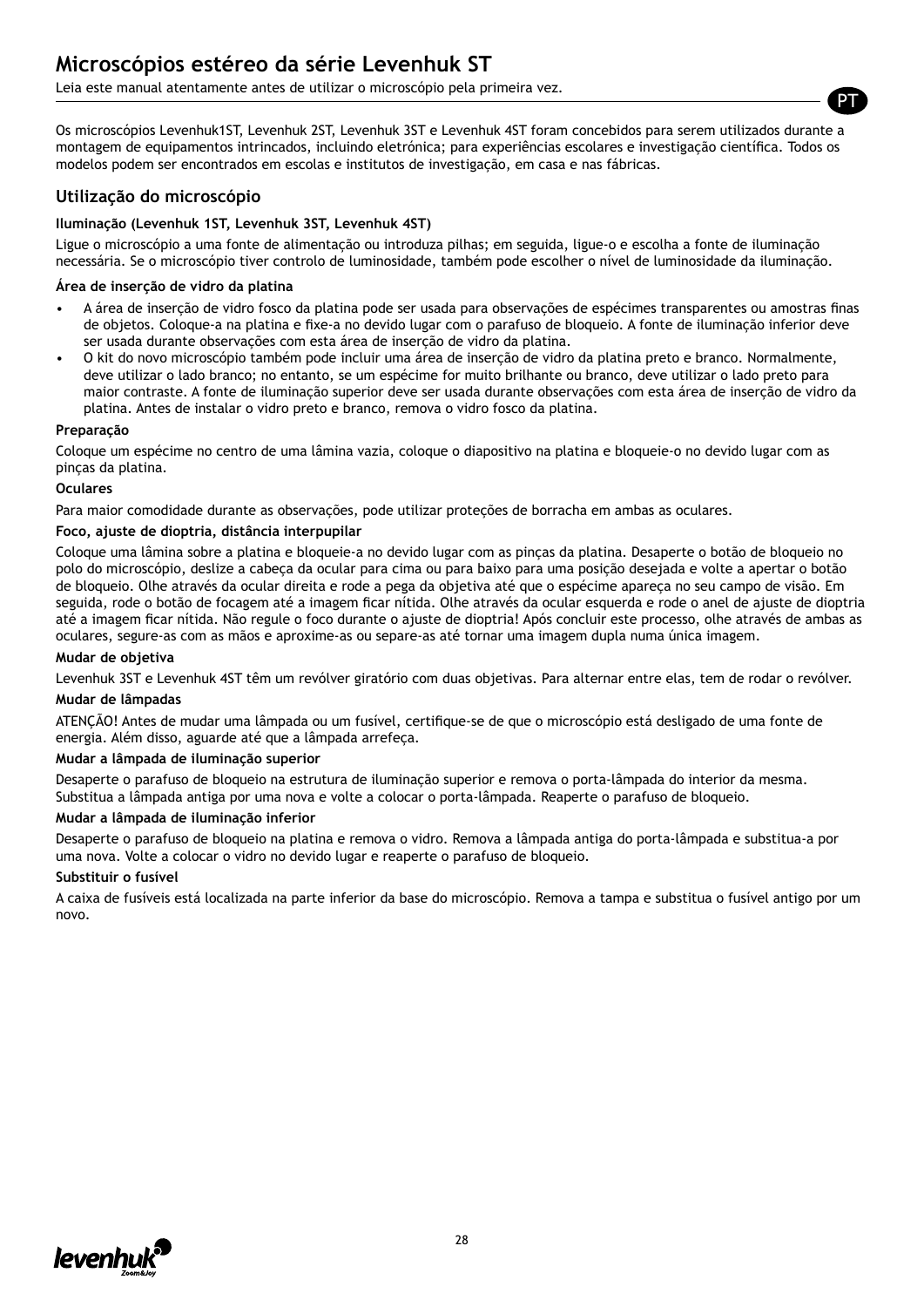# Microscópios estéreo da série Levenhuk ST

Leia este manual atentamente antes de utilizar o microscópio pela primeira vez.

Os microscópios Levenhuk1ST, Levenhuk 2ST, Levenhuk 3ST e Levenhuk 4ST foram concebidos para serem utilizados durante a montagem de equipamentos intrincados, incluindo eletrónica; para experiências escolares e investigação científica. Todos os modelos podem ser encontrados em escolas e institutos de investigação, em casa e nas fábricas.

## Utilização do microscópio

**Iluminação (Levenhuk 1ST, Levenhuk 3ST, Levenhuk 4ST)**

Ligue o microscópio a uma fonte de alimentação ou introduza pilhas; em seguida, ligue-o e escolha a fonte de iluminação necessária. Se o microscópio tiver controlo de luminosidade, também pode escolher o nível de luminosidade da iluminação.

**Área de inserção de vidro da platina**

- A área de inserção de vidro fosco da platina pode ser usada para observações de espécimes transparentes ou amostras finas de objetos. Coloque-a na platina e fixe-a no devido lugar com o parafuso de bloqueio. A fonte de iluminação inferior deve ser usada durante observações com esta área de inserção de vidro da platina.
- O kit do novo microscópio também pode incluir uma área de inserção de vidro da platina preto e branco. Normalmente, deve utilizar o lado branco; no entanto, se um espécime for muito brilhante ou branco, deve utilizar o lado preto para maior contraste. A fonte de iluminação superior deve ser usada durante observações com esta área de inserção de vidro da platina. Antes de instalar o vidro preto e branco, remova o vidro fosco da platina.

**Preparação**

Coloque um espécime no centro de uma lâmina vazia, coloque o diapositivo na platina e bloqueie-o no devido lugar com as pinças da platina.

**Oculares**

Para maior comodidade durante as observações, pode utilizar proteções de borracha em ambas as oculares.

**Foco, ajuste de dioptria, distância interpupilar**

Coloque uma lâmina sobre a platina e bloqueie-a no devido lugar com as pinças da platina. Desaperte o botão de bloqueio no polo do microscópio, deslize a cabeça da ocular para cima ou para baixo para uma posição desejada e volte a apertar o botão de bloqueio. Olhe através da ocular direita e rode a pega da objetiva até que o espécime apareça no seu campo de visão. Em seguida, rode o botão de focagem até a imagem ficar nítida. Olhe através da ocular esquerda e rode o anel de ajuste de dioptria até a imagem ficar nítida. Não regule o foco durante o ajuste de dioptria! Após concluir este processo, olhe através de ambas as oculares, segure-as com as mãos e aproxime-as ou separe-as até tornar uma imagem dupla numa única imagem.

**Mudar de objetiva**

Levenhuk 3ST e Levenhuk 4ST têm um revólver giratório com duas objetivas. Para alternar entre elas, tem de rodar o revólver.

**Mudar de lâmpadas**

ATENÇÃO! Antes de mudar uma lâmpada ou um fusível, certifique-se de que o microscópio está desligado de uma fonte de energia. Além disso, aguarde até que a lâmpada arrefeça.

**Mudar a lâmpada de iluminação superior**

Desaperte o parafuso de bloqueio na estrutura de iluminação superior e remova o porta-lâmpada do interior da mesma. Substitua a lâmpada antiga por uma nova e volte a colocar o porta-lâmpada. Reaperte o parafuso de bloqueio.

**Mudar a lâmpada de iluminação inferior**

Desaperte o parafuso de bloqueio na platina e remova o vidro. Remova a lâmpada antiga do porta-lâmpada e substitua-a por uma nova. Volte a colocar o vidro no devido lugar e reaperte o parafuso de bloqueio.

**Substituir o fusível**

A caixa de fusíveis está localizada na parte inferior da base do microscópio. Remova a tampa e substitua o fusível antigo por um novo.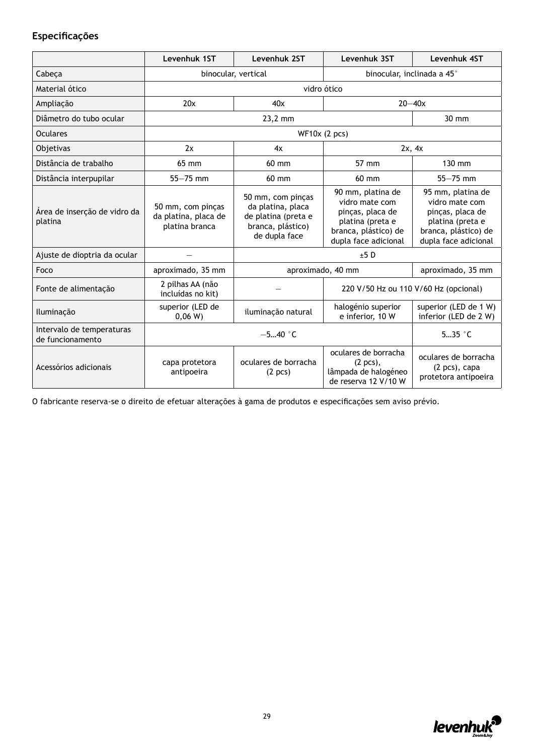## Especificações

| | Levenhuk 1ST | Levenhuk 2ST | Levenhuk 3ST | Levenhuk 4ST |
|---|---|---|---|---|
| Cabeça | binocular, vertical | | binocular, inclinada a 45° | |
| Material ótico | vidro ótico | | | |
| Ampliação | 20x | 40x | 20—40x | |
| Diâmetro do tubo ocular | 23,2 mm | | | 30 mm |
| Oculares | WF10x (2 pcs) | | | |
| Objetivas | 2x | 4x | 2x, 4x | |
| Distância de trabalho | 65 mm | 60 mm | 57 mm | 130 mm |
| Distância interpupilar | 55—75 mm | 60 mm | 60 mm | 55—75 mm |
| Área de inserção de vidro da platina | 50 mm, com pinças da platina, placa de platina branca | 50 mm, com pinças da platina, placa de platina (preta e branca, plástico) de dupla face | 90 mm, platina de vidro mate com pinças, placa de platina (preta e branca, plástico) de dupla face adicional | 95 mm, platina de vidro mate com pinças, placa de platina (preta e branca, plástico) de dupla face adicional |
| Ajuste de dioptria da ocular | — | ±5 D | | |
| Foco | aproximado, 35 mm | aproximado, 40 mm | | aproximado, 35 mm |
| Fonte de alimentação | 2 pilhas AA (não incluídas no kit) | — | 220 V/50 Hz ou 110 V/60 Hz (opcional) | |
| Iluminação | superior (LED de 0,06 W) | iluminação natural | halogénio superior e inferior, 10 W | superior (LED de 1 W) inferior (LED de 2 W) |
| Intervalo de temperaturas de funcionamento | —5…40 °C | | | 5…35 °C |
| Acessórios adicionais | capa protetora antipoeira | oculares de borracha (2 pcs) | oculares de borracha (2 pcs), lâmpada de halogéneo de reserva 12 V/10 W | oculares de borracha (2 pcs), capa protetora antipoeira |

O fabricante reserva-se o direito de efetuar alterações à gama de produtos e especificações sem aviso prévio.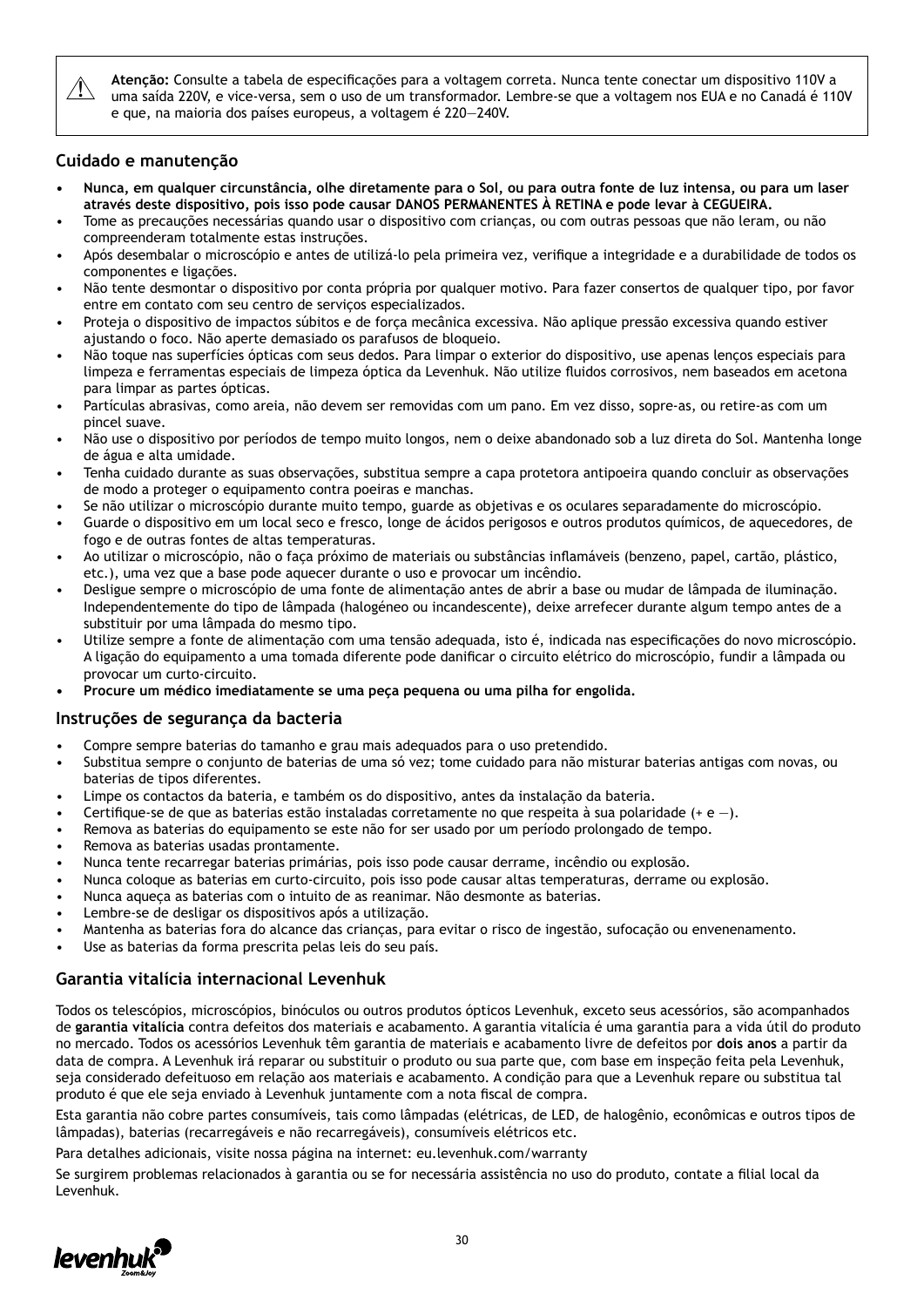**Atenção:** Consulte a tabela de especificações para a voltagem correta. Nunca tente conectar um dispositivo 110V a uma saída 220V, e vice-versa, sem o uso de um transformador. Lembre-se que a voltagem nos EUA e no Canadá é 110V e que, na maioria dos países europeus, a voltagem é 220—240V.

## Cuidado e manutenção

- **Nunca, em qualquer circunstância, olhe diretamente para o Sol, ou para outra fonte de luz intensa, ou para um laser através deste dispositivo, pois isso pode causar DANOS PERMANENTES À RETINA e pode levar à CEGUEIRA.**
- Tome as precauções necessárias quando usar o dispositivo com crianças, ou com outras pessoas que não leram, ou não compreenderam totalmente estas instruções.
- Após desembalar o microscópio e antes de utilizá-lo pela primeira vez, verifique a integridade e a durabilidade de todos os componentes e ligações.
- Não tente desmontar o dispositivo por conta própria por qualquer motivo. Para fazer consertos de qualquer tipo, por favor entre em contato com seu centro de serviços especializados.
- Proteja o dispositivo de impactos súbitos e de força mecânica excessiva. Não aplique pressão excessiva quando estiver ajustando o foco. Não aperte demasiado os parafusos de bloqueio.
- Não toque nas superfícies ópticas com seus dedos. Para limpar o exterior do dispositivo, use apenas lenços especiais para limpeza e ferramentas especiais de limpeza óptica da Levenhuk. Não utilize fluidos corrosivos, nem baseados em acetona para limpar as partes ópticas.
- Partículas abrasivas, como areia, não devem ser removidas com um pano. Em vez disso, sopre-as, ou retire-as com um pincel suave.
- Não use o dispositivo por períodos de tempo muito longos, nem o deixe abandonado sob a luz direta do Sol. Mantenha longe de água e alta umidade.
- Tenha cuidado durante as suas observações, substitua sempre a capa protetora antipoeira quando concluir as observações de modo a proteger o equipamento contra poeiras e manchas.
- Se não utilizar o microscópio durante muito tempo, guarde as objetivas e os oculares separadamente do microscópio.
- Guarde o dispositivo em um local seco e fresco, longe de ácidos perigosos e outros produtos químicos, de aquecedores, de fogo e de outras fontes de altas temperaturas.
- Ao utilizar o microscópio, não o faça próximo de materiais ou substâncias inflamáveis (benzeno, papel, cartão, plástico, etc.), uma vez que a base pode aquecer durante o uso e provocar um incêndio.
- Desligue sempre o microscópio de uma fonte de alimentação antes de abrir a base ou mudar de lâmpada de iluminação. Independentemente do tipo de lâmpada (halogéneo ou incandescente), deixe arrefecer durante algum tempo antes de a substituir por uma lâmpada do mesmo tipo.
- Utilize sempre a fonte de alimentação com uma tensão adequada, isto é, indicada nas especificações do novo microscópio. A ligação do equipamento a uma tomada diferente pode danificar o circuito elétrico do microscópio, fundir a lâmpada ou provocar um curto-circuito.
- **Procure um médico imediatamente se uma peça pequena ou uma pilha for engolida.**

## Instruções de segurança da bacteria

- Compre sempre baterias do tamanho e grau mais adequados para o uso pretendido.
- Substitua sempre o conjunto de baterias de uma só vez; tome cuidado para não misturar baterias antigas com novas, ou baterias de tipos diferentes.
- Limpe os contactos da bateria, e também os do dispositivo, antes da instalação da bateria.
- Certifique-se de que as baterias estão instaladas corretamente no que respeita à sua polaridade (+ e —).
- Remova as baterias do equipamento se este não for ser usado por um período prolongado de tempo.
- Remova as baterias usadas prontamente.
- Nunca tente recarregar baterias primárias, pois isso pode causar derrame, incêndio ou explosão.
- Nunca coloque as baterias em curto-circuito, pois isso pode causar altas temperaturas, derrame ou explosão.
- Nunca aqueça as baterias com o intuito de as reanimar. Não desmonte as baterias.
- Lembre-se de desligar os dispositivos após a utilização.
- Mantenha as baterias fora do alcance das crianças, para evitar o risco de ingestão, sufocação ou envenenamento.
- Use as baterias da forma prescrita pelas leis do seu país.

## Garantia vitalícia internacional Levenhuk

Todos os telescópios, microscópios, binóculos ou outros produtos ópticos Levenhuk, exceto seus acessórios, são acompanhados de **garantia vitalícia** contra defeitos dos materiais e acabamento. A garantia vitalícia é uma garantia para a vida útil do produto no mercado. Todos os acessórios Levenhuk têm garantia de materiais e acabamento livre de defeitos por **dois anos** a partir da data de compra. A Levenhuk irá reparar ou substituir o produto ou sua parte que, com base em inspeção feita pela Levenhuk, seja considerado defeituoso em relação aos materiais e acabamento. A condição para que a Levenhuk repare ou substitua tal produto é que ele seja enviado à Levenhuk juntamente com a nota fiscal de compra.

Esta garantia não cobre partes consumíveis, tais como lâmpadas (elétricas, de LED, de halogênio, econômicas e outros tipos de lâmpadas), baterias (recarregáveis e não recarregáveis), consumíveis elétricos etc.

Para detalhes adicionais, visite nossa página na internet: eu.levenhuk.com/warranty

Se surgirem problemas relacionados à garantia ou se for necessária assistência no uso do produto, contate a filial local da Levenhuk.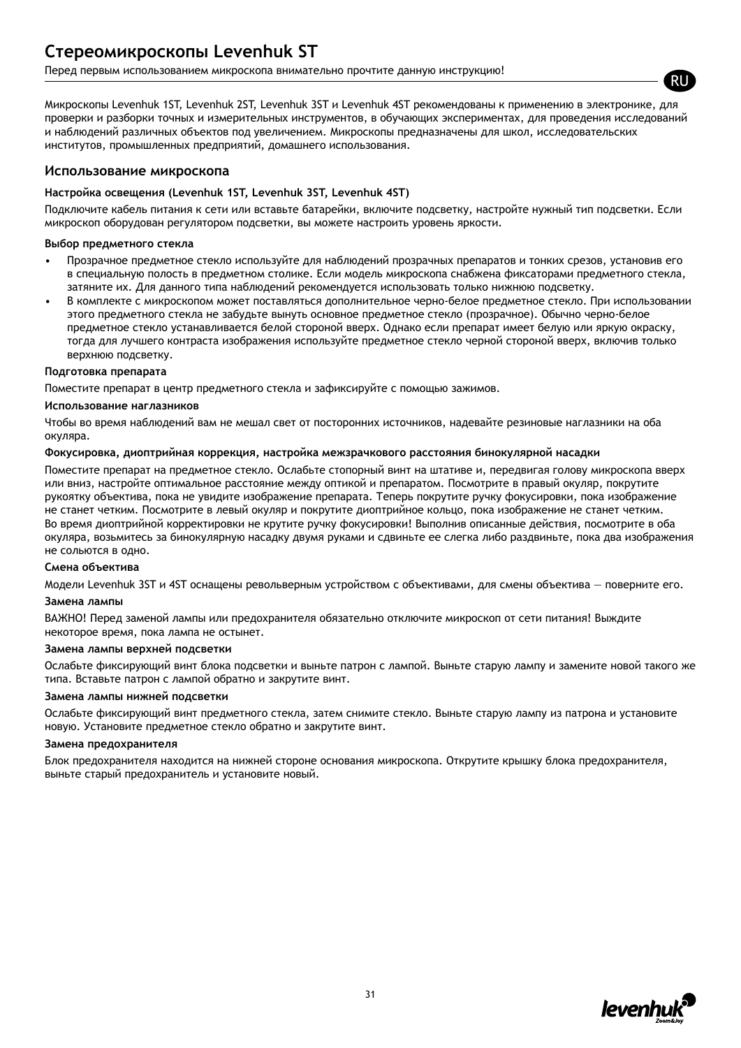# Стереомикроскопы Levenhuk ST

Перед первым использованием микроскопа внимательно прочтите данную инструкцию!

Микроскопы Levenhuk 1ST, Levenhuk 2ST, Levenhuk 3ST и Levenhuk 4ST рекомендованы к применению в электронике, для проверки и разборки точных и измерительных инструментов, в обучающих экспериментах, для проведения исследований и наблюдений различных объектов под увеличением. Микроскопы предназначены для школ, исследовательских институтов, промышленных предприятий, домашнего использования.

## Использование микроскопа

### Настройка освещения (Levenhuk 1ST, Levenhuk 3ST, Levenhuk 4ST)

Подключите кабель питания к сети или вставьте батарейки, включите подсветку, настройте нужный тип подсветки. Если микроскоп оборудован регулятором подсветки, вы можете настроить уровень яркости.

### Выбор предметного стекла

- Прозрачное предметное стекло используйте для наблюдений прозрачных препаратов и тонких срезов, установив его в специальную полость в предметном столике. Если модель микроскопа снабжена фиксаторами предметного стекла, затяните их. Для данного типа наблюдений рекомендуется использовать только нижнюю подсветку.
- В комплекте с микроскопом может поставляться дополнительное черно-белое предметное стекло. При использовании этого предметного стекла не забудьте вынуть основное предметное стекло (прозрачное). Обычно черно-белое предметное стекло устанавливается белой стороной вверх. Однако если препарат имеет белую или яркую окраску, тогда для лучшего контраста изображения используйте предметное стекло черной стороной вверх, включив только верхнюю подсветку.

### Подготовка препарата

Поместите препарат в центр предметного стекла и зафиксируйте с помощью зажимов.

### Использование наглазников

Чтобы во время наблюдений вам не мешал свет от посторонних источников, надевайте резиновые наглазники на оба окуляра.

### Фокусировка, диоптрийная коррекция, настройка межзрачкового расстояния бинокулярной насадки

Поместите препарат на предметное стекло. Ослабьте стопорный винт на штативе и, передвигая голову микроскопа вверх или вниз, настройте оптимальное расстояние между оптикой и препаратом. Посмотрите в правый окуляр, покрутите рукоятку объектива, пока не увидите изображение препарата. Теперь покрутите ручку фокусировки, пока изображение не станет четким. Посмотрите в левый окуляр и покрутите диоптрийное кольцо, пока изображение не станет четким. Во время диоптрийной корректировки не крутите ручку фокусировки! Выполнив описанные действия, посмотрите в оба окуляра, возьмитесь за бинокулярную насадку двумя руками и сдвиньте ее слегка либо раздвиньте, пока два изображения не сольются в одно.

### Смена объектива

Модели Levenhuk 3ST и 4ST оснащены револьверным устройством с объективами, для смены объектива — поверните его.

### Замена лампы

ВАЖНО! Перед заменой лампы или предохранителя обязательно отключите микроскоп от сети питания! Выждите некоторое время, пока лампа не остынет.

### Замена лампы верхней подсветки

Ослабьте фиксирующий винт блока подсветки и выньте патрон с лампой. Выньте старую лампу и замените новой такого же типа. Вставьте патрон с лампой обратно и закрутите винт.

### Замена лампы нижней подсветки

Ослабьте фиксирующий винт предметного стекла, затем снимите стекло. Выньте старую лампу из патрона и установите новую. Установите предметное стекло обратно и закрутите винт.

### Замена предохранителя

Блок предохранителя находится на нижней стороне основания микроскопа. Открутите крышку блока предохранителя, выньте старый предохранитель и установите новый.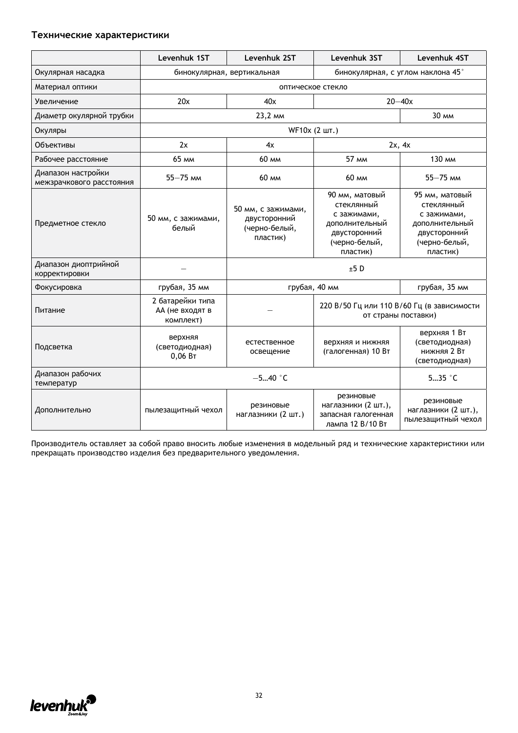## Технические характеристики

| | Levenhuk 1ST | Levenhuk 2ST | Levenhuk 3ST | Levenhuk 4ST |
|---|---|---|---|---|
| Окулярная насадка | бинокулярная, вертикальная | | бинокулярная, с углом наклона 45° | |
| Материал оптики | оптическое стекло | | | |
| Увеличение | 20x | 40x | 20—40x | |
| Диаметр окулярной трубки | 23,2 мм | | | 30 мм |
| Окуляры | WF10x (2 шт.) | | | |
| Объективы | 2x | 4x | 2x, 4x | |
| Рабочее расстояние | 65 мм | 60 мм | 57 мм | 130 мм |
| Диапазон настройки межзрачкового расстояния | 55—75 мм | 60 мм | 60 мм | 55—75 мм |
| Предметное стекло | 50 мм, с зажимами, белый | 50 мм, с зажимами, двусторонний (черно-белый, пластик) | 90 мм, матовый стеклянный с зажимами, дополнительный двусторонний (черно-белый, пластик) | 95 мм, матовый стеклянный с зажимами, дополнительный двусторонний (черно-белый, пластик) |
| Диапазон диоптрийной корректировки | — | ±5 D | | |
| Фокусировка | грубая, 35 мм | грубая, 40 мм | | грубая, 35 мм |
| Питание | 2 батарейки типа АА (не входят в комплект) | — | 220 В/50 Гц или 110 В/60 Гц (в зависимости от страны поставки) | |
| Подсветка | верхняя (светодиодная) 0,06 Вт | естественное освещение | верхняя и нижняя (галогенная) 10 Вт | верхняя 1 Вт (светодиодная) нижняя 2 Вт (светодиодная) |
| Диапазон рабочих температур | —5…40 °C | | | 5…35 °C |
| Дополнительно | пылезащитный чехол | резиновые наглазники (2 шт.) | резиновые наглазники (2 шт.), запасная галогенная лампа 12 В/10 Вт | резиновые наглазники (2 шт.), пылезащитный чехол |

Производитель оставляет за собой право вносить любые изменения в модельный ряд и технические характеристики или прекращать производство изделия без предварительного уведомления.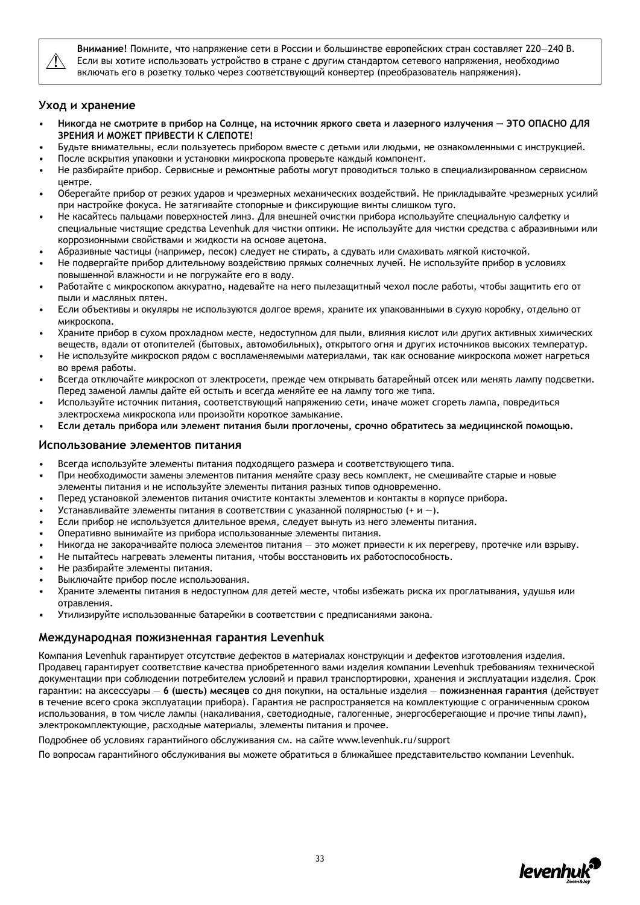⚠ **Внимание!** Помните, что напряжение сети в России и большинстве европейских стран составляет 220—240 В. Если вы хотите использовать устройство в стране с другим стандартом сетевого напряжения, необходимо включать его в розетку только через соответствующий конвертер (преобразователь напряжения).

## Уход и хранение

- **Никогда не смотрите в прибор на Солнце, на источник яркого света и лазерного излучения — ЭТО ОПАСНО ДЛЯ ЗРЕНИЯ И МОЖЕТ ПРИВЕСТИ К СЛЕПОТЕ!**
- Будьте внимательны, если пользуетесь прибором вместе с детьми или людьми, не ознакомленными с инструкцией.
- После вскрытия упаковки и установки микроскопа проверьте каждый компонент.
- Не разбирайте прибор. Сервисные и ремонтные работы могут проводиться только в специализированном сервисном центре.
- Оберегайте прибор от резких ударов и чрезмерных механических воздействий. Не прикладывайте чрезмерных усилий при настройке фокуса. Не затягивайте стопорные и фиксирующие винты слишком туго.
- Не касайтесь пальцами поверхностей линз. Для внешней очистки прибора используйте специальную салфетку и специальные чистящие средства Levenhuk для чистки оптики. Не используйте для чистки средства с абразивными или коррозионными свойствами и жидкости на основе ацетона.
- Абразивные частицы (например, песок) следует не стирать, а сдувать или смахивать мягкой кисточкой.
- Не подвергайте прибор длительному воздействию прямых солнечных лучей. Не используйте прибор в условиях повышенной влажности и не погружайте его в воду.
- Работайте с микроскопом аккуратно, надевайте на него пылезащитный чехол после работы, чтобы защитить его от пыли и масляных пятен.
- Если объективы и окуляры не используются долгое время, храните их упакованными в сухую коробку, отдельно от микроскопа.
- Храните прибор в сухом прохладном месте, недоступном для пыли, влияния кислот или других активных химических веществ, вдали от отопителей (бытовых, автомобильных), открытого огня и других источников высоких температур.
- Не используйте микроскоп рядом с воспламеняемыми материалами, так как основание микроскопа может нагреться во время работы.
- Всегда отключайте микроскоп от электросети, прежде чем открывать батарейный отсек или менять лампу подсветки. Перед заменой лампы дайте ей остыть и всегда меняйте ее на лампу того же типа.
- Используйте источник питания, соответствующий напряжению сети, иначе может сгореть лампа, повредиться электросхема микроскопа или произойти короткое замыкание.
- **Если деталь прибора или элемент питания были проглочены, срочно обратитесь за медицинской помощью.**

## Использование элементов питания

- Всегда используйте элементы питания подходящего размера и соответствующего типа.
- При необходимости замены элементов питания меняйте сразу весь комплект, не смешивайте старые и новые элементы питания и не используйте элементы питания разных типов одновременно.
- Перед установкой элементов питания очистите контакты элементов и контакты в корпусе прибора.
- Устанавливайте элементы питания в соответствии с указанной полярностью (+ и –).
- Если прибор не используется длительное время, следует вынуть из него элементы питания.
- Оперативно вынимайте из прибора использованные элементы питания.
- Никогда не закорачивайте полюса элементов питания — это может привести к их перегреву, протечке или взрыву.
- Не пытайтесь нагревать элементы питания, чтобы восстановить их работоспособность.
- Не разбирайте элементы питания.
- Выключайте прибор после использования.
- Храните элементы питания в недоступном для детей месте, чтобы избежать риска их проглатывания, удушья или отравления.
- Утилизируйте использованные батарейки в соответствии с предписаниями закона.

## Международная пожизненная гарантия Levenhuk

Компания Levenhuk гарантирует отсутствие дефектов в материалах конструкции и дефектов изготовления изделия. Продавец гарантирует соответствие качества приобретенного вами изделия компании Levenhuk требованиям технической документации при соблюдении потребителем условий и правил транспортировки, хранения и эксплуатации изделия. Срок гарантии: на аксессуары — **6 (шесть) месяцев** со дня покупки, на остальные изделия — **пожизненная гарантия** (действует в течение всего срока эксплуатации прибора). Гарантия не распространяется на комплектующие с ограниченным сроком использования, в том числе лампы (накаливания, светодиодные, галогенные, энергосберегающие и прочие типы ламп), электрокомплектующие, расходные материалы, элементы питания и прочее.

Подробнее об условиях гарантийного обслуживания см. на сайте www.levenhuk.ru/support

По вопросам гарантийного обслуживания вы можете обратиться в ближайшее представительство компании Levenhuk.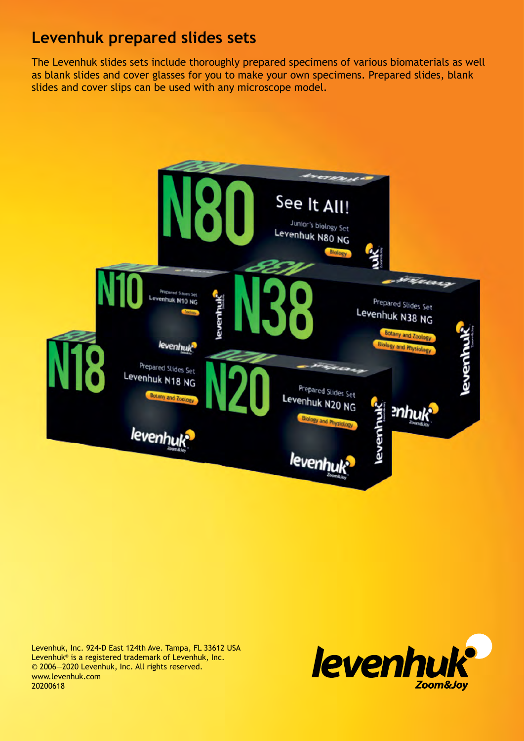## Levenhuk prepared slides sets

The Levenhuk slides sets include thoroughly prepared specimens of various biomaterials as well as blank slides and cover glasses for you to make your own specimens. Prepared slides, blank slides and cover slips can be used with any microscope model.

Levenhuk, Inc. 924-D East 124th Ave. Tampa, FL 33612 USA
Levenhuk® is a registered trademark of Levenhuk, Inc.
© 2006—2020 Levenhuk, Inc. All rights reserved.
www.levenhuk.com
20200618